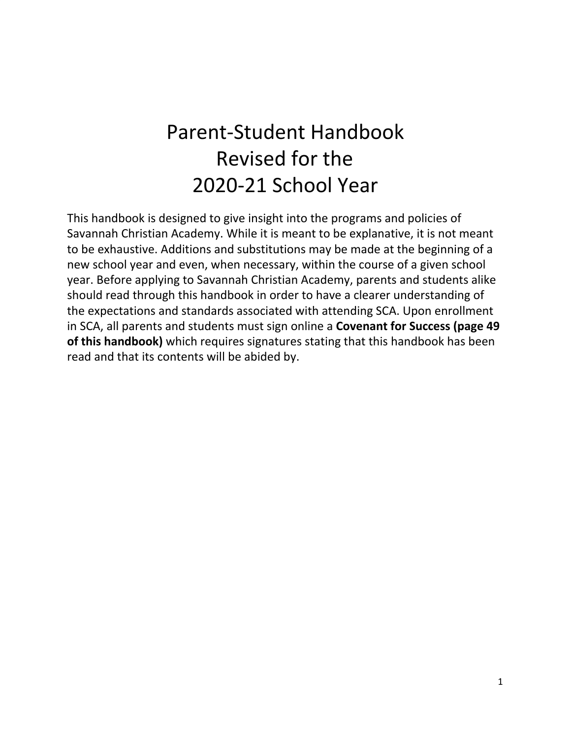# Parent-Student Handbook
# Revised for the
# 2020-21 School Year

This handbook is designed to give insight into the programs and policies of Savannah Christian Academy. While it is meant to be explanative, it is not meant to be exhaustive. Additions and substitutions may be made at the beginning of a new school year and even, when necessary, within the course of a given school year. Before applying to Savannah Christian Academy, parents and students alike should read through this handbook in order to have a clearer understanding of the expectations and standards associated with attending SCA. Upon enrollment in SCA, all parents and students must sign online a **Covenant for Success (page 49 of this handbook)** which requires signatures stating that this handbook has been read and that its contents will be abided by.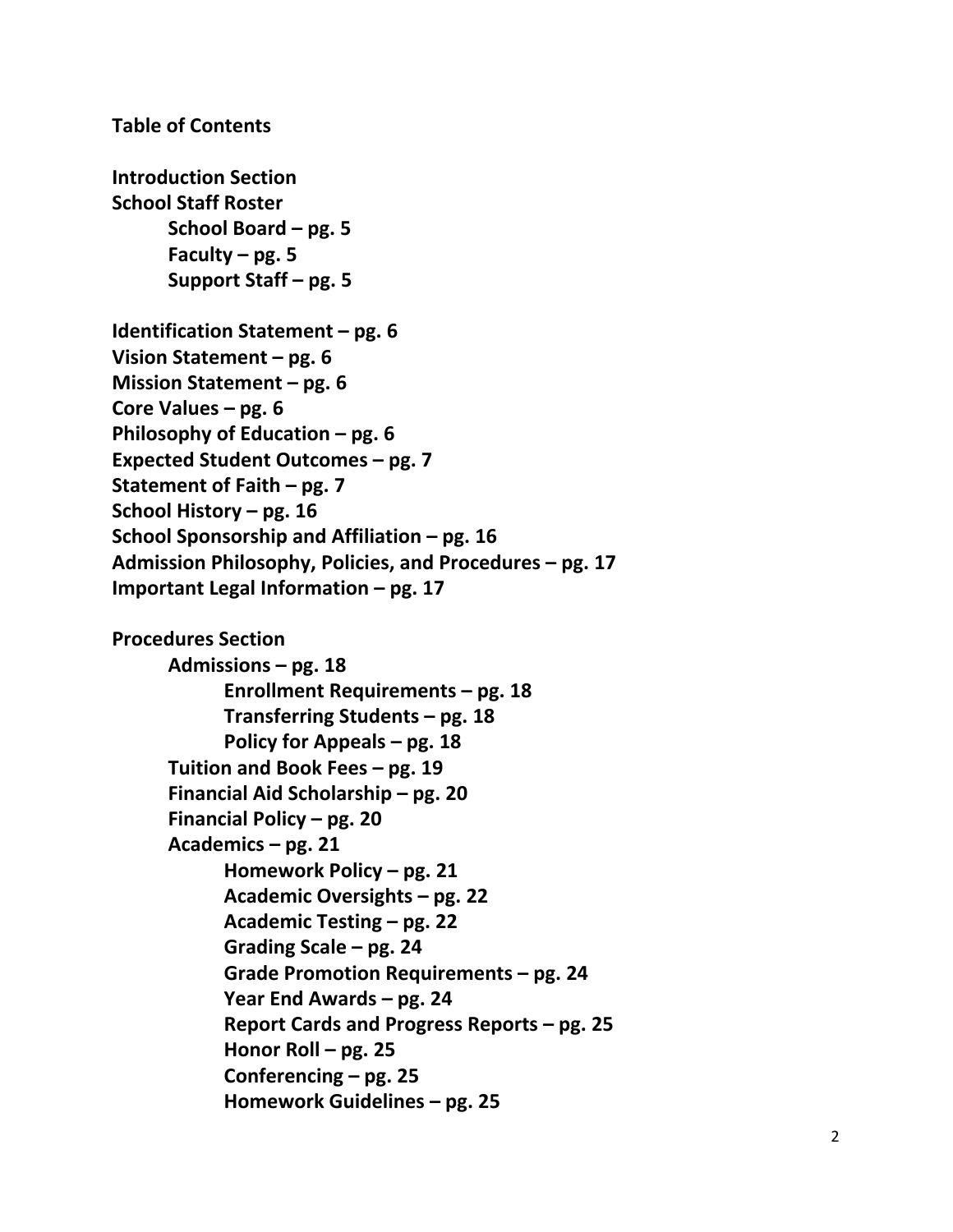**Table of Contents**

**Introduction Section**

**School Staff Roster**

- **School Board – pg. 5**
- **Faculty – pg. 5**
- **Support Staff – pg. 5**

**Identification Statement – pg. 6**
**Vision Statement – pg. 6**
**Mission Statement – pg. 6**
**Core Values – pg. 6**
**Philosophy of Education – pg. 6**
**Expected Student Outcomes – pg. 7**
**Statement of Faith – pg. 7**
**School History – pg. 16**
**School Sponsorship and Affiliation – pg. 16**
**Admission Philosophy, Policies, and Procedures – pg. 17**
**Important Legal Information – pg. 17**

**Procedures Section**

- **Admissions – pg. 18**
  - **Enrollment Requirements – pg. 18**
  - **Transferring Students – pg. 18**
  - **Policy for Appeals – pg. 18**
- **Tuition and Book Fees – pg. 19**
- **Financial Aid Scholarship – pg. 20**
- **Financial Policy – pg. 20**
- **Academics – pg. 21**
  - **Homework Policy – pg. 21**
  - **Academic Oversights – pg. 22**
  - **Academic Testing – pg. 22**
  - **Grading Scale – pg. 24**
  - **Grade Promotion Requirements – pg. 24**
  - **Year End Awards – pg. 24**
  - **Report Cards and Progress Reports – pg. 25**
  - **Honor Roll – pg. 25**
  - **Conferencing – pg. 25**
  - **Homework Guidelines – pg. 25**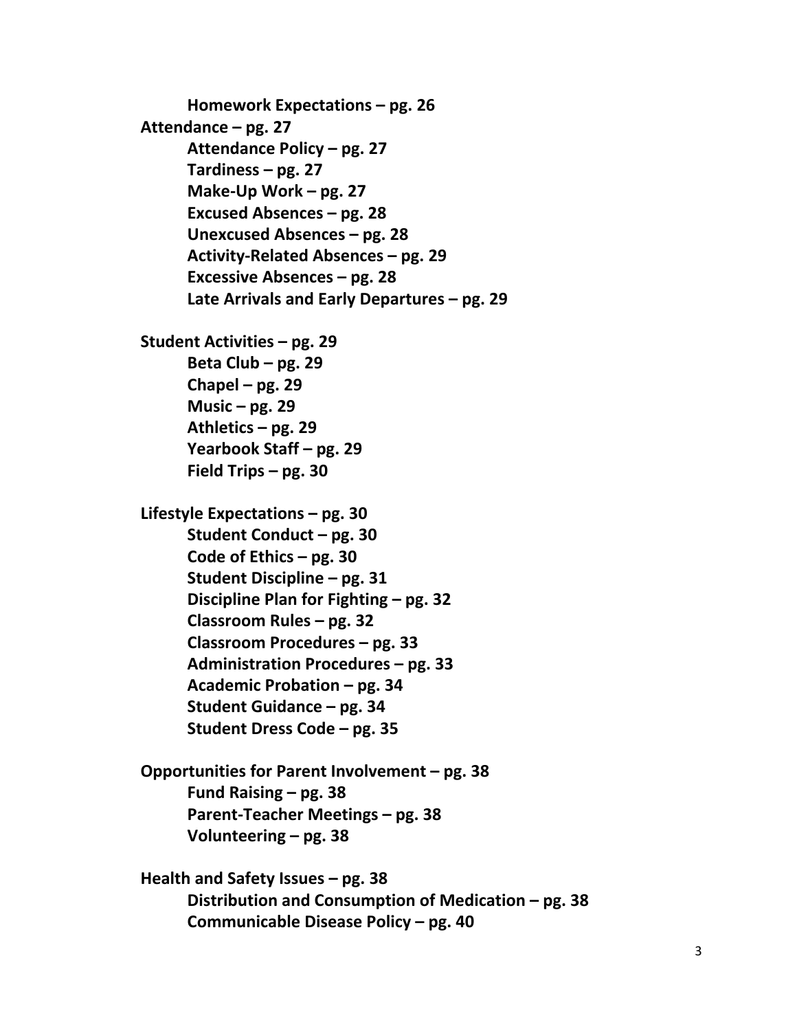**Homework Expectations – pg. 26**

**Attendance – pg. 27**

- **Attendance Policy – pg. 27**
- **Tardiness – pg. 27**
- **Make-Up Work – pg. 27**
- **Excused Absences – pg. 28**
- **Unexcused Absences – pg. 28**
- **Activity-Related Absences – pg. 29**
- **Excessive Absences – pg. 28**
- **Late Arrivals and Early Departures – pg. 29**

**Student Activities – pg. 29**

- **Beta Club – pg. 29**
- **Chapel – pg. 29**
- **Music – pg. 29**
- **Athletics – pg. 29**
- **Yearbook Staff – pg. 29**
- **Field Trips – pg. 30**

**Lifestyle Expectations – pg. 30**

- **Student Conduct – pg. 30**
- **Code of Ethics – pg. 30**
- **Student Discipline – pg. 31**
- **Discipline Plan for Fighting – pg. 32**
- **Classroom Rules – pg. 32**
- **Classroom Procedures – pg. 33**
- **Administration Procedures – pg. 33**
- **Academic Probation – pg. 34**
- **Student Guidance – pg. 34**
- **Student Dress Code – pg. 35**

**Opportunities for Parent Involvement – pg. 38**

- **Fund Raising – pg. 38**
- **Parent-Teacher Meetings – pg. 38**
- **Volunteering – pg. 38**

**Health and Safety Issues – pg. 38**

- **Distribution and Consumption of Medication – pg. 38**
- **Communicable Disease Policy – pg. 40**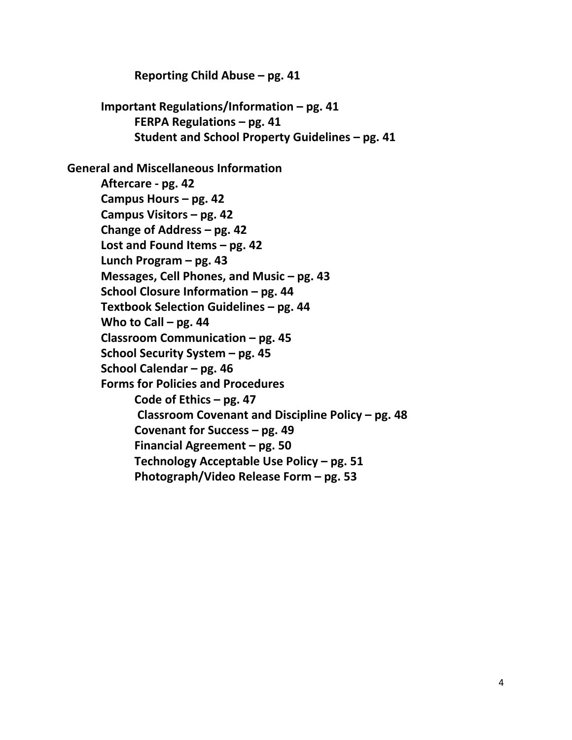**Reporting Child Abuse – pg. 41**

**Important Regulations/Information – pg. 41**

- **FERPA Regulations – pg. 41**
- **Student and School Property Guidelines – pg. 41**

**General and Miscellaneous Information**

- **Aftercare - pg. 42**
- **Campus Hours – pg. 42**
- **Campus Visitors – pg. 42**
- **Change of Address – pg. 42**
- **Lost and Found Items – pg. 42**
- **Lunch Program – pg. 43**
- **Messages, Cell Phones, and Music – pg. 43**
- **School Closure Information – pg. 44**
- **Textbook Selection Guidelines – pg. 44**
- **Who to Call – pg. 44**
- **Classroom Communication – pg. 45**
- **School Security System – pg. 45**
- **School Calendar – pg. 46**
- **Forms for Policies and Procedures**
  - **Code of Ethics – pg. 47**
  - **Classroom Covenant and Discipline Policy – pg. 48**
  - **Covenant for Success – pg. 49**
  - **Financial Agreement – pg. 50**
  - **Technology Acceptable Use Policy – pg. 51**
  - **Photograph/Video Release Form – pg. 53**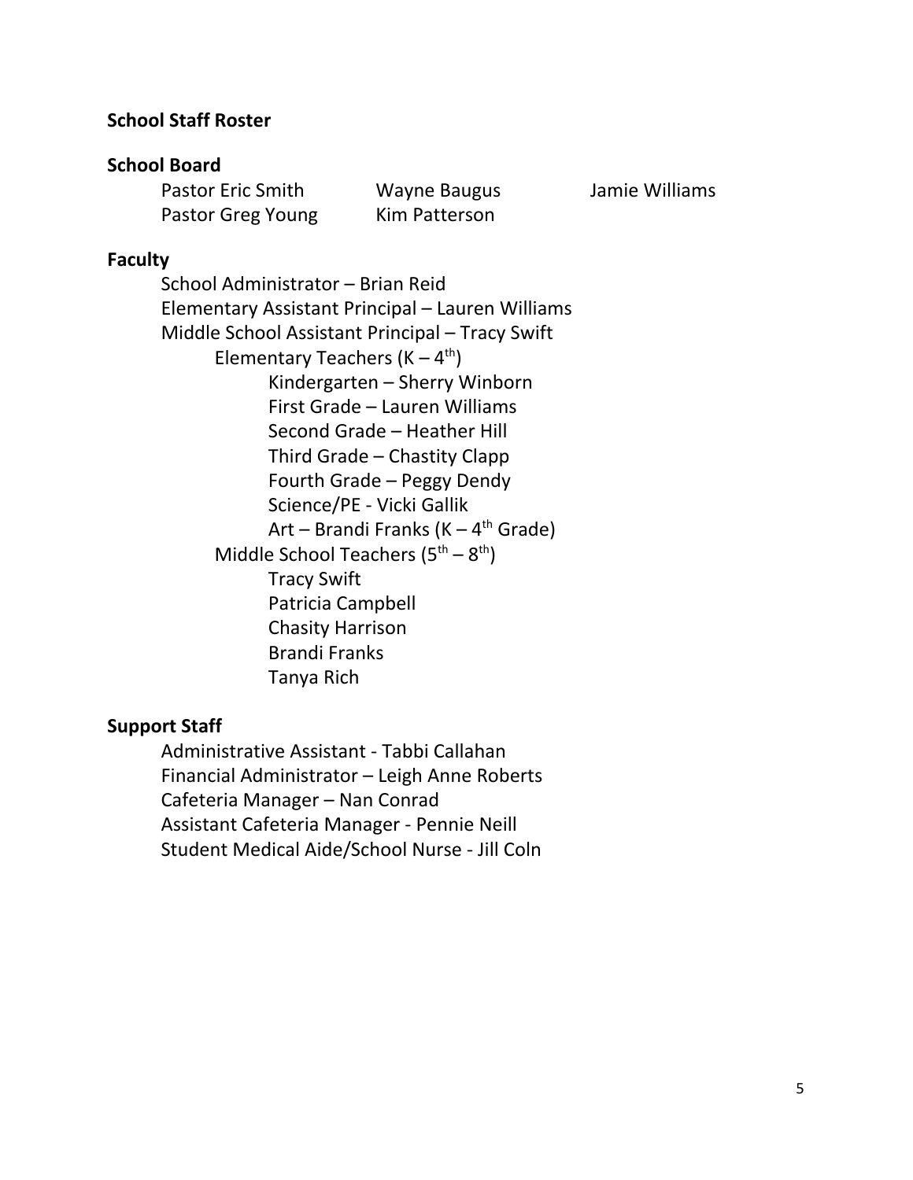## School Staff Roster

### School Board

Pastor Eric Smith
Wayne Baugus
Jamie Williams
Pastor Greg Young
Kim Patterson

### Faculty

- School Administrator – Brian Reid
- Elementary Assistant Principal – Lauren Williams
- Middle School Assistant Principal – Tracy Swift
  - Elementary Teachers (K – 4th)
    - Kindergarten – Sherry Winborn
    - First Grade – Lauren Williams
    - Second Grade – Heather Hill
    - Third Grade – Chastity Clapp
    - Fourth Grade – Peggy Dendy
    - Science/PE - Vicki Gallik
    - Art – Brandi Franks (K – 4th Grade)
  - Middle School Teachers (5th – 8th)
    - Tracy Swift
    - Patricia Campbell
    - Chasity Harrison
    - Brandi Franks
    - Tanya Rich

### Support Staff

- Administrative Assistant - Tabbi Callahan
- Financial Administrator – Leigh Anne Roberts
- Cafeteria Manager – Nan Conrad
- Assistant Cafeteria Manager - Pennie Neill
- Student Medical Aide/School Nurse - Jill Coln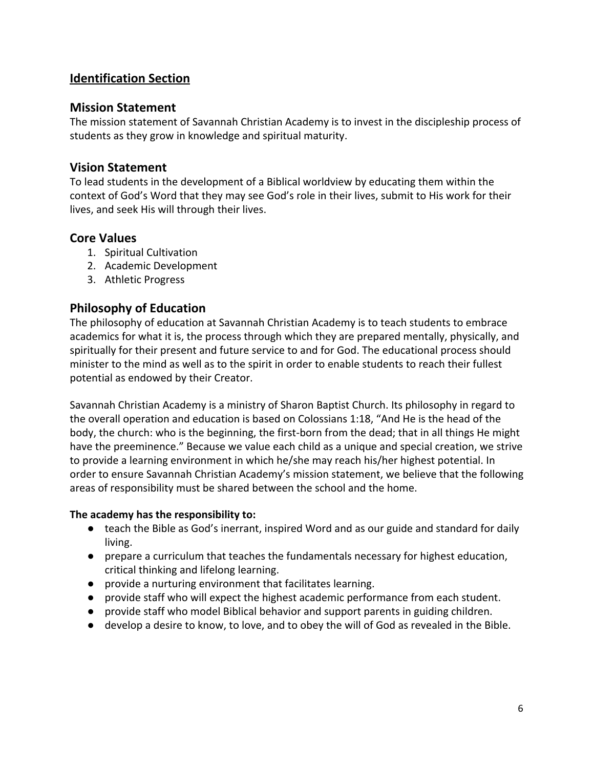## **Identification Section**

### Mission Statement

The mission statement of Savannah Christian Academy is to invest in the discipleship process of students as they grow in knowledge and spiritual maturity.

### Vision Statement

To lead students in the development of a Biblical worldview by educating them within the context of God's Word that they may see God's role in their lives, submit to His work for their lives, and seek His will through their lives.

### Core Values

1. Spiritual Cultivation
2. Academic Development
3. Athletic Progress

### Philosophy of Education

The philosophy of education at Savannah Christian Academy is to teach students to embrace academics for what it is, the process through which they are prepared mentally, physically, and spiritually for their present and future service to and for God. The educational process should minister to the mind as well as to the spirit in order to enable students to reach their fullest potential as endowed by their Creator.

Savannah Christian Academy is a ministry of Sharon Baptist Church. Its philosophy in regard to the overall operation and education is based on Colossians 1:18, "And He is the head of the body, the church: who is the beginning, the first-born from the dead; that in all things He might have the preeminence." Because we value each child as a unique and special creation, we strive to provide a learning environment in which he/she may reach his/her highest potential. In order to ensure Savannah Christian Academy's mission statement, we believe that the following areas of responsibility must be shared between the school and the home.

**The academy has the responsibility to:**

- teach the Bible as God's inerrant, inspired Word and as our guide and standard for daily living.
- prepare a curriculum that teaches the fundamentals necessary for highest education, critical thinking and lifelong learning.
- provide a nurturing environment that facilitates learning.
- provide staff who will expect the highest academic performance from each student.
- provide staff who model Biblical behavior and support parents in guiding children.
- develop a desire to know, to love, and to obey the will of God as revealed in the Bible.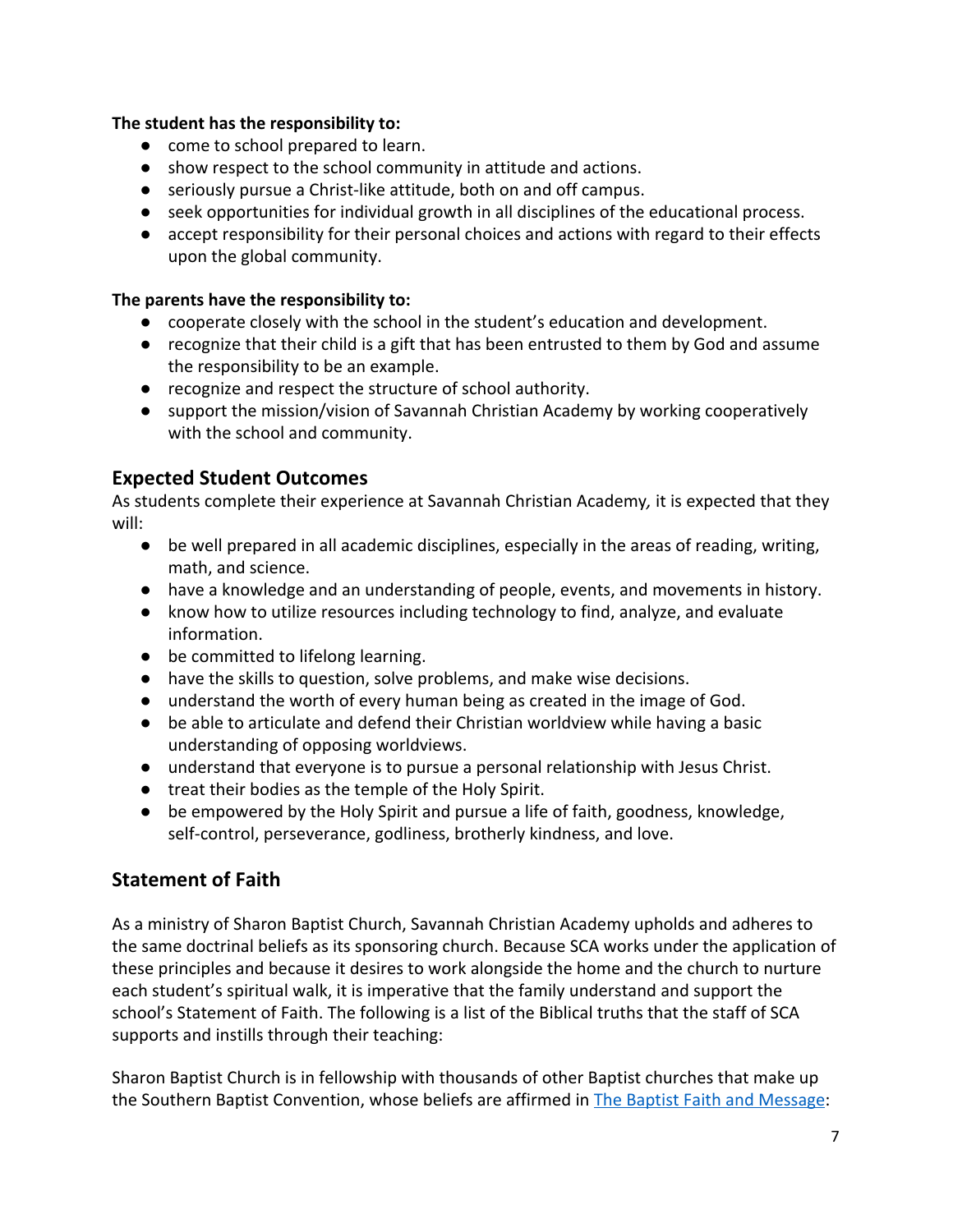**The student has the responsibility to:**

- come to school prepared to learn.
- show respect to the school community in attitude and actions.
- seriously pursue a Christ-like attitude, both on and off campus.
- seek opportunities for individual growth in all disciplines of the educational process.
- accept responsibility for their personal choices and actions with regard to their effects upon the global community.

**The parents have the responsibility to:**

- cooperate closely with the school in the student's education and development.
- recognize that their child is a gift that has been entrusted to them by God and assume the responsibility to be an example.
- recognize and respect the structure of school authority.
- support the mission/vision of Savannah Christian Academy by working cooperatively with the school and community.

## Expected Student Outcomes

As students complete their experience at Savannah Christian Academy*,* it is expected that they will:

- be well prepared in all academic disciplines, especially in the areas of reading, writing, math, and science.
- have a knowledge and an understanding of people, events, and movements in history.
- know how to utilize resources including technology to find, analyze, and evaluate information.
- be committed to lifelong learning.
- have the skills to question, solve problems, and make wise decisions.
- understand the worth of every human being as created in the image of God.
- be able to articulate and defend their Christian worldview while having a basic understanding of opposing worldviews.
- understand that everyone is to pursue a personal relationship with Jesus Christ.
- treat their bodies as the temple of the Holy Spirit.
- be empowered by the Holy Spirit and pursue a life of faith, goodness, knowledge, self-control, perseverance, godliness, brotherly kindness, and love.

## Statement of Faith

As a ministry of Sharon Baptist Church, Savannah Christian Academy upholds and adheres to the same doctrinal beliefs as its sponsoring church. Because SCA works under the application of these principles and because it desires to work alongside the home and the church to nurture each student's spiritual walk, it is imperative that the family understand and support the school's Statement of Faith. The following is a list of the Biblical truths that the staff of SCA supports and instills through their teaching:

Sharon Baptist Church is in fellowship with thousands of other Baptist churches that make up the Southern Baptist Convention, whose beliefs are affirmed in The Baptist Faith and Message: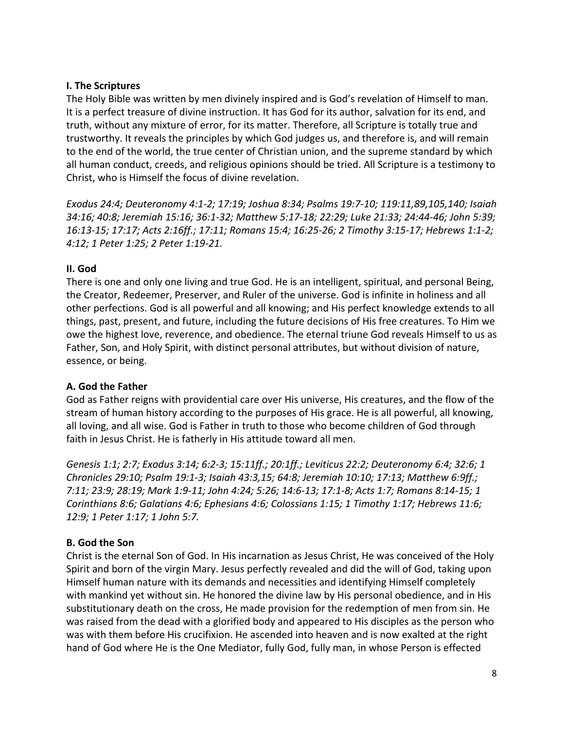**I. The Scriptures**

The Holy Bible was written by men divinely inspired and is God's revelation of Himself to man. It is a perfect treasure of divine instruction. It has God for its author, salvation for its end, and truth, without any mixture of error, for its matter. Therefore, all Scripture is totally true and trustworthy. It reveals the principles by which God judges us, and therefore is, and will remain to the end of the world, the true center of Christian union, and the supreme standard by which all human conduct, creeds, and religious opinions should be tried. All Scripture is a testimony to Christ, who is Himself the focus of divine revelation.

*Exodus 24:4; Deuteronomy 4:1-2; 17:19; Joshua 8:34; Psalms 19:7-10; 119:11,89,105,140; Isaiah 34:16; 40:8; Jeremiah 15:16; 36:1-32; Matthew 5:17-18; 22:29; Luke 21:33; 24:44-46; John 5:39; 16:13-15; 17:17; Acts 2:16ff.; 17:11; Romans 15:4; 16:25-26; 2 Timothy 3:15-17; Hebrews 1:1-2; 4:12; 1 Peter 1:25; 2 Peter 1:19-21.*

**II. God**

There is one and only one living and true God. He is an intelligent, spiritual, and personal Being, the Creator, Redeemer, Preserver, and Ruler of the universe. God is infinite in holiness and all other perfections. God is all powerful and all knowing; and His perfect knowledge extends to all things, past, present, and future, including the future decisions of His free creatures. To Him we owe the highest love, reverence, and obedience. The eternal triune God reveals Himself to us as Father, Son, and Holy Spirit, with distinct personal attributes, but without division of nature, essence, or being.

**A. God the Father**

God as Father reigns with providential care over His universe, His creatures, and the flow of the stream of human history according to the purposes of His grace. He is all powerful, all knowing, all loving, and all wise. God is Father in truth to those who become children of God through faith in Jesus Christ. He is fatherly in His attitude toward all men.

*Genesis 1:1; 2:7; Exodus 3:14; 6:2-3; 15:11ff.; 20:1ff.; Leviticus 22:2; Deuteronomy 6:4; 32:6; 1 Chronicles 29:10; Psalm 19:1-3; Isaiah 43:3,15; 64:8; Jeremiah 10:10; 17:13; Matthew 6:9ff.; 7:11; 23:9; 28:19; Mark 1:9-11; John 4:24; 5:26; 14:6-13; 17:1-8; Acts 1:7; Romans 8:14-15; 1 Corinthians 8:6; Galatians 4:6; Ephesians 4:6; Colossians 1:15; 1 Timothy 1:17; Hebrews 11:6; 12:9; 1 Peter 1:17; 1 John 5:7.*

**B. God the Son**

Christ is the eternal Son of God. In His incarnation as Jesus Christ, He was conceived of the Holy Spirit and born of the virgin Mary. Jesus perfectly revealed and did the will of God, taking upon Himself human nature with its demands and necessities and identifying Himself completely with mankind yet without sin. He honored the divine law by His personal obedience, and in His substitutionary death on the cross, He made provision for the redemption of men from sin. He was raised from the dead with a glorified body and appeared to His disciples as the person who was with them before His crucifixion. He ascended into heaven and is now exalted at the right hand of God where He is the One Mediator, fully God, fully man, in whose Person is effected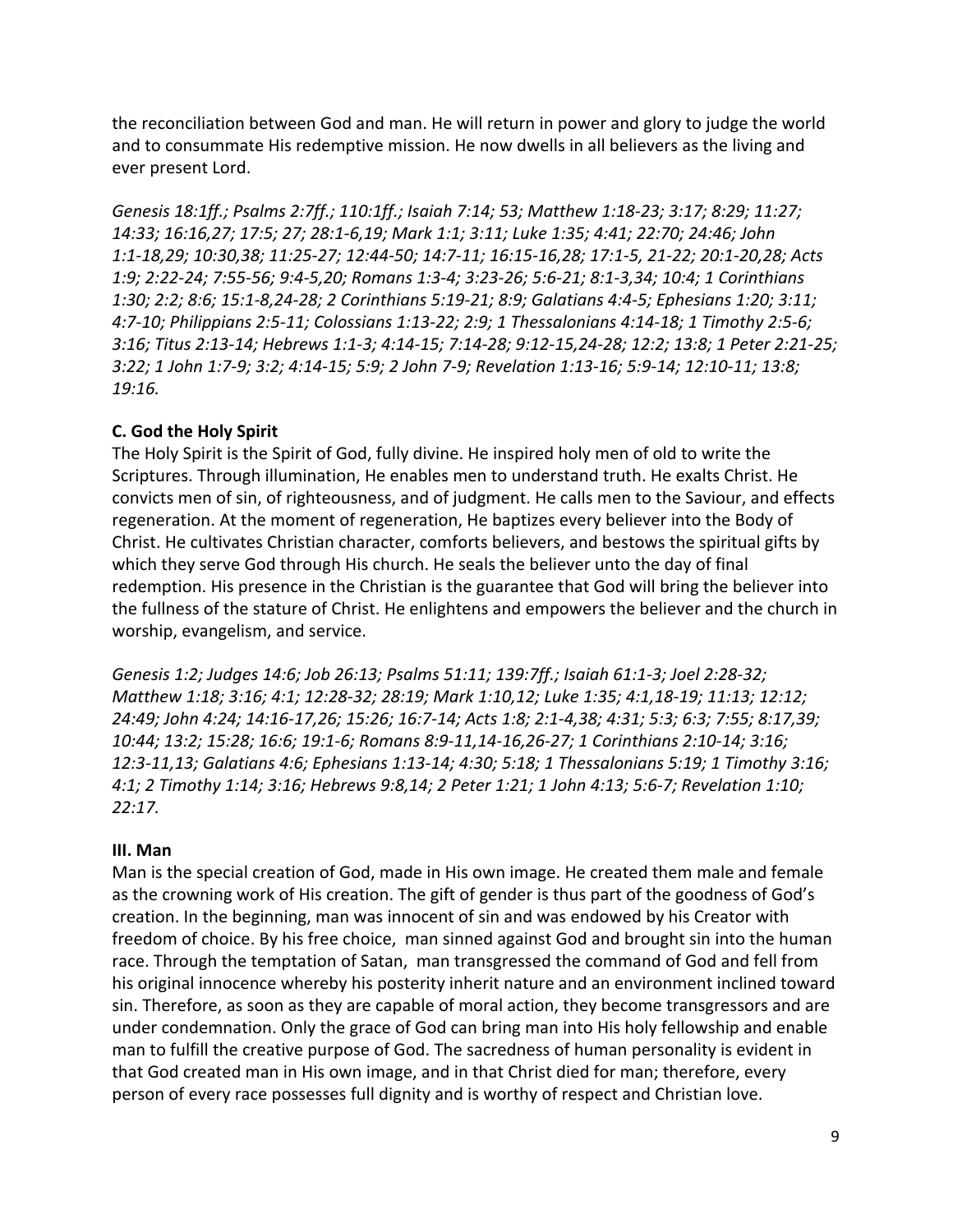the reconciliation between God and man. He will return in power and glory to judge the world and to consummate His redemptive mission. He now dwells in all believers as the living and ever present Lord.

*Genesis 18:1ff.; Psalms 2:7ff.; 110:1ff.; Isaiah 7:14; 53; Matthew 1:18-23; 3:17; 8:29; 11:27; 14:33; 16:16,27; 17:5; 27; 28:1-6,19; Mark 1:1; 3:11; Luke 1:35; 4:41; 22:70; 24:46; John 1:1-18,29; 10:30,38; 11:25-27; 12:44-50; 14:7-11; 16:15-16,28; 17:1-5, 21-22; 20:1-20,28; Acts 1:9; 2:22-24; 7:55-56; 9:4-5,20; Romans 1:3-4; 3:23-26; 5:6-21; 8:1-3,34; 10:4; 1 Corinthians 1:30; 2:2; 8:6; 15:1-8,24-28; 2 Corinthians 5:19-21; 8:9; Galatians 4:4-5; Ephesians 1:20; 3:11; 4:7-10; Philippians 2:5-11; Colossians 1:13-22; 2:9; 1 Thessalonians 4:14-18; 1 Timothy 2:5-6; 3:16; Titus 2:13-14; Hebrews 1:1-3; 4:14-15; 7:14-28; 9:12-15,24-28; 12:2; 13:8; 1 Peter 2:21-25; 3:22; 1 John 1:7-9; 3:2; 4:14-15; 5:9; 2 John 7-9; Revelation 1:13-16; 5:9-14; 12:10-11; 13:8; 19:16.*

**C. God the Holy Spirit**

The Holy Spirit is the Spirit of God, fully divine. He inspired holy men of old to write the Scriptures. Through illumination, He enables men to understand truth. He exalts Christ. He convicts men of sin, of righteousness, and of judgment. He calls men to the Saviour, and effects regeneration. At the moment of regeneration, He baptizes every believer into the Body of Christ. He cultivates Christian character, comforts believers, and bestows the spiritual gifts by which they serve God through His church. He seals the believer unto the day of final redemption. His presence in the Christian is the guarantee that God will bring the believer into the fullness of the stature of Christ. He enlightens and empowers the believer and the church in worship, evangelism, and service.

*Genesis 1:2; Judges 14:6; Job 26:13; Psalms 51:11; 139:7ff.; Isaiah 61:1-3; Joel 2:28-32; Matthew 1:18; 3:16; 4:1; 12:28-32; 28:19; Mark 1:10,12; Luke 1:35; 4:1,18-19; 11:13; 12:12; 24:49; John 4:24; 14:16-17,26; 15:26; 16:7-14; Acts 1:8; 2:1-4,38; 4:31; 5:3; 6:3; 7:55; 8:17,39; 10:44; 13:2; 15:28; 16:6; 19:1-6; Romans 8:9-11,14-16,26-27; 1 Corinthians 2:10-14; 3:16; 12:3-11,13; Galatians 4:6; Ephesians 1:13-14; 4:30; 5:18; 1 Thessalonians 5:19; 1 Timothy 3:16; 4:1; 2 Timothy 1:14; 3:16; Hebrews 9:8,14; 2 Peter 1:21; 1 John 4:13; 5:6-7; Revelation 1:10; 22:17.*

**III. Man**

Man is the special creation of God, made in His own image. He created them male and female as the crowning work of His creation. The gift of gender is thus part of the goodness of God's creation. In the beginning, man was innocent of sin and was endowed by his Creator with freedom of choice. By his free choice, man sinned against God and brought sin into the human race. Through the temptation of Satan, man transgressed the command of God and fell from his original innocence whereby his posterity inherit nature and an environment inclined toward sin. Therefore, as soon as they are capable of moral action, they become transgressors and are under condemnation. Only the grace of God can bring man into His holy fellowship and enable man to fulfill the creative purpose of God. The sacredness of human personality is evident in that God created man in His own image, and in that Christ died for man; therefore, every person of every race possesses full dignity and is worthy of respect and Christian love.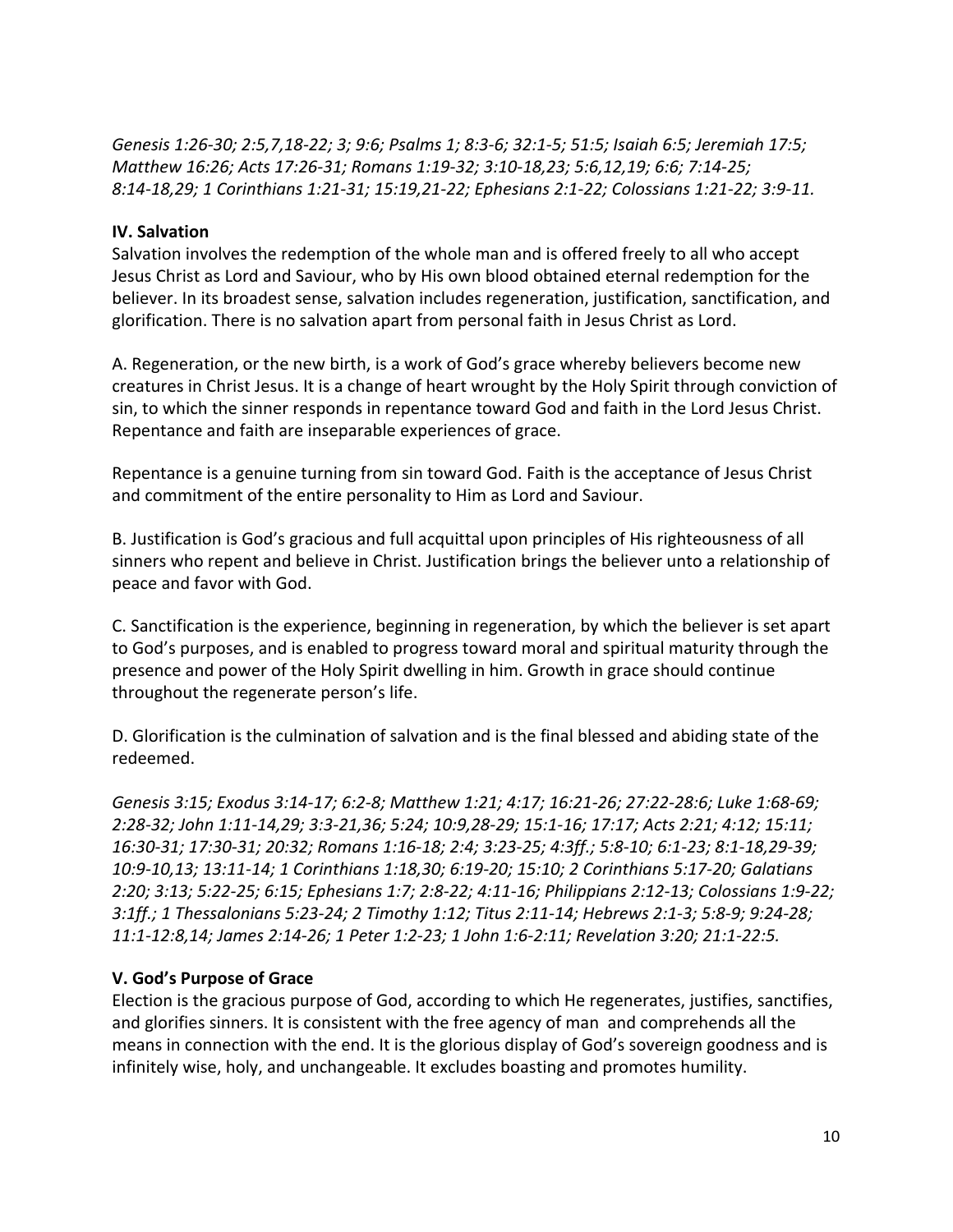*Genesis 1:26-30; 2:5,7,18-22; 3; 9:6; Psalms 1; 8:3-6; 32:1-5; 51:5; Isaiah 6:5; Jeremiah 17:5; Matthew 16:26; Acts 17:26-31; Romans 1:19-32; 3:10-18,23; 5:6,12,19; 6:6; 7:14-25; 8:14-18,29; 1 Corinthians 1:21-31; 15:19,21-22; Ephesians 2:1-22; Colossians 1:21-22; 3:9-11.*

**IV. Salvation**

Salvation involves the redemption of the whole man and is offered freely to all who accept Jesus Christ as Lord and Saviour, who by His own blood obtained eternal redemption for the believer. In its broadest sense, salvation includes regeneration, justification, sanctification, and glorification. There is no salvation apart from personal faith in Jesus Christ as Lord.

A. Regeneration, or the new birth, is a work of God's grace whereby believers become new creatures in Christ Jesus. It is a change of heart wrought by the Holy Spirit through conviction of sin, to which the sinner responds in repentance toward God and faith in the Lord Jesus Christ. Repentance and faith are inseparable experiences of grace.

Repentance is a genuine turning from sin toward God. Faith is the acceptance of Jesus Christ and commitment of the entire personality to Him as Lord and Saviour.

B. Justification is God's gracious and full acquittal upon principles of His righteousness of all sinners who repent and believe in Christ. Justification brings the believer unto a relationship of peace and favor with God.

C. Sanctification is the experience, beginning in regeneration, by which the believer is set apart to God's purposes, and is enabled to progress toward moral and spiritual maturity through the presence and power of the Holy Spirit dwelling in him. Growth in grace should continue throughout the regenerate person's life.

D. Glorification is the culmination of salvation and is the final blessed and abiding state of the redeemed.

*Genesis 3:15; Exodus 3:14-17; 6:2-8; Matthew 1:21; 4:17; 16:21-26; 27:22-28:6; Luke 1:68-69; 2:28-32; John 1:11-14,29; 3:3-21,36; 5:24; 10:9,28-29; 15:1-16; 17:17; Acts 2:21; 4:12; 15:11; 16:30-31; 17:30-31; 20:32; Romans 1:16-18; 2:4; 3:23-25; 4:3ff.; 5:8-10; 6:1-23; 8:1-18,29-39; 10:9-10,13; 13:11-14; 1 Corinthians 1:18,30; 6:19-20; 15:10; 2 Corinthians 5:17-20; Galatians 2:20; 3:13; 5:22-25; 6:15; Ephesians 1:7; 2:8-22; 4:11-16; Philippians 2:12-13; Colossians 1:9-22; 3:1ff.; 1 Thessalonians 5:23-24; 2 Timothy 1:12; Titus 2:11-14; Hebrews 2:1-3; 5:8-9; 9:24-28; 11:1-12:8,14; James 2:14-26; 1 Peter 1:2-23; 1 John 1:6-2:11; Revelation 3:20; 21:1-22:5.*

**V. God's Purpose of Grace**

Election is the gracious purpose of God, according to which He regenerates, justifies, sanctifies, and glorifies sinners. It is consistent with the free agency of man and comprehends all the means in connection with the end. It is the glorious display of God's sovereign goodness and is infinitely wise, holy, and unchangeable. It excludes boasting and promotes humility.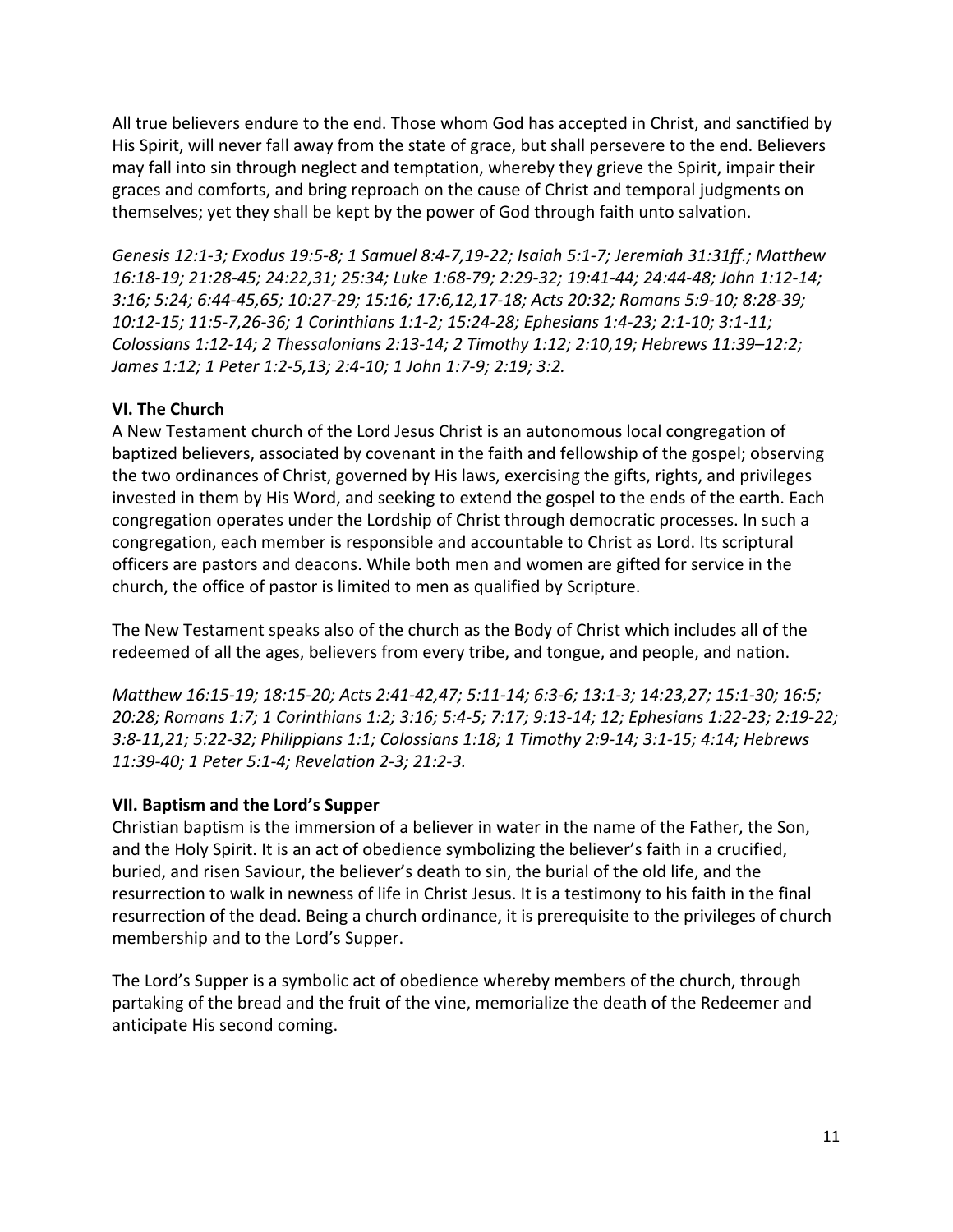All true believers endure to the end. Those whom God has accepted in Christ, and sanctified by His Spirit, will never fall away from the state of grace, but shall persevere to the end. Believers may fall into sin through neglect and temptation, whereby they grieve the Spirit, impair their graces and comforts, and bring reproach on the cause of Christ and temporal judgments on themselves; yet they shall be kept by the power of God through faith unto salvation.

*Genesis 12:1-3; Exodus 19:5-8; 1 Samuel 8:4-7,19-22; Isaiah 5:1-7; Jeremiah 31:31ff.; Matthew 16:18-19; 21:28-45; 24:22,31; 25:34; Luke 1:68-79; 2:29-32; 19:41-44; 24:44-48; John 1:12-14; 3:16; 5:24; 6:44-45,65; 10:27-29; 15:16; 17:6,12,17-18; Acts 20:32; Romans 5:9-10; 8:28-39; 10:12-15; 11:5-7,26-36; 1 Corinthians 1:1-2; 15:24-28; Ephesians 1:4-23; 2:1-10; 3:1-11; Colossians 1:12-14; 2 Thessalonians 2:13-14; 2 Timothy 1:12; 2:10,19; Hebrews 11:39–12:2; James 1:12; 1 Peter 1:2-5,13; 2:4-10; 1 John 1:7-9; 2:19; 3:2.*

**VI. The Church**

A New Testament church of the Lord Jesus Christ is an autonomous local congregation of baptized believers, associated by covenant in the faith and fellowship of the gospel; observing the two ordinances of Christ, governed by His laws, exercising the gifts, rights, and privileges invested in them by His Word, and seeking to extend the gospel to the ends of the earth. Each congregation operates under the Lordship of Christ through democratic processes. In such a congregation, each member is responsible and accountable to Christ as Lord. Its scriptural officers are pastors and deacons. While both men and women are gifted for service in the church, the office of pastor is limited to men as qualified by Scripture.

The New Testament speaks also of the church as the Body of Christ which includes all of the redeemed of all the ages, believers from every tribe, and tongue, and people, and nation.

*Matthew 16:15-19; 18:15-20; Acts 2:41-42,47; 5:11-14; 6:3-6; 13:1-3; 14:23,27; 15:1-30; 16:5; 20:28; Romans 1:7; 1 Corinthians 1:2; 3:16; 5:4-5; 7:17; 9:13-14; 12; Ephesians 1:22-23; 2:19-22; 3:8-11,21; 5:22-32; Philippians 1:1; Colossians 1:18; 1 Timothy 2:9-14; 3:1-15; 4:14; Hebrews 11:39-40; 1 Peter 5:1-4; Revelation 2-3; 21:2-3.*

**VII. Baptism and the Lord's Supper**

Christian baptism is the immersion of a believer in water in the name of the Father, the Son, and the Holy Spirit. It is an act of obedience symbolizing the believer's faith in a crucified, buried, and risen Saviour, the believer's death to sin, the burial of the old life, and the resurrection to walk in newness of life in Christ Jesus. It is a testimony to his faith in the final resurrection of the dead. Being a church ordinance, it is prerequisite to the privileges of church membership and to the Lord's Supper.

The Lord's Supper is a symbolic act of obedience whereby members of the church, through partaking of the bread and the fruit of the vine, memorialize the death of the Redeemer and anticipate His second coming.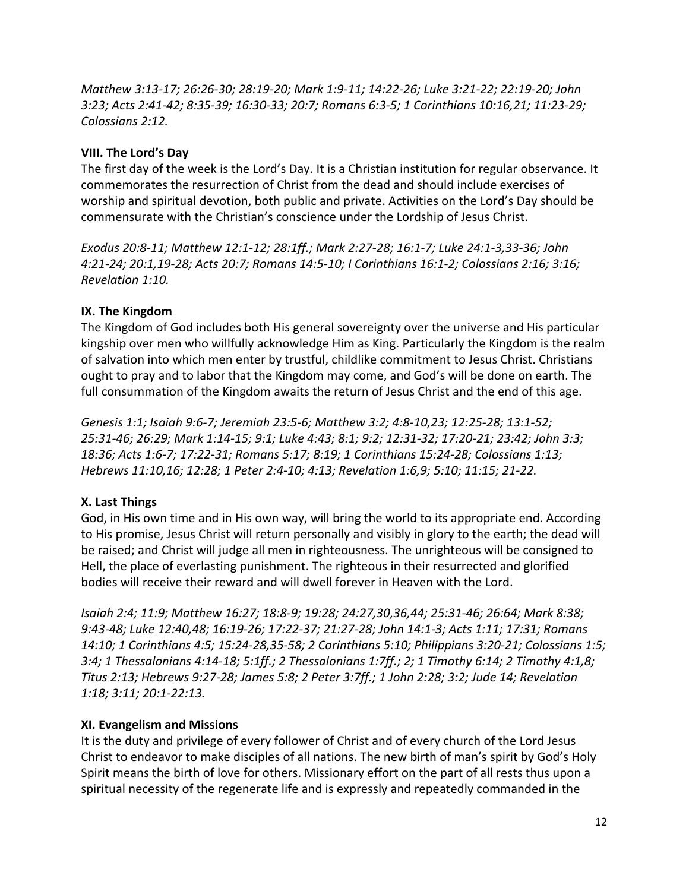*Matthew 3:13-17; 26:26-30; 28:19-20; Mark 1:9-11; 14:22-26; Luke 3:21-22; 22:19-20; John 3:23; Acts 2:41-42; 8:35-39; 16:30-33; 20:7; Romans 6:3-5; 1 Corinthians 10:16,21; 11:23-29; Colossians 2:12.*

**VIII. The Lord's Day**

The first day of the week is the Lord's Day. It is a Christian institution for regular observance. It commemorates the resurrection of Christ from the dead and should include exercises of worship and spiritual devotion, both public and private. Activities on the Lord's Day should be commensurate with the Christian's conscience under the Lordship of Jesus Christ.

*Exodus 20:8-11; Matthew 12:1-12; 28:1ff.; Mark 2:27-28; 16:1-7; Luke 24:1-3,33-36; John 4:21-24; 20:1,19-28; Acts 20:7; Romans 14:5-10; I Corinthians 16:1-2; Colossians 2:16; 3:16; Revelation 1:10.*

**IX. The Kingdom**

The Kingdom of God includes both His general sovereignty over the universe and His particular kingship over men who willfully acknowledge Him as King. Particularly the Kingdom is the realm of salvation into which men enter by trustful, childlike commitment to Jesus Christ. Christians ought to pray and to labor that the Kingdom may come, and God's will be done on earth. The full consummation of the Kingdom awaits the return of Jesus Christ and the end of this age.

*Genesis 1:1; Isaiah 9:6-7; Jeremiah 23:5-6; Matthew 3:2; 4:8-10,23; 12:25-28; 13:1-52; 25:31-46; 26:29; Mark 1:14-15; 9:1; Luke 4:43; 8:1; 9:2; 12:31-32; 17:20-21; 23:42; John 3:3; 18:36; Acts 1:6-7; 17:22-31; Romans 5:17; 8:19; 1 Corinthians 15:24-28; Colossians 1:13; Hebrews 11:10,16; 12:28; 1 Peter 2:4-10; 4:13; Revelation 1:6,9; 5:10; 11:15; 21-22.*

**X. Last Things**

God, in His own time and in His own way, will bring the world to its appropriate end. According to His promise, Jesus Christ will return personally and visibly in glory to the earth; the dead will be raised; and Christ will judge all men in righteousness. The unrighteous will be consigned to Hell, the place of everlasting punishment. The righteous in their resurrected and glorified bodies will receive their reward and will dwell forever in Heaven with the Lord.

*Isaiah 2:4; 11:9; Matthew 16:27; 18:8-9; 19:28; 24:27,30,36,44; 25:31-46; 26:64; Mark 8:38; 9:43-48; Luke 12:40,48; 16:19-26; 17:22-37; 21:27-28; John 14:1-3; Acts 1:11; 17:31; Romans 14:10; 1 Corinthians 4:5; 15:24-28,35-58; 2 Corinthians 5:10; Philippians 3:20-21; Colossians 1:5; 3:4; 1 Thessalonians 4:14-18; 5:1ff.; 2 Thessalonians 1:7ff.; 2; 1 Timothy 6:14; 2 Timothy 4:1,8; Titus 2:13; Hebrews 9:27-28; James 5:8; 2 Peter 3:7ff.; 1 John 2:28; 3:2; Jude 14; Revelation 1:18; 3:11; 20:1-22:13.*

**XI. Evangelism and Missions**

It is the duty and privilege of every follower of Christ and of every church of the Lord Jesus Christ to endeavor to make disciples of all nations. The new birth of man's spirit by God's Holy Spirit means the birth of love for others. Missionary effort on the part of all rests thus upon a spiritual necessity of the regenerate life and is expressly and repeatedly commanded in the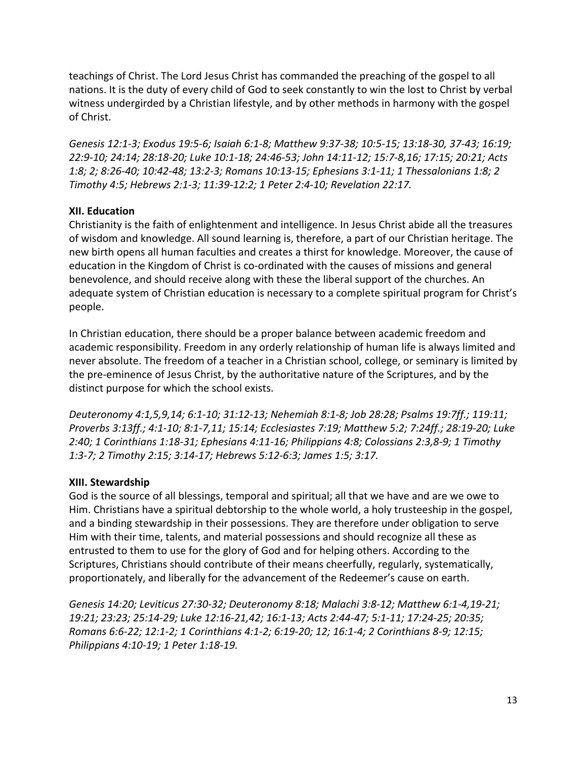teachings of Christ. The Lord Jesus Christ has commanded the preaching of the gospel to all nations. It is the duty of every child of God to seek constantly to win the lost to Christ by verbal witness undergirded by a Christian lifestyle, and by other methods in harmony with the gospel of Christ.

*Genesis 12:1-3; Exodus 19:5-6; Isaiah 6:1-8; Matthew 9:37-38; 10:5-15; 13:18-30, 37-43; 16:19; 22:9-10; 24:14; 28:18-20; Luke 10:1-18; 24:46-53; John 14:11-12; 15:7-8,16; 17:15; 20:21; Acts 1:8; 2; 8:26-40; 10:42-48; 13:2-3; Romans 10:13-15; Ephesians 3:1-11; 1 Thessalonians 1:8; 2 Timothy 4:5; Hebrews 2:1-3; 11:39-12:2; 1 Peter 2:4-10; Revelation 22:17.*

**XII. Education**

Christianity is the faith of enlightenment and intelligence. In Jesus Christ abide all the treasures of wisdom and knowledge. All sound learning is, therefore, a part of our Christian heritage. The new birth opens all human faculties and creates a thirst for knowledge. Moreover, the cause of education in the Kingdom of Christ is co-ordinated with the causes of missions and general benevolence, and should receive along with these the liberal support of the churches. An adequate system of Christian education is necessary to a complete spiritual program for Christ's people.

In Christian education, there should be a proper balance between academic freedom and academic responsibility. Freedom in any orderly relationship of human life is always limited and never absolute. The freedom of a teacher in a Christian school, college, or seminary is limited by the pre-eminence of Jesus Christ, by the authoritative nature of the Scriptures, and by the distinct purpose for which the school exists.

*Deuteronomy 4:1,5,9,14; 6:1-10; 31:12-13; Nehemiah 8:1-8; Job 28:28; Psalms 19:7ff.; 119:11; Proverbs 3:13ff.; 4:1-10; 8:1-7,11; 15:14; Ecclesiastes 7:19; Matthew 5:2; 7:24ff.; 28:19-20; Luke 2:40; 1 Corinthians 1:18-31; Ephesians 4:11-16; Philippians 4:8; Colossians 2:3,8-9; 1 Timothy 1:3-7; 2 Timothy 2:15; 3:14-17; Hebrews 5:12-6:3; James 1:5; 3:17.*

**XIII. Stewardship**

God is the source of all blessings, temporal and spiritual; all that we have and are we owe to Him. Christians have a spiritual debtorship to the whole world, a holy trusteeship in the gospel, and a binding stewardship in their possessions. They are therefore under obligation to serve Him with their time, talents, and material possessions and should recognize all these as entrusted to them to use for the glory of God and for helping others. According to the Scriptures, Christians should contribute of their means cheerfully, regularly, systematically, proportionately, and liberally for the advancement of the Redeemer's cause on earth.

*Genesis 14:20; Leviticus 27:30-32; Deuteronomy 8:18; Malachi 3:8-12; Matthew 6:1-4,19-21; 19:21; 23:23; 25:14-29; Luke 12:16-21,42; 16:1-13; Acts 2:44-47; 5:1-11; 17:24-25; 20:35; Romans 6:6-22; 12:1-2; 1 Corinthians 4:1-2; 6:19-20; 12; 16:1-4; 2 Corinthians 8-9; 12:15; Philippians 4:10-19; 1 Peter 1:18-19.*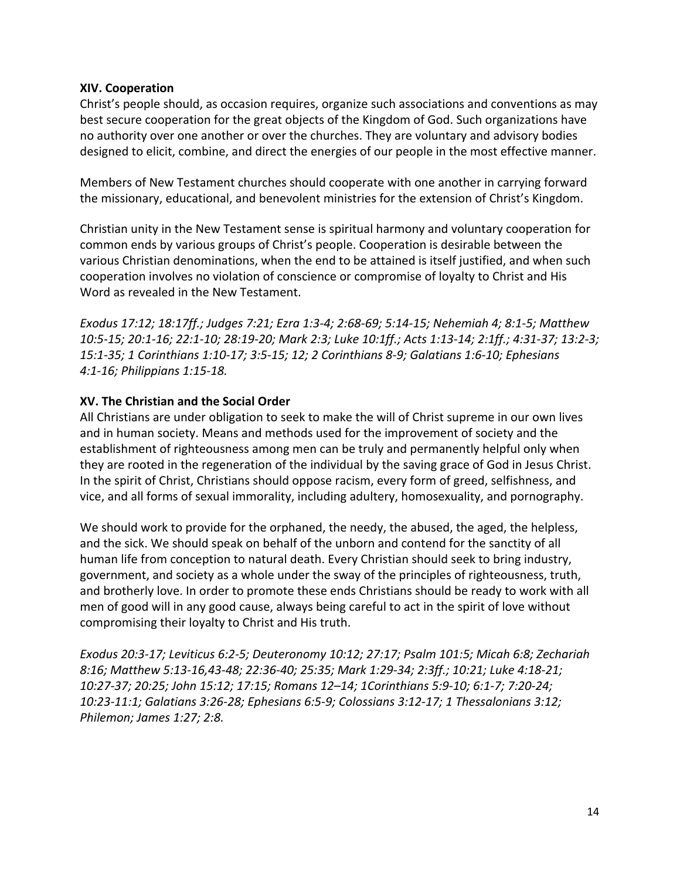**XIV. Cooperation**

Christ's people should, as occasion requires, organize such associations and conventions as may best secure cooperation for the great objects of the Kingdom of God. Such organizations have no authority over one another or over the churches. They are voluntary and advisory bodies designed to elicit, combine, and direct the energies of our people in the most effective manner.

Members of New Testament churches should cooperate with one another in carrying forward the missionary, educational, and benevolent ministries for the extension of Christ's Kingdom.

Christian unity in the New Testament sense is spiritual harmony and voluntary cooperation for common ends by various groups of Christ's people. Cooperation is desirable between the various Christian denominations, when the end to be attained is itself justified, and when such cooperation involves no violation of conscience or compromise of loyalty to Christ and His Word as revealed in the New Testament.

*Exodus 17:12; 18:17ff.; Judges 7:21; Ezra 1:3-4; 2:68-69; 5:14-15; Nehemiah 4; 8:1-5; Matthew 10:5-15; 20:1-16; 22:1-10; 28:19-20; Mark 2:3; Luke 10:1ff.; Acts 1:13-14; 2:1ff.; 4:31-37; 13:2-3; 15:1-35; 1 Corinthians 1:10-17; 3:5-15; 12; 2 Corinthians 8-9; Galatians 1:6-10; Ephesians 4:1-16; Philippians 1:15-18.*

**XV. The Christian and the Social Order**

All Christians are under obligation to seek to make the will of Christ supreme in our own lives and in human society. Means and methods used for the improvement of society and the establishment of righteousness among men can be truly and permanently helpful only when they are rooted in the regeneration of the individual by the saving grace of God in Jesus Christ. In the spirit of Christ, Christians should oppose racism, every form of greed, selfishness, and vice, and all forms of sexual immorality, including adultery, homosexuality, and pornography.

We should work to provide for the orphaned, the needy, the abused, the aged, the helpless, and the sick. We should speak on behalf of the unborn and contend for the sanctity of all human life from conception to natural death. Every Christian should seek to bring industry, government, and society as a whole under the sway of the principles of righteousness, truth, and brotherly love. In order to promote these ends Christians should be ready to work with all men of good will in any good cause, always being careful to act in the spirit of love without compromising their loyalty to Christ and His truth.

*Exodus 20:3-17; Leviticus 6:2-5; Deuteronomy 10:12; 27:17; Psalm 101:5; Micah 6:8; Zechariah 8:16; Matthew 5:13-16,43-48; 22:36-40; 25:35; Mark 1:29-34; 2:3ff.; 10:21; Luke 4:18-21; 10:27-37; 20:25; John 15:12; 17:15; Romans 12–14; 1Corinthians 5:9-10; 6:1-7; 7:20-24; 10:23-11:1; Galatians 3:26-28; Ephesians 6:5-9; Colossians 3:12-17; 1 Thessalonians 3:12; Philemon; James 1:27; 2:8.*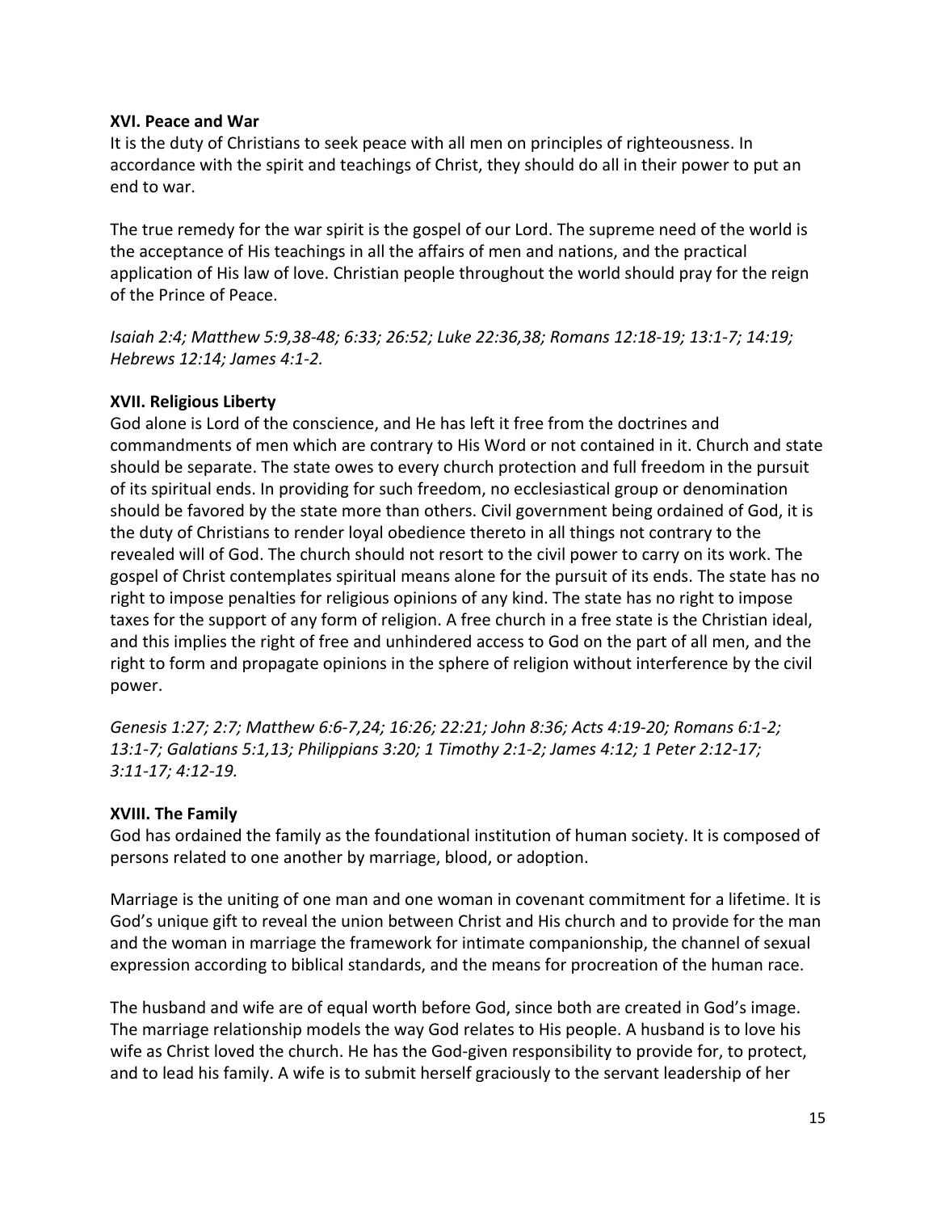**XVI. Peace and War**

It is the duty of Christians to seek peace with all men on principles of righteousness. In accordance with the spirit and teachings of Christ, they should do all in their power to put an end to war.

The true remedy for the war spirit is the gospel of our Lord. The supreme need of the world is the acceptance of His teachings in all the affairs of men and nations, and the practical application of His law of love. Christian people throughout the world should pray for the reign of the Prince of Peace.

*Isaiah 2:4; Matthew 5:9,38-48; 6:33; 26:52; Luke 22:36,38; Romans 12:18-19; 13:1-7; 14:19; Hebrews 12:14; James 4:1-2.*

**XVII. Religious Liberty**

God alone is Lord of the conscience, and He has left it free from the doctrines and commandments of men which are contrary to His Word or not contained in it. Church and state should be separate. The state owes to every church protection and full freedom in the pursuit of its spiritual ends. In providing for such freedom, no ecclesiastical group or denomination should be favored by the state more than others. Civil government being ordained of God, it is the duty of Christians to render loyal obedience thereto in all things not contrary to the revealed will of God. The church should not resort to the civil power to carry on its work. The gospel of Christ contemplates spiritual means alone for the pursuit of its ends. The state has no right to impose penalties for religious opinions of any kind. The state has no right to impose taxes for the support of any form of religion. A free church in a free state is the Christian ideal, and this implies the right of free and unhindered access to God on the part of all men, and the right to form and propagate opinions in the sphere of religion without interference by the civil power.

*Genesis 1:27; 2:7; Matthew 6:6-7,24; 16:26; 22:21; John 8:36; Acts 4:19-20; Romans 6:1-2; 13:1-7; Galatians 5:1,13; Philippians 3:20; 1 Timothy 2:1-2; James 4:12; 1 Peter 2:12-17; 3:11-17; 4:12-19.*

**XVIII. The Family**

God has ordained the family as the foundational institution of human society. It is composed of persons related to one another by marriage, blood, or adoption.

Marriage is the uniting of one man and one woman in covenant commitment for a lifetime. It is God's unique gift to reveal the union between Christ and His church and to provide for the man and the woman in marriage the framework for intimate companionship, the channel of sexual expression according to biblical standards, and the means for procreation of the human race.

The husband and wife are of equal worth before God, since both are created in God's image. The marriage relationship models the way God relates to His people. A husband is to love his wife as Christ loved the church. He has the God-given responsibility to provide for, to protect, and to lead his family. A wife is to submit herself graciously to the servant leadership of her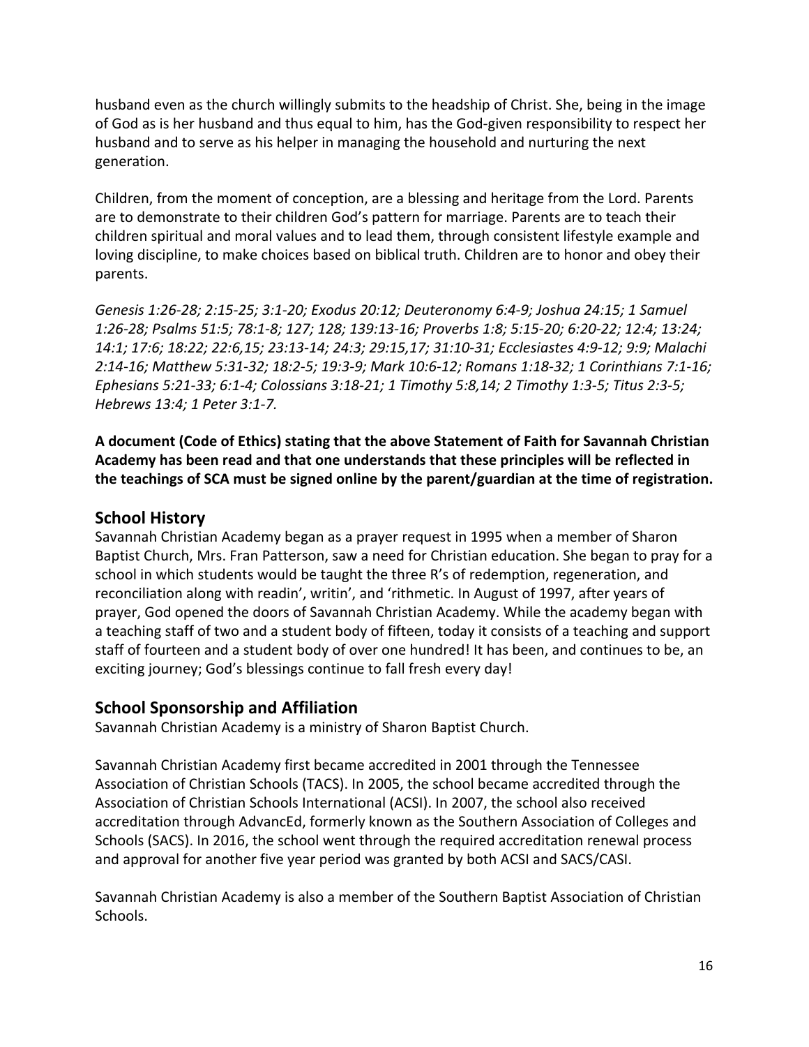husband even as the church willingly submits to the headship of Christ. She, being in the image of God as is her husband and thus equal to him, has the God-given responsibility to respect her husband and to serve as his helper in managing the household and nurturing the next generation.

Children, from the moment of conception, are a blessing and heritage from the Lord. Parents are to demonstrate to their children God's pattern for marriage. Parents are to teach their children spiritual and moral values and to lead them, through consistent lifestyle example and loving discipline, to make choices based on biblical truth. Children are to honor and obey their parents.

*Genesis 1:26-28; 2:15-25; 3:1-20; Exodus 20:12; Deuteronomy 6:4-9; Joshua 24:15; 1 Samuel 1:26-28; Psalms 51:5; 78:1-8; 127; 128; 139:13-16; Proverbs 1:8; 5:15-20; 6:20-22; 12:4; 13:24; 14:1; 17:6; 18:22; 22:6,15; 23:13-14; 24:3; 29:15,17; 31:10-31; Ecclesiastes 4:9-12; 9:9; Malachi 2:14-16; Matthew 5:31-32; 18:2-5; 19:3-9; Mark 10:6-12; Romans 1:18-32; 1 Corinthians 7:1-16; Ephesians 5:21-33; 6:1-4; Colossians 3:18-21; 1 Timothy 5:8,14; 2 Timothy 1:3-5; Titus 2:3-5; Hebrews 13:4; 1 Peter 3:1-7.*

**A document (Code of Ethics) stating that the above Statement of Faith for Savannah Christian Academy has been read and that one understands that these principles will be reflected in the teachings of SCA must be signed online by the parent/guardian at the time of registration.**

## School History

Savannah Christian Academy began as a prayer request in 1995 when a member of Sharon Baptist Church, Mrs. Fran Patterson, saw a need for Christian education. She began to pray for a school in which students would be taught the three R's of redemption, regeneration, and reconciliation along with readin', writin', and 'rithmetic. In August of 1997, after years of prayer, God opened the doors of Savannah Christian Academy. While the academy began with a teaching staff of two and a student body of fifteen, today it consists of a teaching and support staff of fourteen and a student body of over one hundred! It has been, and continues to be, an exciting journey; God's blessings continue to fall fresh every day!

## School Sponsorship and Affiliation

Savannah Christian Academy is a ministry of Sharon Baptist Church.

Savannah Christian Academy first became accredited in 2001 through the Tennessee Association of Christian Schools (TACS). In 2005, the school became accredited through the Association of Christian Schools International (ACSI). In 2007, the school also received accreditation through AdvancEd, formerly known as the Southern Association of Colleges and Schools (SACS). In 2016, the school went through the required accreditation renewal process and approval for another five year period was granted by both ACSI and SACS/CASI.

Savannah Christian Academy is also a member of the Southern Baptist Association of Christian Schools.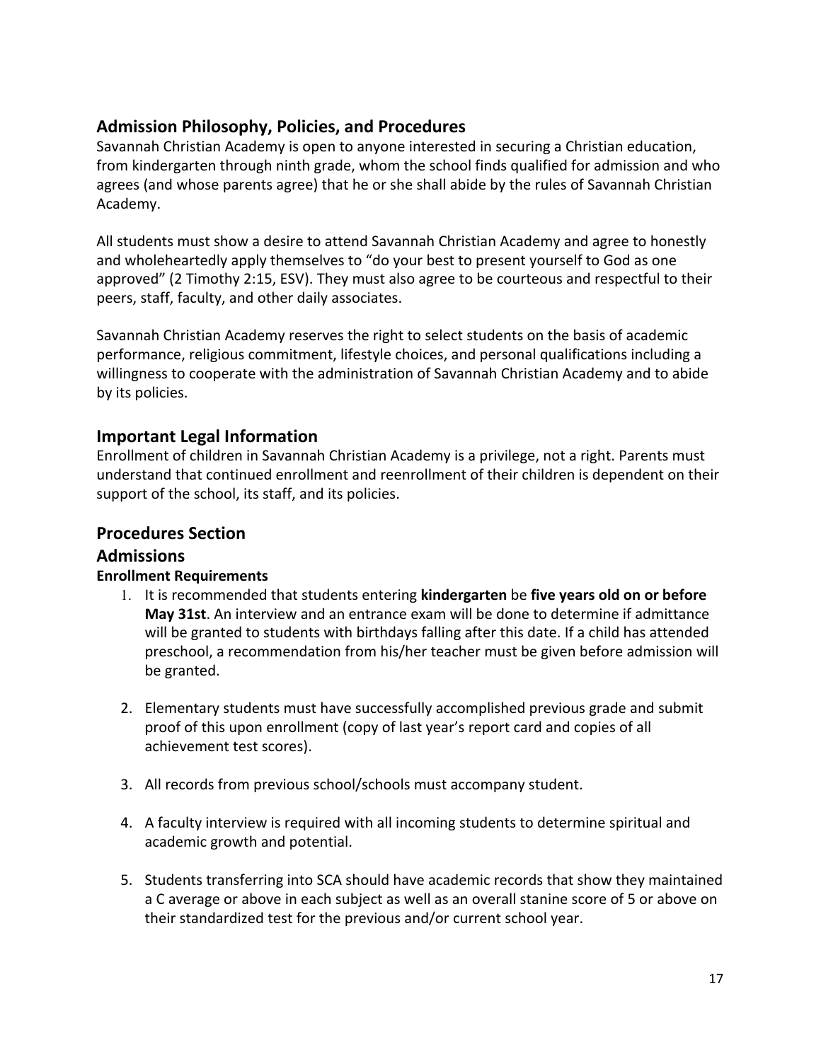## Admission Philosophy, Policies, and Procedures

Savannah Christian Academy is open to anyone interested in securing a Christian education, from kindergarten through ninth grade, whom the school finds qualified for admission and who agrees (and whose parents agree) that he or she shall abide by the rules of Savannah Christian Academy.

All students must show a desire to attend Savannah Christian Academy and agree to honestly and wholeheartedly apply themselves to "do your best to present yourself to God as one approved" (2 Timothy 2:15, ESV). They must also agree to be courteous and respectful to their peers, staff, faculty, and other daily associates.

Savannah Christian Academy reserves the right to select students on the basis of academic performance, religious commitment, lifestyle choices, and personal qualifications including a willingness to cooperate with the administration of Savannah Christian Academy and to abide by its policies.

## Important Legal Information

Enrollment of children in Savannah Christian Academy is a privilege, not a right. Parents must understand that continued enrollment and reenrollment of their children is dependent on their support of the school, its staff, and its policies.

## Procedures Section

## Admissions

### Enrollment Requirements

1. It is recommended that students entering **kindergarten** be **five years old on or before May 31st**. An interview and an entrance exam will be done to determine if admittance will be granted to students with birthdays falling after this date. If a child has attended preschool, a recommendation from his/her teacher must be given before admission will be granted.

2. Elementary students must have successfully accomplished previous grade and submit proof of this upon enrollment (copy of last year's report card and copies of all achievement test scores).

3. All records from previous school/schools must accompany student.

4. A faculty interview is required with all incoming students to determine spiritual and academic growth and potential.

5. Students transferring into SCA should have academic records that show they maintained a C average or above in each subject as well as an overall stanine score of 5 or above on their standardized test for the previous and/or current school year.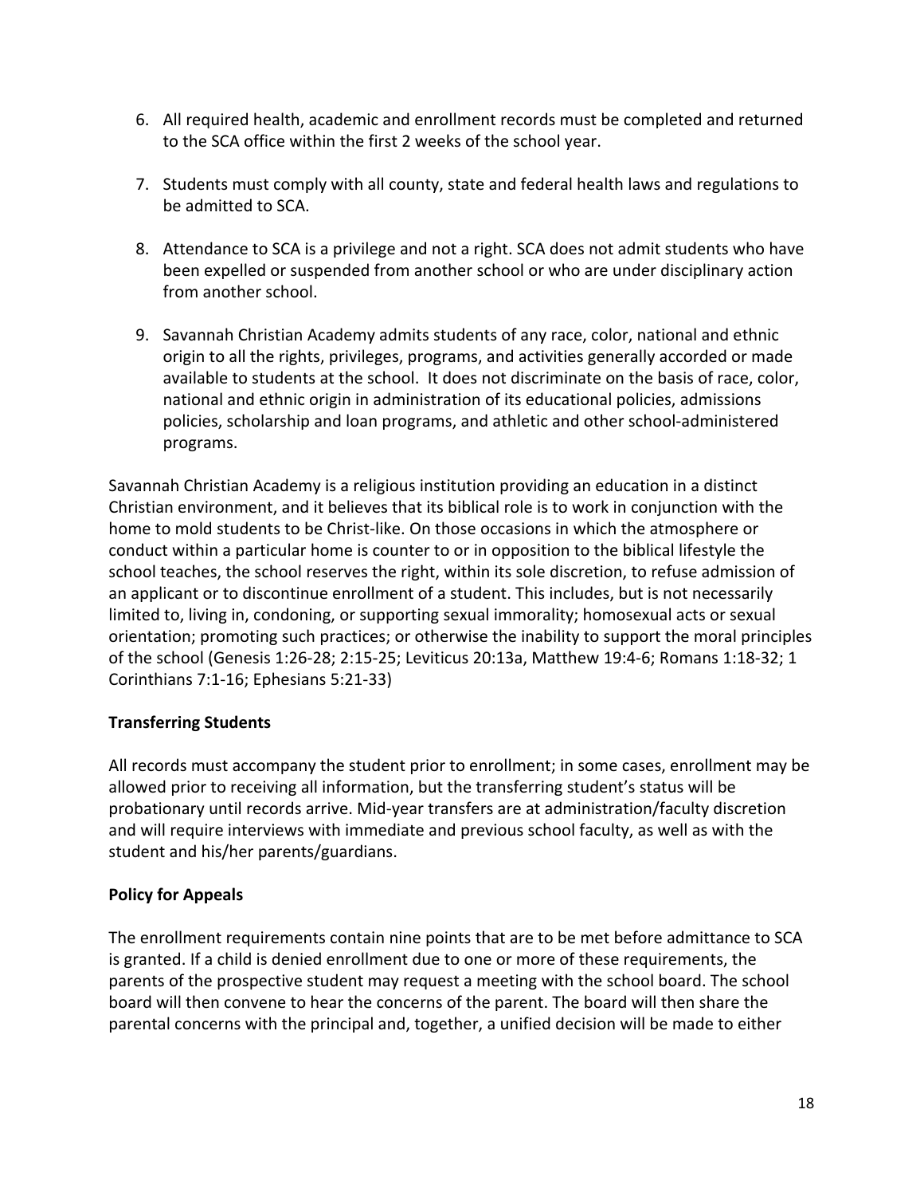6. All required health, academic and enrollment records must be completed and returned to the SCA office within the first 2 weeks of the school year.

7. Students must comply with all county, state and federal health laws and regulations to be admitted to SCA.

8. Attendance to SCA is a privilege and not a right. SCA does not admit students who have been expelled or suspended from another school or who are under disciplinary action from another school.

9. Savannah Christian Academy admits students of any race, color, national and ethnic origin to all the rights, privileges, programs, and activities generally accorded or made available to students at the school. It does not discriminate on the basis of race, color, national and ethnic origin in administration of its educational policies, admissions policies, scholarship and loan programs, and athletic and other school-administered programs.

Savannah Christian Academy is a religious institution providing an education in a distinct Christian environment, and it believes that its biblical role is to work in conjunction with the home to mold students to be Christ-like. On those occasions in which the atmosphere or conduct within a particular home is counter to or in opposition to the biblical lifestyle the school teaches, the school reserves the right, within its sole discretion, to refuse admission of an applicant or to discontinue enrollment of a student. This includes, but is not necessarily limited to, living in, condoning, or supporting sexual immorality; homosexual acts or sexual orientation; promoting such practices; or otherwise the inability to support the moral principles of the school (Genesis 1:26-28; 2:15-25; Leviticus 20:13a, Matthew 19:4-6; Romans 1:18-32; 1 Corinthians 7:1-16; Ephesians 5:21-33)

**Transferring Students**

All records must accompany the student prior to enrollment; in some cases, enrollment may be allowed prior to receiving all information, but the transferring student's status will be probationary until records arrive. Mid-year transfers are at administration/faculty discretion and will require interviews with immediate and previous school faculty, as well as with the student and his/her parents/guardians.

**Policy for Appeals**

The enrollment requirements contain nine points that are to be met before admittance to SCA is granted. If a child is denied enrollment due to one or more of these requirements, the parents of the prospective student may request a meeting with the school board. The school board will then convene to hear the concerns of the parent. The board will then share the parental concerns with the principal and, together, a unified decision will be made to either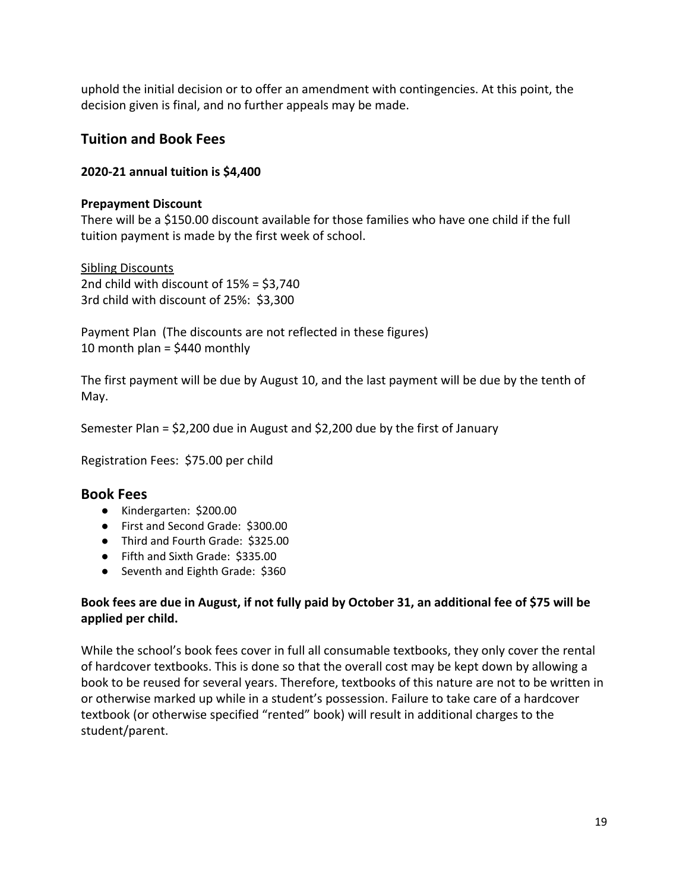uphold the initial decision or to offer an amendment with contingencies. At this point, the decision given is final, and no further appeals may be made.

## Tuition and Book Fees

**2020-21 annual tuition is $4,400**

**Prepayment Discount**
There will be a $150.00 discount available for those families who have one child if the full tuition payment is made by the first week of school.

<u>Sibling Discounts</u>
2nd child with discount of 15% = $3,740
3rd child with discount of 25%: $3,300

Payment Plan (The discounts are not reflected in these figures)
10 month plan = $440 monthly

The first payment will be due by August 10, and the last payment will be due by the tenth of May.

Semester Plan = $2,200 due in August and $2,200 due by the first of January

Registration Fees: $75.00 per child

## Book Fees

- Kindergarten: $200.00
- First and Second Grade: $300.00
- Third and Fourth Grade: $325.00
- Fifth and Sixth Grade: $335.00
- Seventh and Eighth Grade: $360

**Book fees are due in August, if not fully paid by October 31, an additional fee of $75 will be applied per child.**

While the school's book fees cover in full all consumable textbooks, they only cover the rental of hardcover textbooks. This is done so that the overall cost may be kept down by allowing a book to be reused for several years. Therefore, textbooks of this nature are not to be written in or otherwise marked up while in a student's possession. Failure to take care of a hardcover textbook (or otherwise specified "rented" book) will result in additional charges to the student/parent.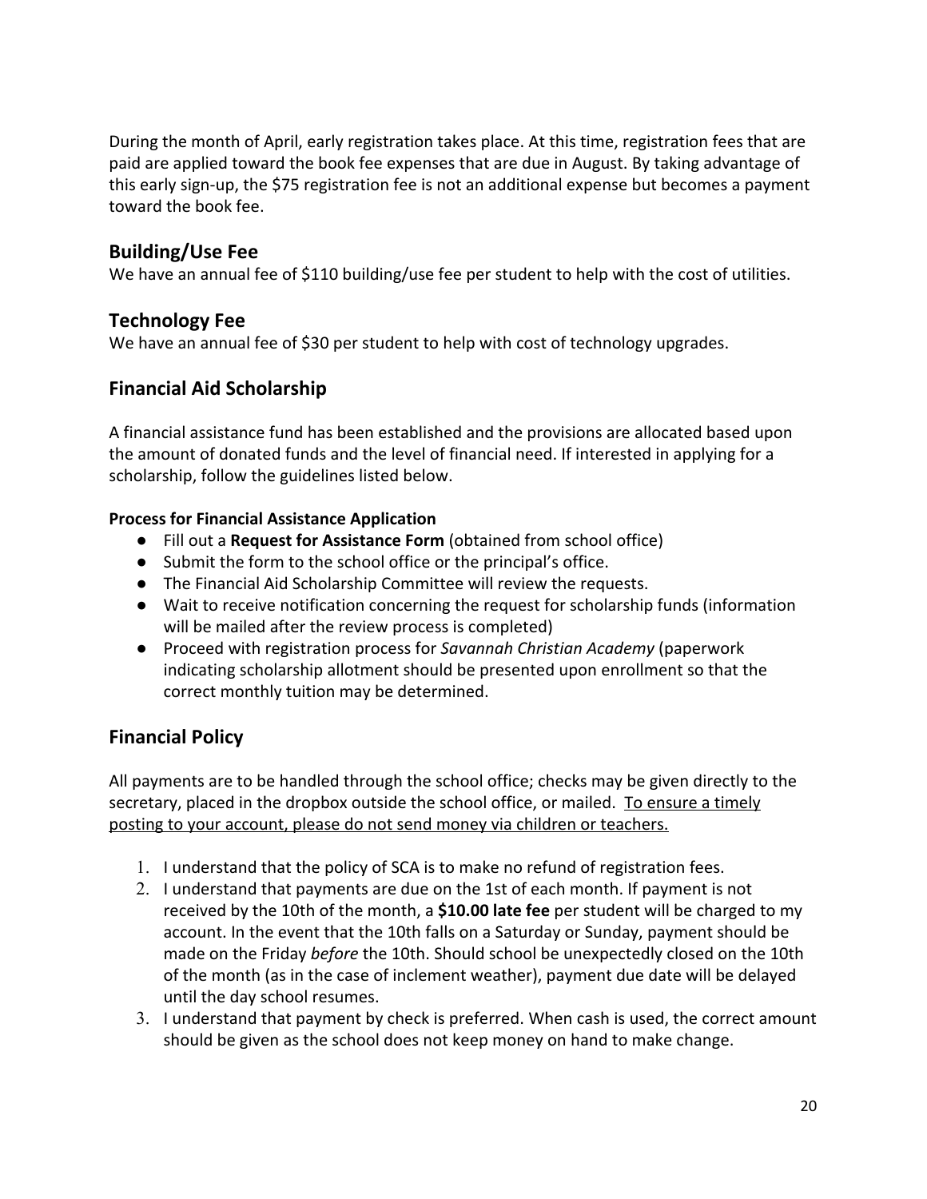During the month of April, early registration takes place. At this time, registration fees that are paid are applied toward the book fee expenses that are due in August. By taking advantage of this early sign-up, the $75 registration fee is not an additional expense but becomes a payment toward the book fee.

## Building/Use Fee

We have an annual fee of $110 building/use fee per student to help with the cost of utilities.

## Technology Fee

We have an annual fee of $30 per student to help with cost of technology upgrades.

## Financial Aid Scholarship

A financial assistance fund has been established and the provisions are allocated based upon the amount of donated funds and the level of financial need. If interested in applying for a scholarship, follow the guidelines listed below.

**Process for Financial Assistance Application**

- Fill out a **Request for Assistance Form** (obtained from school office)
- Submit the form to the school office or the principal's office.
- The Financial Aid Scholarship Committee will review the requests.
- Wait to receive notification concerning the request for scholarship funds (information will be mailed after the review process is completed)
- Proceed with registration process for *Savannah Christian Academy* (paperwork indicating scholarship allotment should be presented upon enrollment so that the correct monthly tuition may be determined.

## Financial Policy

All payments are to be handled through the school office; checks may be given directly to the secretary, placed in the dropbox outside the school office, or mailed. <u>To ensure a timely posting to your account, please do not send money via children or teachers.</u>

1. I understand that the policy of SCA is to make no refund of registration fees.
2. I understand that payments are due on the 1st of each month. If payment is not received by the 10th of the month, a **$10.00 late fee** per student will be charged to my account. In the event that the 10th falls on a Saturday or Sunday, payment should be made on the Friday *before* the 10th. Should school be unexpectedly closed on the 10th of the month (as in the case of inclement weather), payment due date will be delayed until the day school resumes.
3. I understand that payment by check is preferred. When cash is used, the correct amount should be given as the school does not keep money on hand to make change.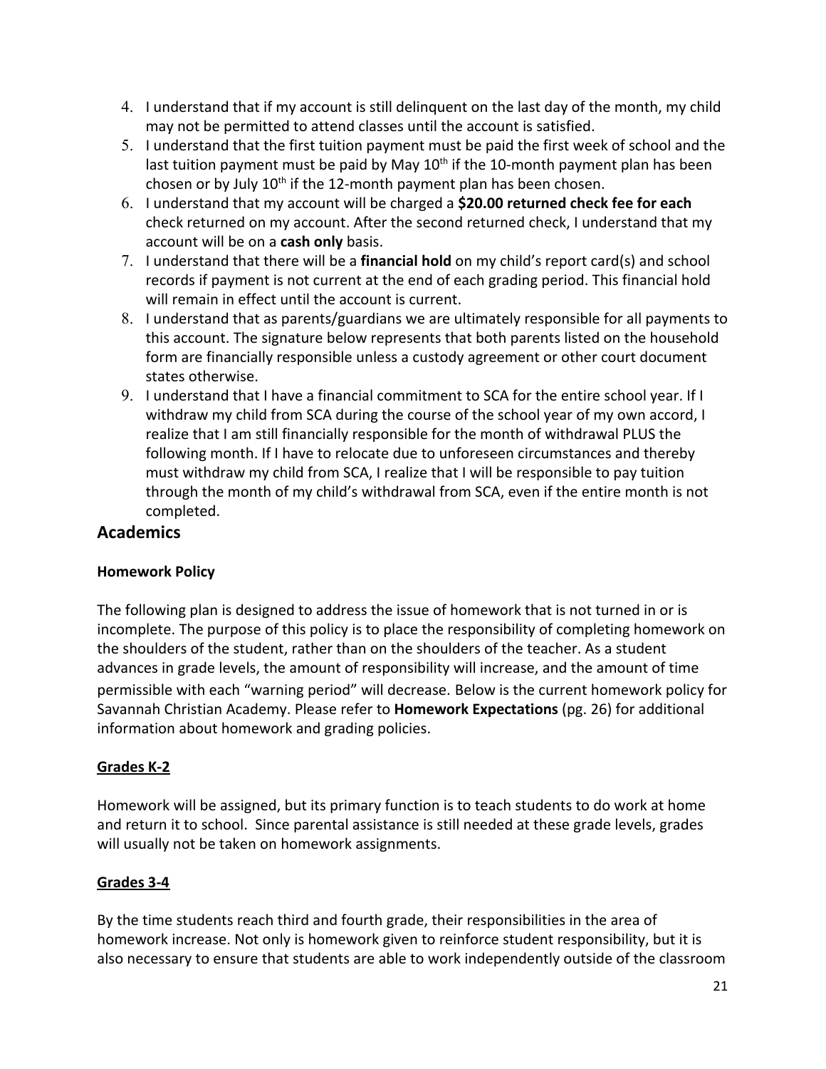4. I understand that if my account is still delinquent on the last day of the month, my child may not be permitted to attend classes until the account is satisfied.
5. I understand that the first tuition payment must be paid the first week of school and the last tuition payment must be paid by May 10th if the 10-month payment plan has been chosen or by July 10th if the 12-month payment plan has been chosen.
6. I understand that my account will be charged a **$20.00 returned check fee for each** check returned on my account. After the second returned check, I understand that my account will be on a **cash only** basis.
7. I understand that there will be a **financial hold** on my child's report card(s) and school records if payment is not current at the end of each grading period. This financial hold will remain in effect until the account is current.
8. I understand that as parents/guardians we are ultimately responsible for all payments to this account. The signature below represents that both parents listed on the household form are financially responsible unless a custody agreement or other court document states otherwise.
9. I understand that I have a financial commitment to SCA for the entire school year. If I withdraw my child from SCA during the course of the school year of my own accord, I realize that I am still financially responsible for the month of withdrawal PLUS the following month. If I have to relocate due to unforeseen circumstances and thereby must withdraw my child from SCA, I realize that I will be responsible to pay tuition through the month of my child's withdrawal from SCA, even if the entire month is not completed.

## Academics

### Homework Policy

The following plan is designed to address the issue of homework that is not turned in or is incomplete. The purpose of this policy is to place the responsibility of completing homework on the shoulders of the student, rather than on the shoulders of the teacher. As a student advances in grade levels, the amount of responsibility will increase, and the amount of time permissible with each "warning period" will decrease. Below is the current homework policy for Savannah Christian Academy. Please refer to **Homework Expectations** (pg. 26) for additional information about homework and grading policies.

#### Grades K-2

Homework will be assigned, but its primary function is to teach students to do work at home and return it to school. Since parental assistance is still needed at these grade levels, grades will usually not be taken on homework assignments.

#### Grades 3-4

By the time students reach third and fourth grade, their responsibilities in the area of homework increase. Not only is homework given to reinforce student responsibility, but it is also necessary to ensure that students are able to work independently outside of the classroom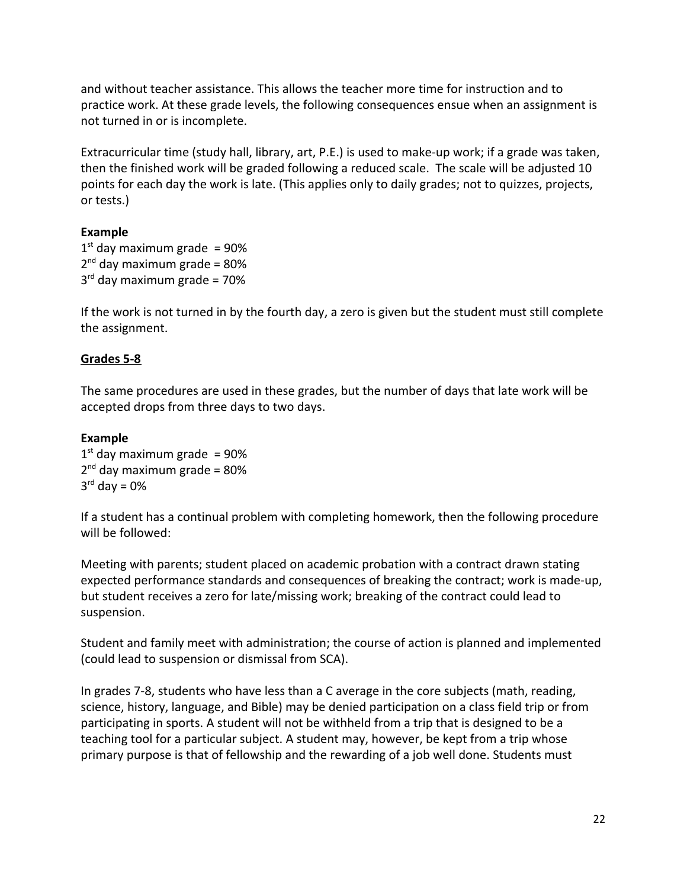and without teacher assistance. This allows the teacher more time for instruction and to practice work. At these grade levels, the following consequences ensue when an assignment is not turned in or is incomplete.

Extracurricular time (study hall, library, art, P.E.) is used to make-up work; if a grade was taken, then the finished work will be graded following a reduced scale. The scale will be adjusted 10 points for each day the work is late. (This applies only to daily grades; not to quizzes, projects, or tests.)

**Example**
1st day maximum grade = 90%
2nd day maximum grade = 80%
3rd day maximum grade = 70%

If the work is not turned in by the fourth day, a zero is given but the student must still complete the assignment.

**Grades 5-8**

The same procedures are used in these grades, but the number of days that late work will be accepted drops from three days to two days.

**Example**
1st day maximum grade = 90%
2nd day maximum grade = 80%
3rd day = 0%

If a student has a continual problem with completing homework, then the following procedure will be followed:

Meeting with parents; student placed on academic probation with a contract drawn stating expected performance standards and consequences of breaking the contract; work is made-up, but student receives a zero for late/missing work; breaking of the contract could lead to suspension.

Student and family meet with administration; the course of action is planned and implemented (could lead to suspension or dismissal from SCA).

In grades 7-8, students who have less than a C average in the core subjects (math, reading, science, history, language, and Bible) may be denied participation on a class field trip or from participating in sports. A student will not be withheld from a trip that is designed to be a teaching tool for a particular subject. A student may, however, be kept from a trip whose primary purpose is that of fellowship and the rewarding of a job well done. Students must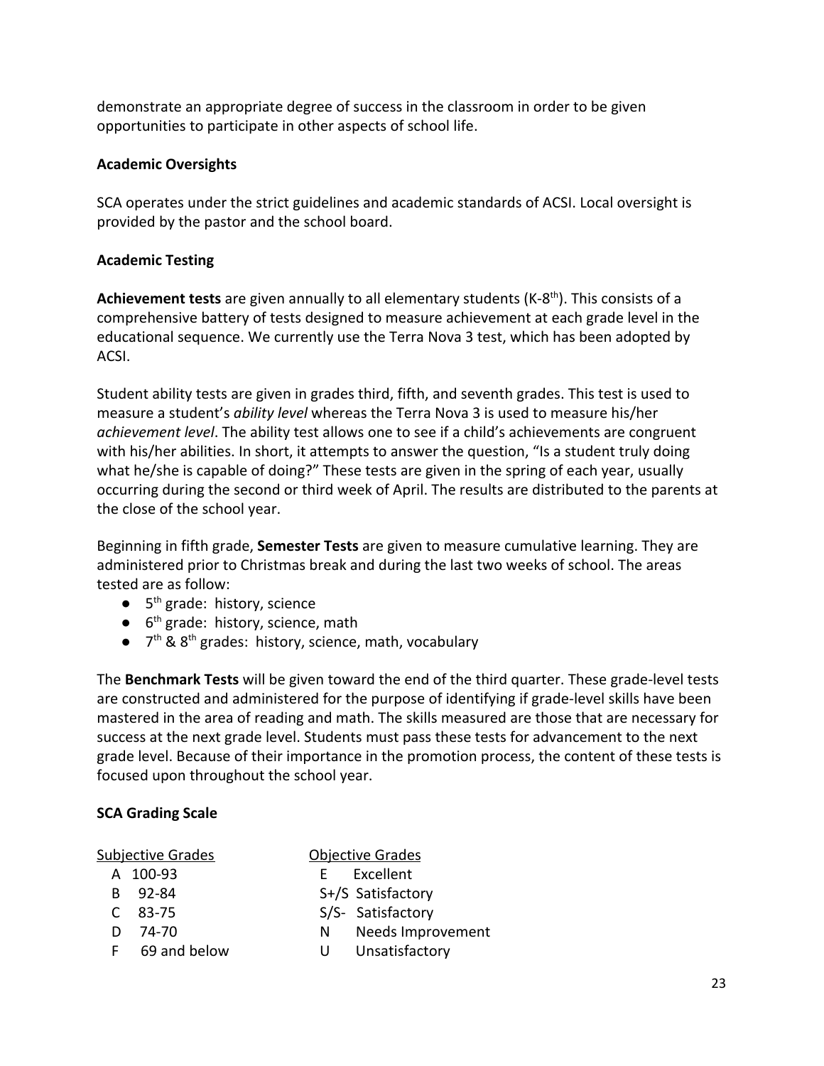demonstrate an appropriate degree of success in the classroom in order to be given opportunities to participate in other aspects of school life.

### Academic Oversights

SCA operates under the strict guidelines and academic standards of ACSI. Local oversight is provided by the pastor and the school board.

### Academic Testing

**Achievement tests** are given annually to all elementary students (K-8th). This consists of a comprehensive battery of tests designed to measure achievement at each grade level in the educational sequence. We currently use the Terra Nova 3 test, which has been adopted by ACSI.

Student ability tests are given in grades third, fifth, and seventh grades. This test is used to measure a student's *ability level* whereas the Terra Nova 3 is used to measure his/her *achievement level*. The ability test allows one to see if a child's achievements are congruent with his/her abilities. In short, it attempts to answer the question, "Is a student truly doing what he/she is capable of doing?" These tests are given in the spring of each year, usually occurring during the second or third week of April. The results are distributed to the parents at the close of the school year.

Beginning in fifth grade, **Semester Tests** are given to measure cumulative learning. They are administered prior to Christmas break and during the last two weeks of school. The areas tested are as follow:

- 5th grade: history, science
- 6th grade: history, science, math
- 7th & 8th grades: history, science, math, vocabulary

The **Benchmark Tests** will be given toward the end of the third quarter. These grade-level tests are constructed and administered for the purpose of identifying if grade-level skills have been mastered in the area of reading and math. The skills measured are those that are necessary for success at the next grade level. Students must pass these tests for advancement to the next grade level. Because of their importance in the promotion process, the content of these tests is focused upon throughout the school year.

### SCA Grading Scale

| Subjective Grades | | Objective Grades | |
|---|---|---|---|
| A | 100-93 | E | Excellent |
| B | 92-84 | S+/S | Satisfactory |
| C | 83-75 | S/S- | Satisfactory |
| D | 74-70 | N | Needs Improvement |
| F | 69 and below | U | Unsatisfactory |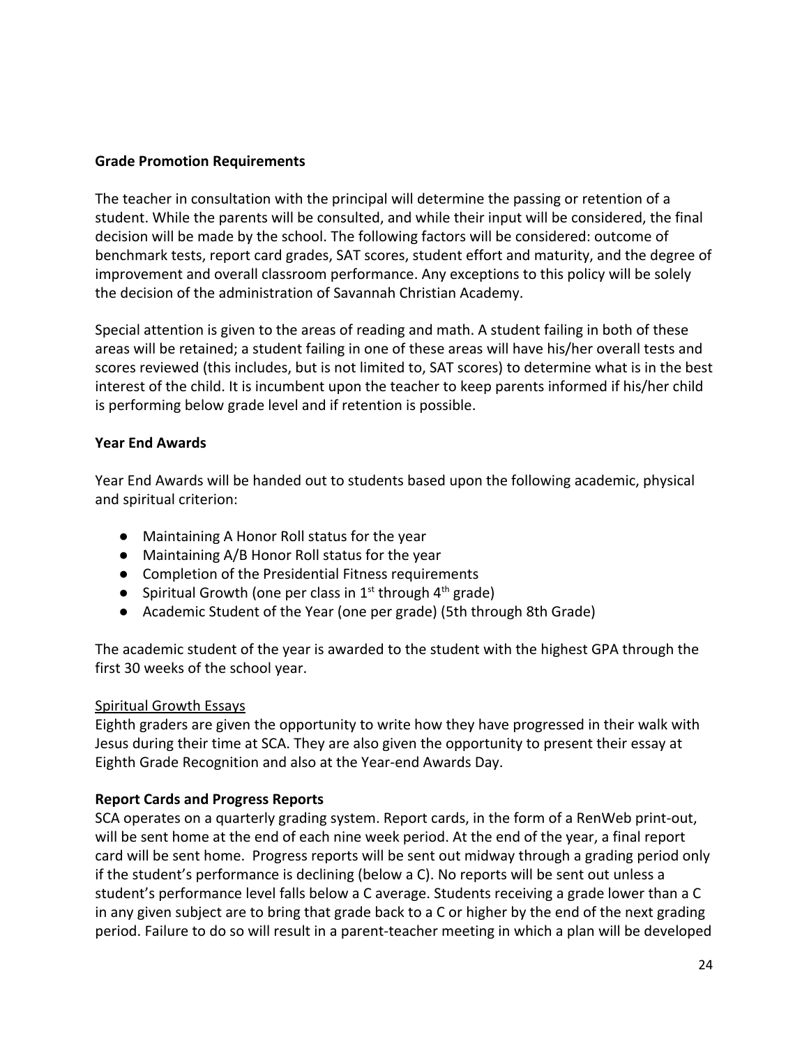**Grade Promotion Requirements**

The teacher in consultation with the principal will determine the passing or retention of a student. While the parents will be consulted, and while their input will be considered, the final decision will be made by the school. The following factors will be considered: outcome of benchmark tests, report card grades, SAT scores, student effort and maturity, and the degree of improvement and overall classroom performance. Any exceptions to this policy will be solely the decision of the administration of Savannah Christian Academy.

Special attention is given to the areas of reading and math. A student failing in both of these areas will be retained; a student failing in one of these areas will have his/her overall tests and scores reviewed (this includes, but is not limited to, SAT scores) to determine what is in the best interest of the child. It is incumbent upon the teacher to keep parents informed if his/her child is performing below grade level and if retention is possible.

**Year End Awards**

Year End Awards will be handed out to students based upon the following academic, physical and spiritual criterion:

- Maintaining A Honor Roll status for the year
- Maintaining A/B Honor Roll status for the year
- Completion of the Presidential Fitness requirements
- Spiritual Growth (one per class in 1st through 4th grade)
- Academic Student of the Year (one per grade) (5th through 8th Grade)

The academic student of the year is awarded to the student with the highest GPA through the first 30 weeks of the school year.

Spiritual Growth Essays

Eighth graders are given the opportunity to write how they have progressed in their walk with Jesus during their time at SCA. They are also given the opportunity to present their essay at Eighth Grade Recognition and also at the Year-end Awards Day.

**Report Cards and Progress Reports**

SCA operates on a quarterly grading system. Report cards, in the form of a RenWeb print-out, will be sent home at the end of each nine week period. At the end of the year, a final report card will be sent home. Progress reports will be sent out midway through a grading period only if the student's performance is declining (below a C). No reports will be sent out unless a student's performance level falls below a C average. Students receiving a grade lower than a C in any given subject are to bring that grade back to a C or higher by the end of the next grading period. Failure to do so will result in a parent-teacher meeting in which a plan will be developed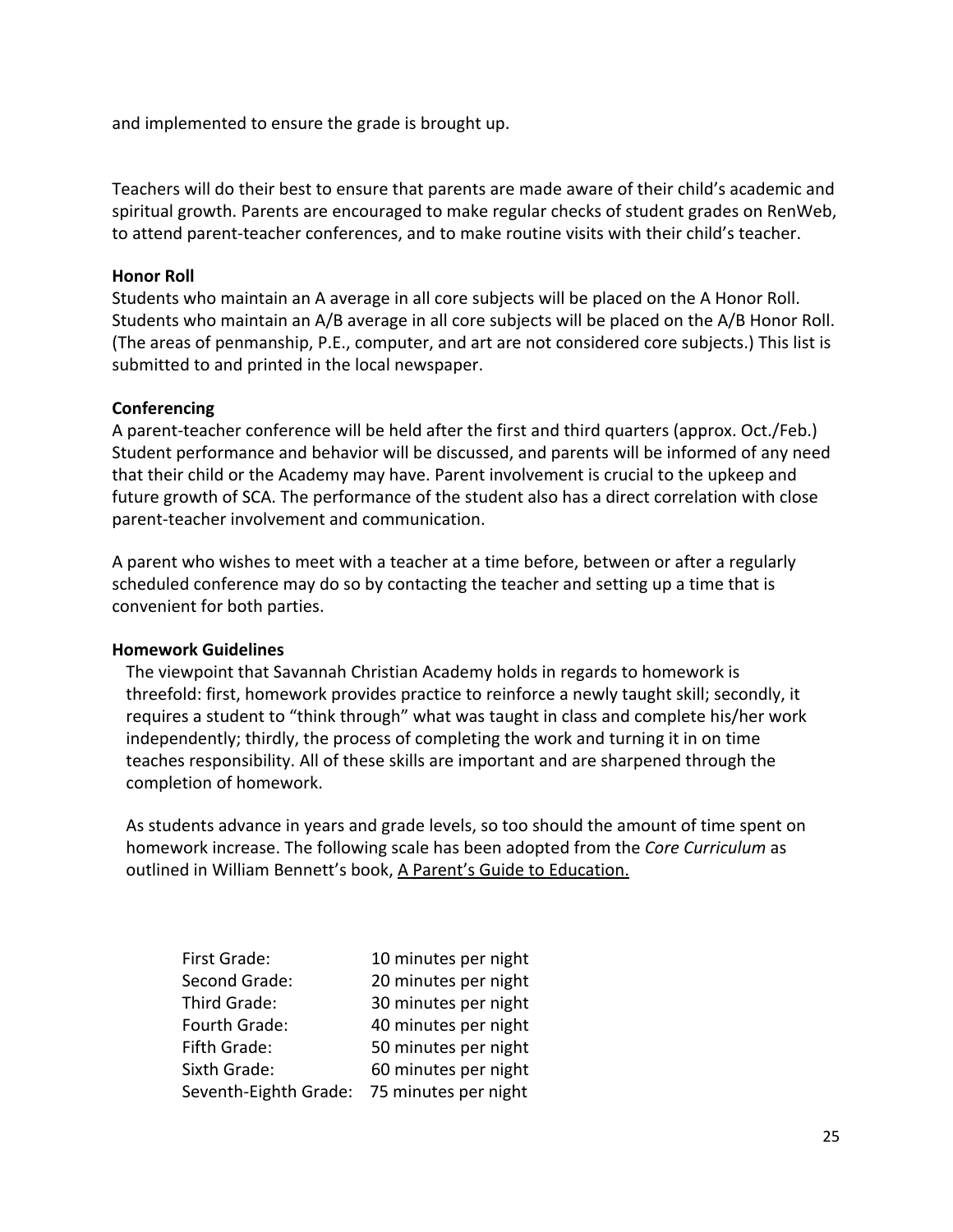and implemented to ensure the grade is brought up.

Teachers will do their best to ensure that parents are made aware of their child's academic and spiritual growth. Parents are encouraged to make regular checks of student grades on RenWeb, to attend parent-teacher conferences, and to make routine visits with their child's teacher.

**Honor Roll**

Students who maintain an A average in all core subjects will be placed on the A Honor Roll. Students who maintain an A/B average in all core subjects will be placed on the A/B Honor Roll. (The areas of penmanship, P.E., computer, and art are not considered core subjects.) This list is submitted to and printed in the local newspaper.

**Conferencing**

A parent-teacher conference will be held after the first and third quarters (approx. Oct./Feb.) Student performance and behavior will be discussed, and parents will be informed of any need that their child or the Academy may have. Parent involvement is crucial to the upkeep and future growth of SCA. The performance of the student also has a direct correlation with close parent-teacher involvement and communication.

A parent who wishes to meet with a teacher at a time before, between or after a regularly scheduled conference may do so by contacting the teacher and setting up a time that is convenient for both parties.

**Homework Guidelines**

The viewpoint that Savannah Christian Academy holds in regards to homework is threefold: first, homework provides practice to reinforce a newly taught skill; secondly, it requires a student to "think through" what was taught in class and complete his/her work independently; thirdly, the process of completing the work and turning it in on time teaches responsibility. All of these skills are important and are sharpened through the completion of homework.

As students advance in years and grade levels, so too should the amount of time spent on homework increase. The following scale has been adopted from the *Core Curriculum* as outlined in William Bennett's book, <u>A Parent's Guide to Education.</u>

| | |
|---|---|
| First Grade: | 10 minutes per night |
| Second Grade: | 20 minutes per night |
| Third Grade: | 30 minutes per night |
| Fourth Grade: | 40 minutes per night |
| Fifth Grade: | 50 minutes per night |
| Sixth Grade: | 60 minutes per night |
| Seventh-Eighth Grade: | 75 minutes per night |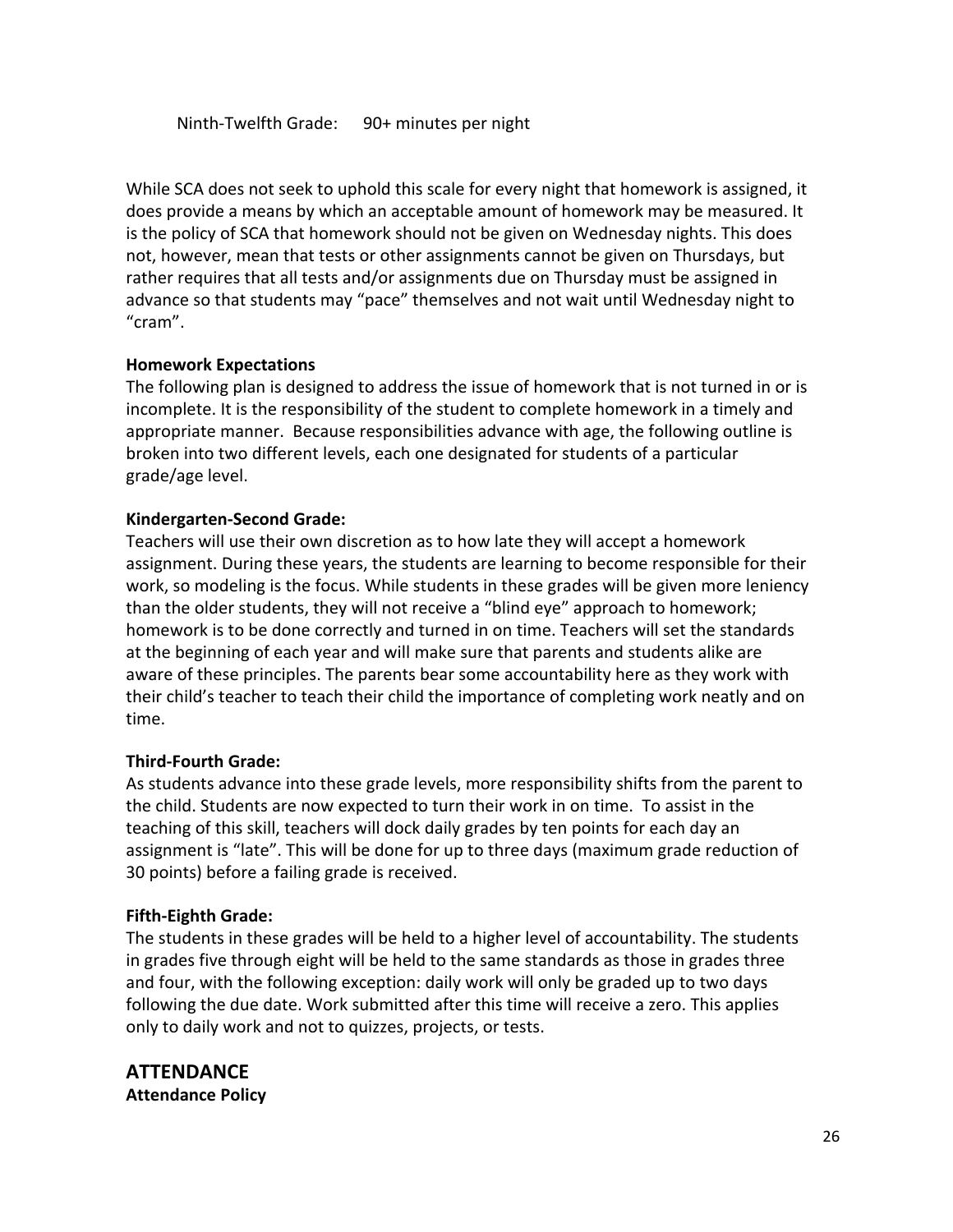Ninth-Twelfth Grade: 90+ minutes per night

While SCA does not seek to uphold this scale for every night that homework is assigned, it does provide a means by which an acceptable amount of homework may be measured. It is the policy of SCA that homework should not be given on Wednesday nights. This does not, however, mean that tests or other assignments cannot be given on Thursdays, but rather requires that all tests and/or assignments due on Thursday must be assigned in advance so that students may "pace" themselves and not wait until Wednesday night to "cram".

**Homework Expectations**

The following plan is designed to address the issue of homework that is not turned in or is incomplete. It is the responsibility of the student to complete homework in a timely and appropriate manner. Because responsibilities advance with age, the following outline is broken into two different levels, each one designated for students of a particular grade/age level.

**Kindergarten-Second Grade:**

Teachers will use their own discretion as to how late they will accept a homework assignment. During these years, the students are learning to become responsible for their work, so modeling is the focus. While students in these grades will be given more leniency than the older students, they will not receive a "blind eye" approach to homework; homework is to be done correctly and turned in on time. Teachers will set the standards at the beginning of each year and will make sure that parents and students alike are aware of these principles. The parents bear some accountability here as they work with their child's teacher to teach their child the importance of completing work neatly and on time.

**Third-Fourth Grade:**

As students advance into these grade levels, more responsibility shifts from the parent to the child. Students are now expected to turn their work in on time. To assist in the teaching of this skill, teachers will dock daily grades by ten points for each day an assignment is "late". This will be done for up to three days (maximum grade reduction of 30 points) before a failing grade is received.

**Fifth-Eighth Grade:**

The students in these grades will be held to a higher level of accountability. The students in grades five through eight will be held to the same standards as those in grades three and four, with the following exception: daily work will only be graded up to two days following the due date. Work submitted after this time will receive a zero. This applies only to daily work and not to quizzes, projects, or tests.

## ATTENDANCE

**Attendance Policy**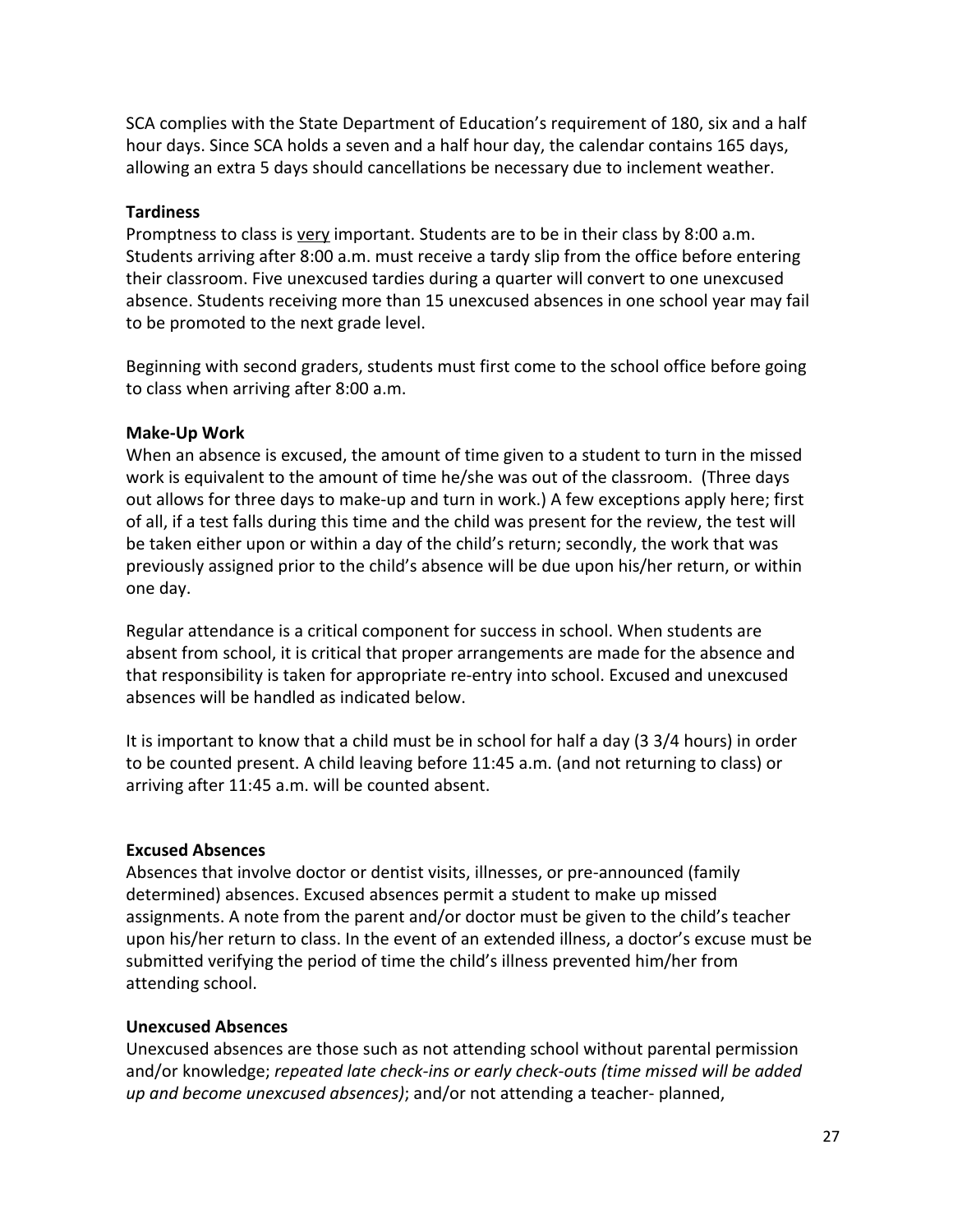SCA complies with the State Department of Education's requirement of 180, six and a half hour days. Since SCA holds a seven and a half hour day, the calendar contains 165 days, allowing an extra 5 days should cancellations be necessary due to inclement weather.

**Tardiness**

Promptness to class is <u>very</u> important. Students are to be in their class by 8:00 a.m. Students arriving after 8:00 a.m. must receive a tardy slip from the office before entering their classroom. Five unexcused tardies during a quarter will convert to one unexcused absence. Students receiving more than 15 unexcused absences in one school year may fail to be promoted to the next grade level.

Beginning with second graders, students must first come to the school office before going to class when arriving after 8:00 a.m.

**Make-Up Work**

When an absence is excused, the amount of time given to a student to turn in the missed work is equivalent to the amount of time he/she was out of the classroom. (Three days out allows for three days to make-up and turn in work.) A few exceptions apply here; first of all, if a test falls during this time and the child was present for the review, the test will be taken either upon or within a day of the child's return; secondly, the work that was previously assigned prior to the child's absence will be due upon his/her return, or within one day.

Regular attendance is a critical component for success in school. When students are absent from school, it is critical that proper arrangements are made for the absence and that responsibility is taken for appropriate re-entry into school. Excused and unexcused absences will be handled as indicated below.

It is important to know that a child must be in school for half a day (3 3/4 hours) in order to be counted present. A child leaving before 11:45 a.m. (and not returning to class) or arriving after 11:45 a.m. will be counted absent.

**Excused Absences**

Absences that involve doctor or dentist visits, illnesses, or pre-announced (family determined) absences. Excused absences permit a student to make up missed assignments. A note from the parent and/or doctor must be given to the child's teacher upon his/her return to class. In the event of an extended illness, a doctor's excuse must be submitted verifying the period of time the child's illness prevented him/her from attending school.

**Unexcused Absences**

Unexcused absences are those such as not attending school without parental permission and/or knowledge; *repeated late check-ins or early check-outs (time missed will be added up and become unexcused absences)*; and/or not attending a teacher- planned,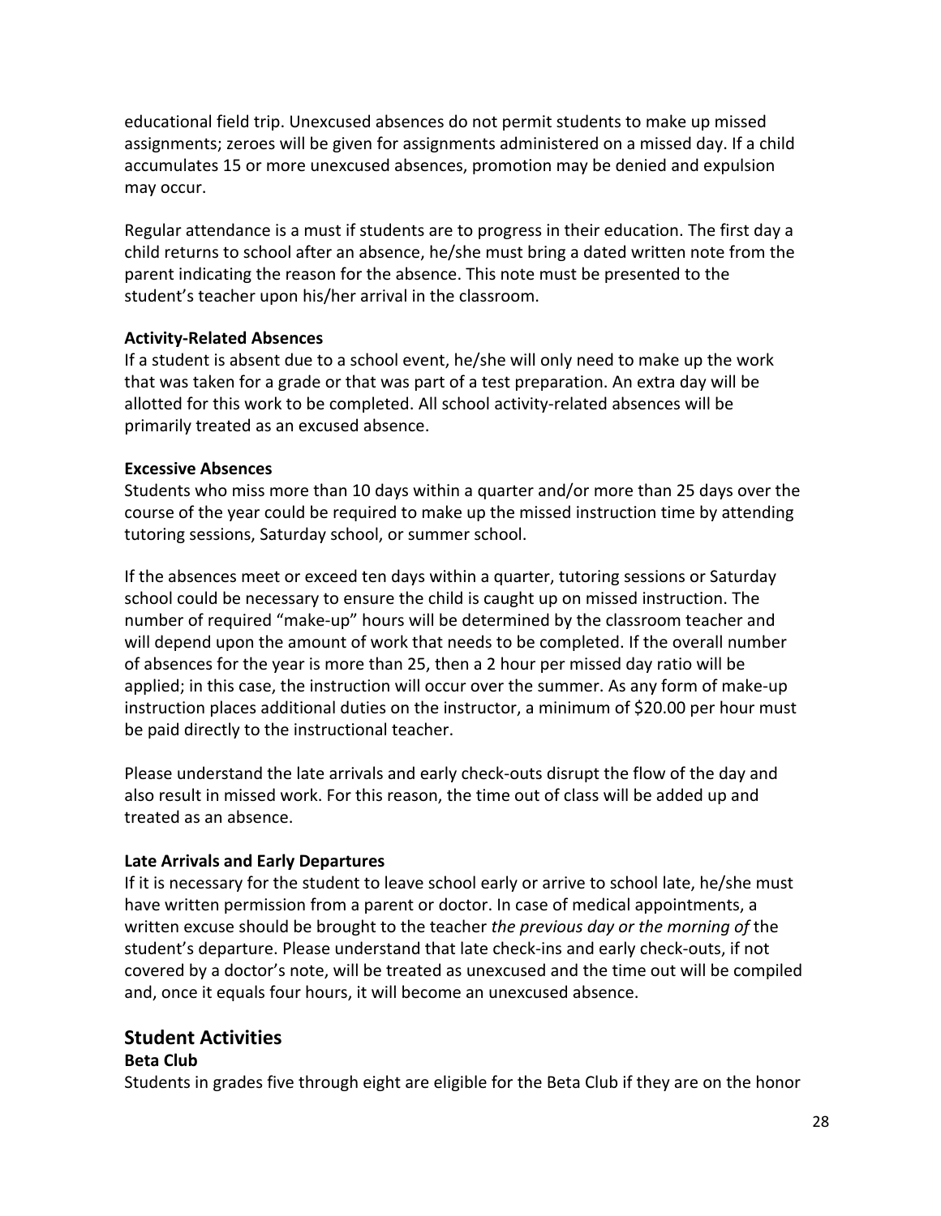educational field trip. Unexcused absences do not permit students to make up missed assignments; zeroes will be given for assignments administered on a missed day. If a child accumulates 15 or more unexcused absences, promotion may be denied and expulsion may occur.

Regular attendance is a must if students are to progress in their education. The first day a child returns to school after an absence, he/she must bring a dated written note from the parent indicating the reason for the absence. This note must be presented to the student's teacher upon his/her arrival in the classroom.

**Activity-Related Absences**

If a student is absent due to a school event, he/she will only need to make up the work that was taken for a grade or that was part of a test preparation. An extra day will be allotted for this work to be completed. All school activity-related absences will be primarily treated as an excused absence.

**Excessive Absences**

Students who miss more than 10 days within a quarter and/or more than 25 days over the course of the year could be required to make up the missed instruction time by attending tutoring sessions, Saturday school, or summer school.

If the absences meet or exceed ten days within a quarter, tutoring sessions or Saturday school could be necessary to ensure the child is caught up on missed instruction. The number of required "make-up" hours will be determined by the classroom teacher and will depend upon the amount of work that needs to be completed. If the overall number of absences for the year is more than 25, then a 2 hour per missed day ratio will be applied; in this case, the instruction will occur over the summer. As any form of make-up instruction places additional duties on the instructor, a minimum of $20.00 per hour must be paid directly to the instructional teacher.

Please understand the late arrivals and early check-outs disrupt the flow of the day and also result in missed work. For this reason, the time out of class will be added up and treated as an absence.

**Late Arrivals and Early Departures**

If it is necessary for the student to leave school early or arrive to school late, he/she must have written permission from a parent or doctor. In case of medical appointments, a written excuse should be brought to the teacher *the previous day or the morning of* the student's departure. Please understand that late check-ins and early check-outs, if not covered by a doctor's note, will be treated as unexcused and the time out will be compiled and, once it equals four hours, it will become an unexcused absence.

## Student Activities

**Beta Club**

Students in grades five through eight are eligible for the Beta Club if they are on the honor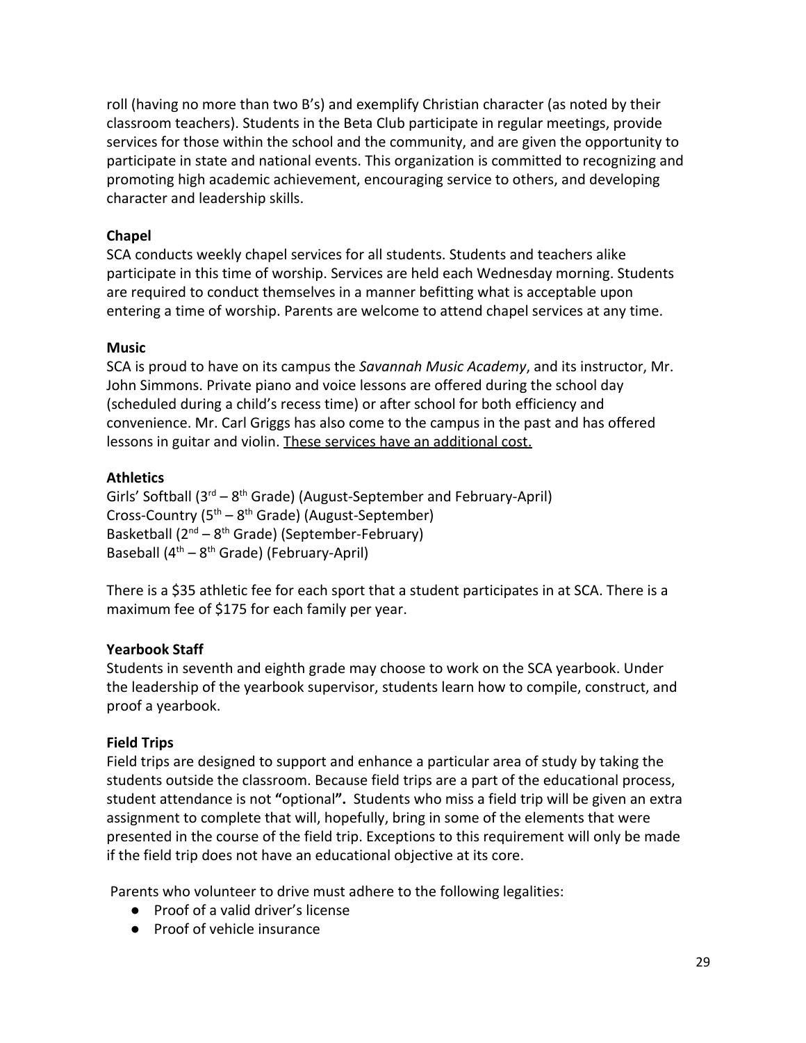roll (having no more than two B's) and exemplify Christian character (as noted by their classroom teachers). Students in the Beta Club participate in regular meetings, provide services for those within the school and the community, and are given the opportunity to participate in state and national events. This organization is committed to recognizing and promoting high academic achievement, encouraging service to others, and developing character and leadership skills.

**Chapel**

SCA conducts weekly chapel services for all students. Students and teachers alike participate in this time of worship. Services are held each Wednesday morning. Students are required to conduct themselves in a manner befitting what is acceptable upon entering a time of worship. Parents are welcome to attend chapel services at any time.

**Music**

SCA is proud to have on its campus the *Savannah Music Academy*, and its instructor, Mr. John Simmons. Private piano and voice lessons are offered during the school day (scheduled during a child's recess time) or after school for both efficiency and convenience. Mr. Carl Griggs has also come to the campus in the past and has offered lessons in guitar and violin. <u>These services have an additional cost.</u>

**Athletics**

Girls' Softball (3rd – 8th Grade) (August-September and February-April)
Cross-Country (5th – 8th Grade) (August-September)
Basketball (2nd – 8th Grade) (September-February)
Baseball (4th – 8th Grade) (February-April)

There is a $35 athletic fee for each sport that a student participates in at SCA. There is a maximum fee of $175 for each family per year.

**Yearbook Staff**

Students in seventh and eighth grade may choose to work on the SCA yearbook. Under the leadership of the yearbook supervisor, students learn how to compile, construct, and proof a yearbook.

**Field Trips**

Field trips are designed to support and enhance a particular area of study by taking the students outside the classroom. Because field trips are a part of the educational process, student attendance is not **"**optional**".** Students who miss a field trip will be given an extra assignment to complete that will, hopefully, bring in some of the elements that were presented in the course of the field trip. Exceptions to this requirement will only be made if the field trip does not have an educational objective at its core.

Parents who volunteer to drive must adhere to the following legalities:

- Proof of a valid driver's license
- Proof of vehicle insurance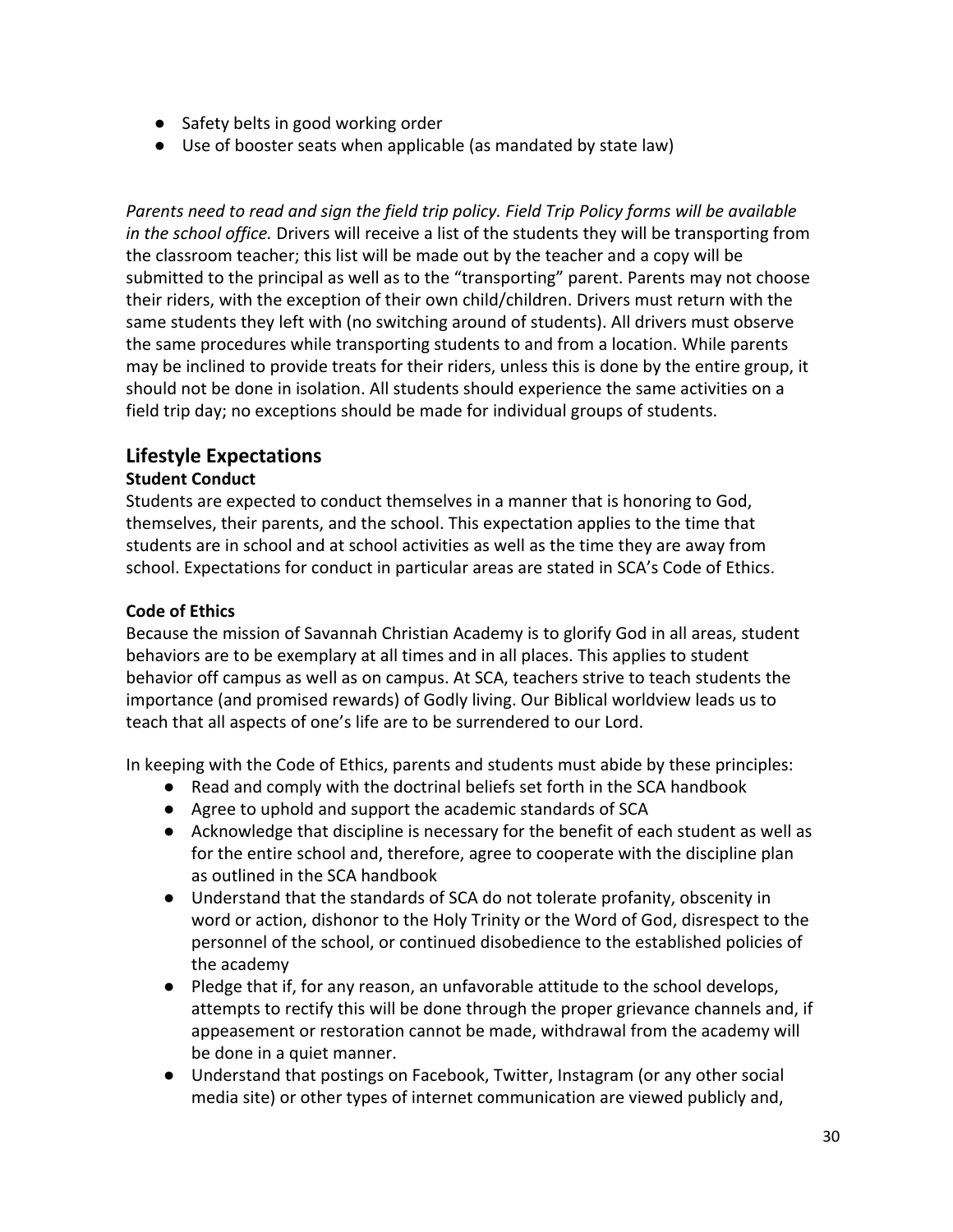- Safety belts in good working order
- Use of booster seats when applicable (as mandated by state law)

*Parents need to read and sign the field trip policy. Field Trip Policy forms will be available in the school office.* Drivers will receive a list of the students they will be transporting from the classroom teacher; this list will be made out by the teacher and a copy will be submitted to the principal as well as to the "transporting" parent. Parents may not choose their riders, with the exception of their own child/children. Drivers must return with the same students they left with (no switching around of students). All drivers must observe the same procedures while transporting students to and from a location. While parents may be inclined to provide treats for their riders, unless this is done by the entire group, it should not be done in isolation. All students should experience the same activities on a field trip day; no exceptions should be made for individual groups of students.

## Lifestyle Expectations

### Student Conduct

Students are expected to conduct themselves in a manner that is honoring to God, themselves, their parents, and the school. This expectation applies to the time that students are in school and at school activities as well as the time they are away from school. Expectations for conduct in particular areas are stated in SCA's Code of Ethics.

### Code of Ethics

Because the mission of Savannah Christian Academy is to glorify God in all areas, student behaviors are to be exemplary at all times and in all places. This applies to student behavior off campus as well as on campus. At SCA, teachers strive to teach students the importance (and promised rewards) of Godly living. Our Biblical worldview leads us to teach that all aspects of one's life are to be surrendered to our Lord.

In keeping with the Code of Ethics, parents and students must abide by these principles:

- Read and comply with the doctrinal beliefs set forth in the SCA handbook
- Agree to uphold and support the academic standards of SCA
- Acknowledge that discipline is necessary for the benefit of each student as well as for the entire school and, therefore, agree to cooperate with the discipline plan as outlined in the SCA handbook
- Understand that the standards of SCA do not tolerate profanity, obscenity in word or action, dishonor to the Holy Trinity or the Word of God, disrespect to the personnel of the school, or continued disobedience to the established policies of the academy
- Pledge that if, for any reason, an unfavorable attitude to the school develops, attempts to rectify this will be done through the proper grievance channels and, if appeasement or restoration cannot be made, withdrawal from the academy will be done in a quiet manner.
- Understand that postings on Facebook, Twitter, Instagram (or any other social media site) or other types of internet communication are viewed publicly and,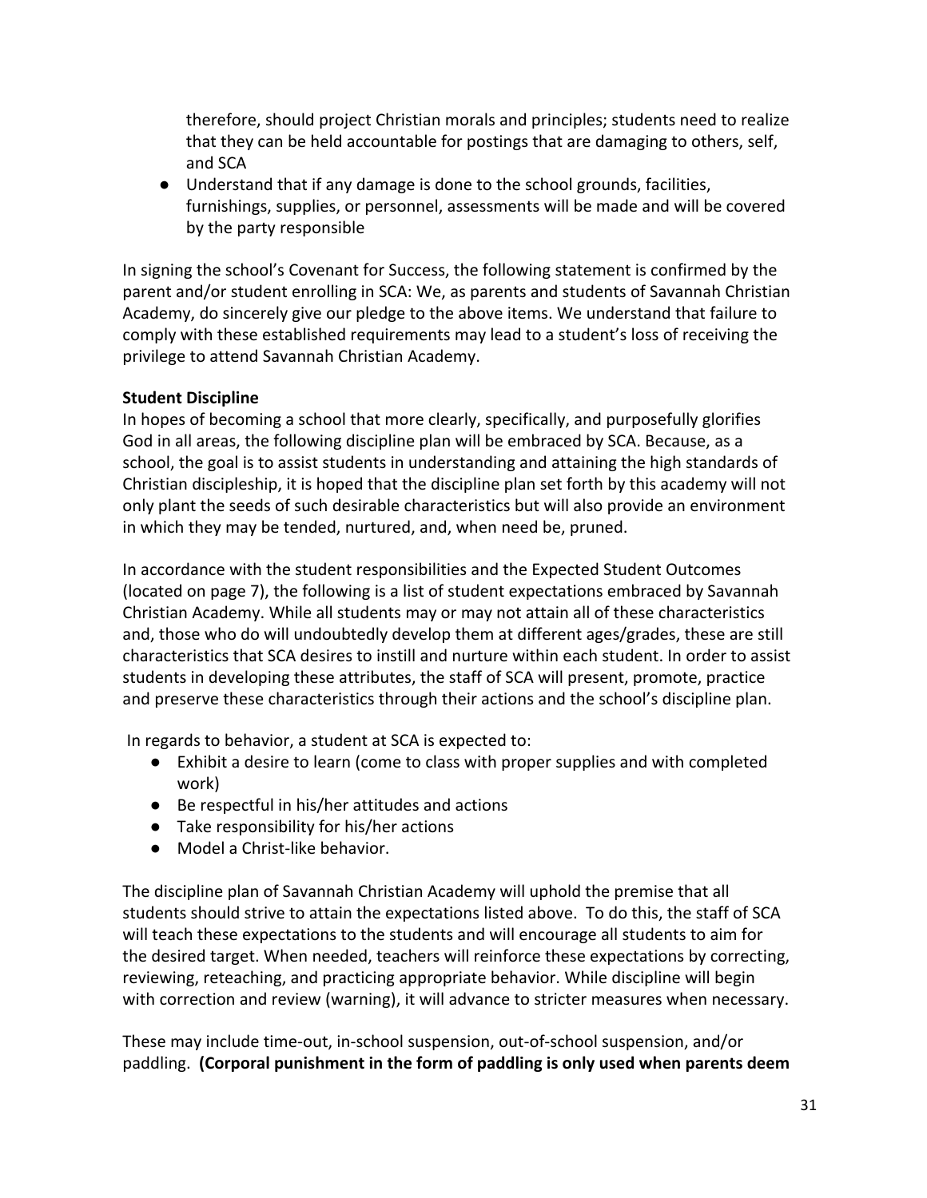therefore, should project Christian morals and principles; students need to realize that they can be held accountable for postings that are damaging to others, self, and SCA

- Understand that if any damage is done to the school grounds, facilities, furnishings, supplies, or personnel, assessments will be made and will be covered by the party responsible

In signing the school's Covenant for Success, the following statement is confirmed by the parent and/or student enrolling in SCA: We, as parents and students of Savannah Christian Academy, do sincerely give our pledge to the above items. We understand that failure to comply with these established requirements may lead to a student's loss of receiving the privilege to attend Savannah Christian Academy.

**Student Discipline**

In hopes of becoming a school that more clearly, specifically, and purposefully glorifies God in all areas, the following discipline plan will be embraced by SCA. Because, as a school, the goal is to assist students in understanding and attaining the high standards of Christian discipleship, it is hoped that the discipline plan set forth by this academy will not only plant the seeds of such desirable characteristics but will also provide an environment in which they may be tended, nurtured, and, when need be, pruned.

In accordance with the student responsibilities and the Expected Student Outcomes (located on page 7), the following is a list of student expectations embraced by Savannah Christian Academy. While all students may or may not attain all of these characteristics and, those who do will undoubtedly develop them at different ages/grades, these are still characteristics that SCA desires to instill and nurture within each student. In order to assist students in developing these attributes, the staff of SCA will present, promote, practice and preserve these characteristics through their actions and the school's discipline plan.

In regards to behavior, a student at SCA is expected to:

- Exhibit a desire to learn (come to class with proper supplies and with completed work)
- Be respectful in his/her attitudes and actions
- Take responsibility for his/her actions
- Model a Christ-like behavior.

The discipline plan of Savannah Christian Academy will uphold the premise that all students should strive to attain the expectations listed above. To do this, the staff of SCA will teach these expectations to the students and will encourage all students to aim for the desired target. When needed, teachers will reinforce these expectations by correcting, reviewing, reteaching, and practicing appropriate behavior. While discipline will begin with correction and review (warning), it will advance to stricter measures when necessary.

These may include time-out, in-school suspension, out-of-school suspension, and/or paddling. **(Corporal punishment in the form of paddling is only used when parents deem**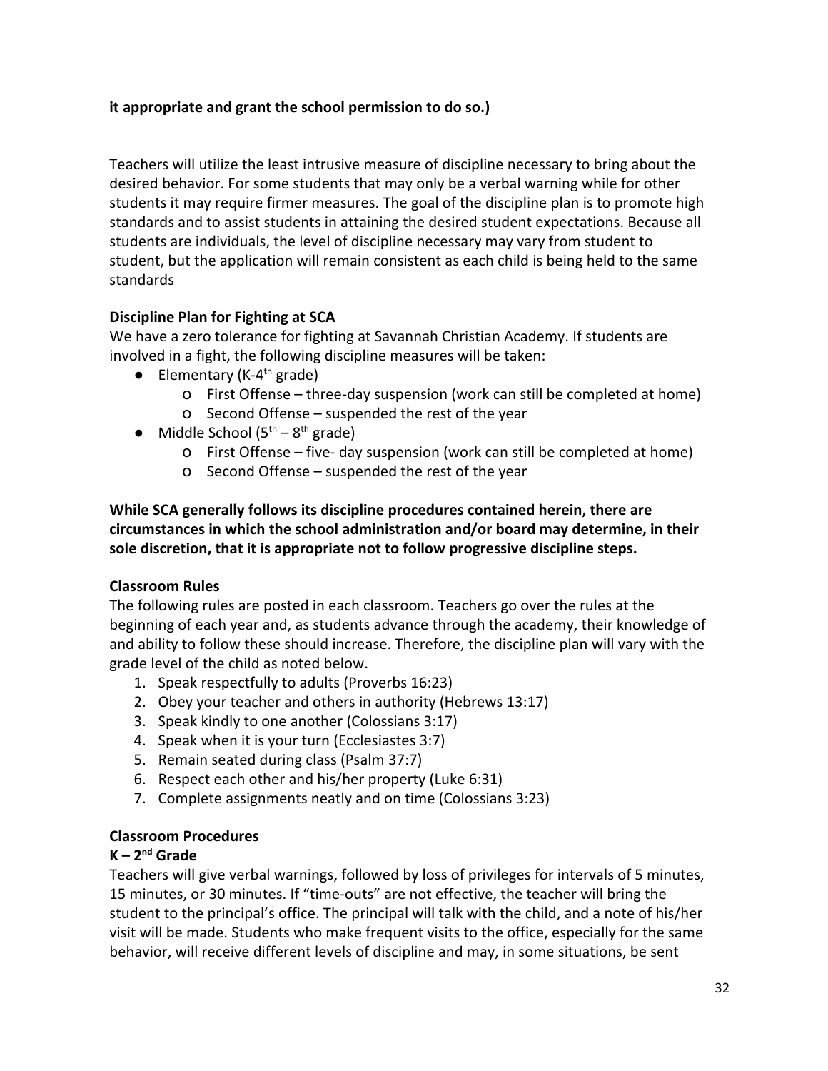**it appropriate and grant the school permission to do so.)**

Teachers will utilize the least intrusive measure of discipline necessary to bring about the desired behavior. For some students that may only be a verbal warning while for other students it may require firmer measures. The goal of the discipline plan is to promote high standards and to assist students in attaining the desired student expectations. Because all students are individuals, the level of discipline necessary may vary from student to student, but the application will remain consistent as each child is being held to the same standards

**Discipline Plan for Fighting at SCA**

We have a zero tolerance for fighting at Savannah Christian Academy. If students are involved in a fight, the following discipline measures will be taken:

- Elementary (K-4th grade)
  - First Offense – three-day suspension (work can still be completed at home)
  - Second Offense – suspended the rest of the year
- Middle School (5th – 8th grade)
  - First Offense – five- day suspension (work can still be completed at home)
  - Second Offense – suspended the rest of the year

**While SCA generally follows its discipline procedures contained herein, there are circumstances in which the school administration and/or board may determine, in their sole discretion, that it is appropriate not to follow progressive discipline steps.**

**Classroom Rules**

The following rules are posted in each classroom. Teachers go over the rules at the beginning of each year and, as students advance through the academy, their knowledge of and ability to follow these should increase. Therefore, the discipline plan will vary with the grade level of the child as noted below.

1. Speak respectfully to adults (Proverbs 16:23)
2. Obey your teacher and others in authority (Hebrews 13:17)
3. Speak kindly to one another (Colossians 3:17)
4. Speak when it is your turn (Ecclesiastes 3:7)
5. Remain seated during class (Psalm 37:7)
6. Respect each other and his/her property (Luke 6:31)
7. Complete assignments neatly and on time (Colossians 3:23)

**Classroom Procedures**

**K – 2nd Grade**

Teachers will give verbal warnings, followed by loss of privileges for intervals of 5 minutes, 15 minutes, or 30 minutes. If "time-outs" are not effective, the teacher will bring the student to the principal's office. The principal will talk with the child, and a note of his/her visit will be made. Students who make frequent visits to the office, especially for the same behavior, will receive different levels of discipline and may, in some situations, be sent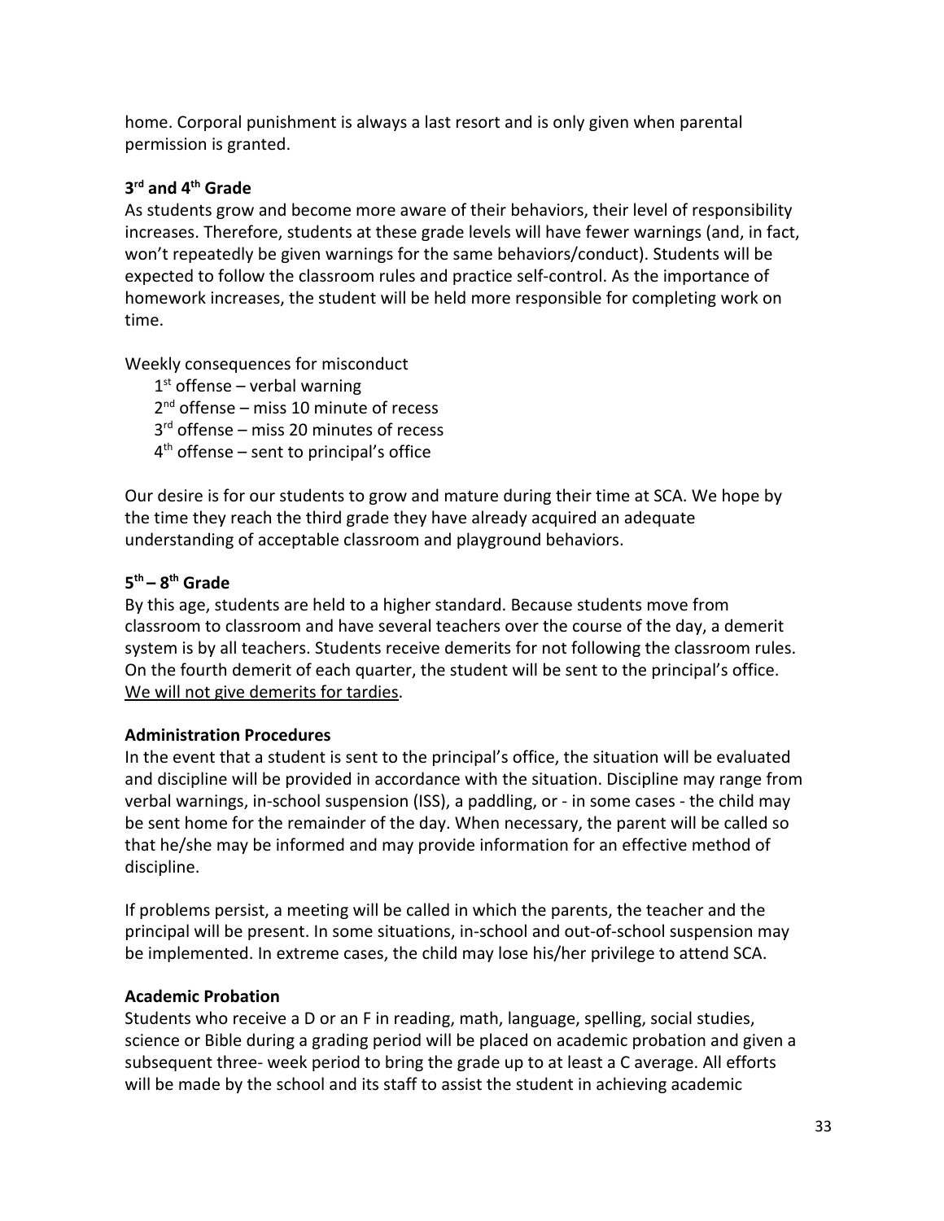home. Corporal punishment is always a last resort and is only given when parental permission is granted.

**3rd and 4th Grade**

As students grow and become more aware of their behaviors, their level of responsibility increases. Therefore, students at these grade levels will have fewer warnings (and, in fact, won't repeatedly be given warnings for the same behaviors/conduct). Students will be expected to follow the classroom rules and practice self-control. As the importance of homework increases, the student will be held more responsible for completing work on time.

Weekly consequences for misconduct

- 1st offense – verbal warning
- 2nd offense – miss 10 minute of recess
- 3rd offense – miss 20 minutes of recess
- 4th offense – sent to principal's office

Our desire is for our students to grow and mature during their time at SCA. We hope by the time they reach the third grade they have already acquired an adequate understanding of acceptable classroom and playground behaviors.

**5th – 8th Grade**

By this age, students are held to a higher standard. Because students move from classroom to classroom and have several teachers over the course of the day, a demerit system is by all teachers. Students receive demerits for not following the classroom rules. On the fourth demerit of each quarter, the student will be sent to the principal's office. <u>We will not give demerits for tardies</u>.

**Administration Procedures**

In the event that a student is sent to the principal's office, the situation will be evaluated and discipline will be provided in accordance with the situation. Discipline may range from verbal warnings, in-school suspension (ISS), a paddling, or - in some cases - the child may be sent home for the remainder of the day. When necessary, the parent will be called so that he/she may be informed and may provide information for an effective method of discipline.

If problems persist, a meeting will be called in which the parents, the teacher and the principal will be present. In some situations, in-school and out-of-school suspension may be implemented. In extreme cases, the child may lose his/her privilege to attend SCA.

**Academic Probation**

Students who receive a D or an F in reading, math, language, spelling, social studies, science or Bible during a grading period will be placed on academic probation and given a subsequent three- week period to bring the grade up to at least a C average. All efforts will be made by the school and its staff to assist the student in achieving academic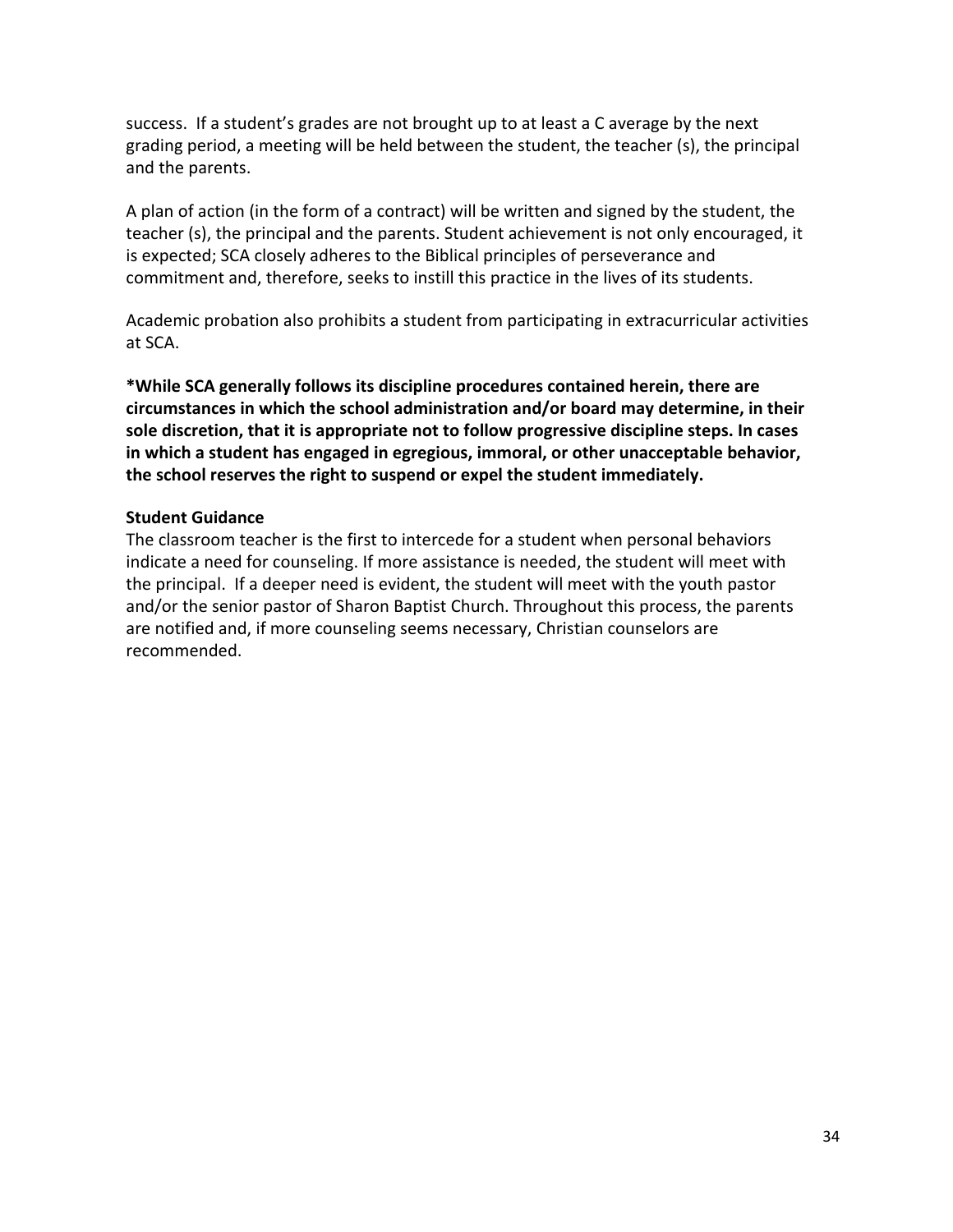success. If a student's grades are not brought up to at least a C average by the next grading period, a meeting will be held between the student, the teacher (s), the principal and the parents.

A plan of action (in the form of a contract) will be written and signed by the student, the teacher (s), the principal and the parents. Student achievement is not only encouraged, it is expected; SCA closely adheres to the Biblical principles of perseverance and commitment and, therefore, seeks to instill this practice in the lives of its students.

Academic probation also prohibits a student from participating in extracurricular activities at SCA.

**\*While SCA generally follows its discipline procedures contained herein, there are circumstances in which the school administration and/or board may determine, in their sole discretion, that it is appropriate not to follow progressive discipline steps. In cases in which a student has engaged in egregious, immoral, or other unacceptable behavior, the school reserves the right to suspend or expel the student immediately.**

**Student Guidance**

The classroom teacher is the first to intercede for a student when personal behaviors indicate a need for counseling. If more assistance is needed, the student will meet with the principal. If a deeper need is evident, the student will meet with the youth pastor and/or the senior pastor of Sharon Baptist Church. Throughout this process, the parents are notified and, if more counseling seems necessary, Christian counselors are recommended.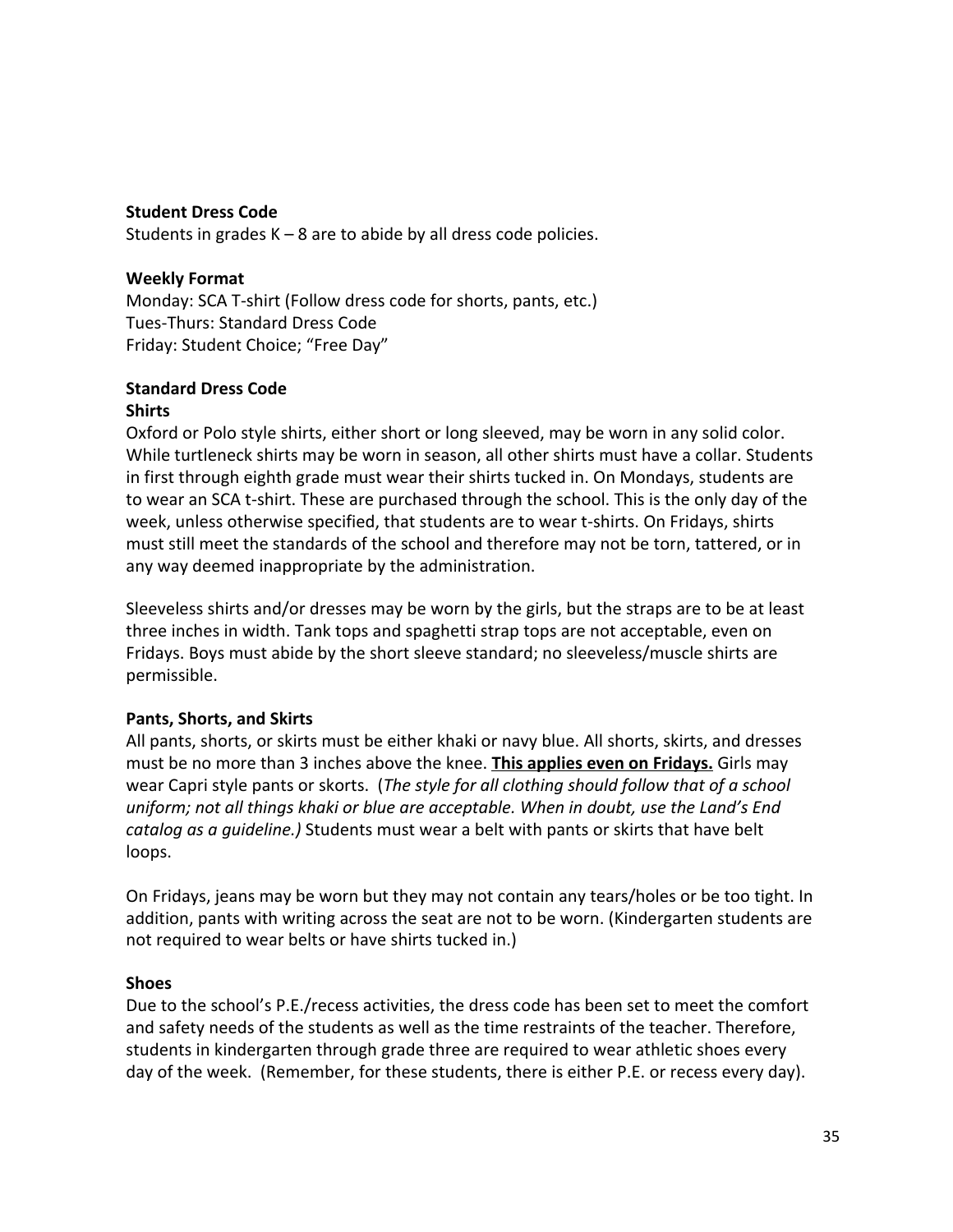**Student Dress Code**

Students in grades K – 8 are to abide by all dress code policies.

**Weekly Format**

Monday: SCA T-shirt (Follow dress code for shorts, pants, etc.)
Tues-Thurs: Standard Dress Code
Friday: Student Choice; "Free Day"

**Standard Dress Code**

**Shirts**

Oxford or Polo style shirts, either short or long sleeved, may be worn in any solid color. While turtleneck shirts may be worn in season, all other shirts must have a collar. Students in first through eighth grade must wear their shirts tucked in. On Mondays, students are to wear an SCA t-shirt. These are purchased through the school. This is the only day of the week, unless otherwise specified, that students are to wear t-shirts. On Fridays, shirts must still meet the standards of the school and therefore may not be torn, tattered, or in any way deemed inappropriate by the administration.

Sleeveless shirts and/or dresses may be worn by the girls, but the straps are to be at least three inches in width. Tank tops and spaghetti strap tops are not acceptable, even on Fridays. Boys must abide by the short sleeve standard; no sleeveless/muscle shirts are permissible.

**Pants, Shorts, and Skirts**

All pants, shorts, or skirts must be either khaki or navy blue. All shorts, skirts, and dresses must be no more than 3 inches above the knee. **<u>This applies even on Fridays.</u>** Girls may wear Capri style pants or skorts. (*The style for all clothing should follow that of a school uniform; not all things khaki or blue are acceptable. When in doubt, use the Land's End catalog as a guideline.)* Students must wear a belt with pants or skirts that have belt loops.

On Fridays, jeans may be worn but they may not contain any tears/holes or be too tight. In addition, pants with writing across the seat are not to be worn. (Kindergarten students are not required to wear belts or have shirts tucked in.)

**Shoes**

Due to the school's P.E./recess activities, the dress code has been set to meet the comfort and safety needs of the students as well as the time restraints of the teacher. Therefore, students in kindergarten through grade three are required to wear athletic shoes every day of the week. (Remember, for these students, there is either P.E. or recess every day).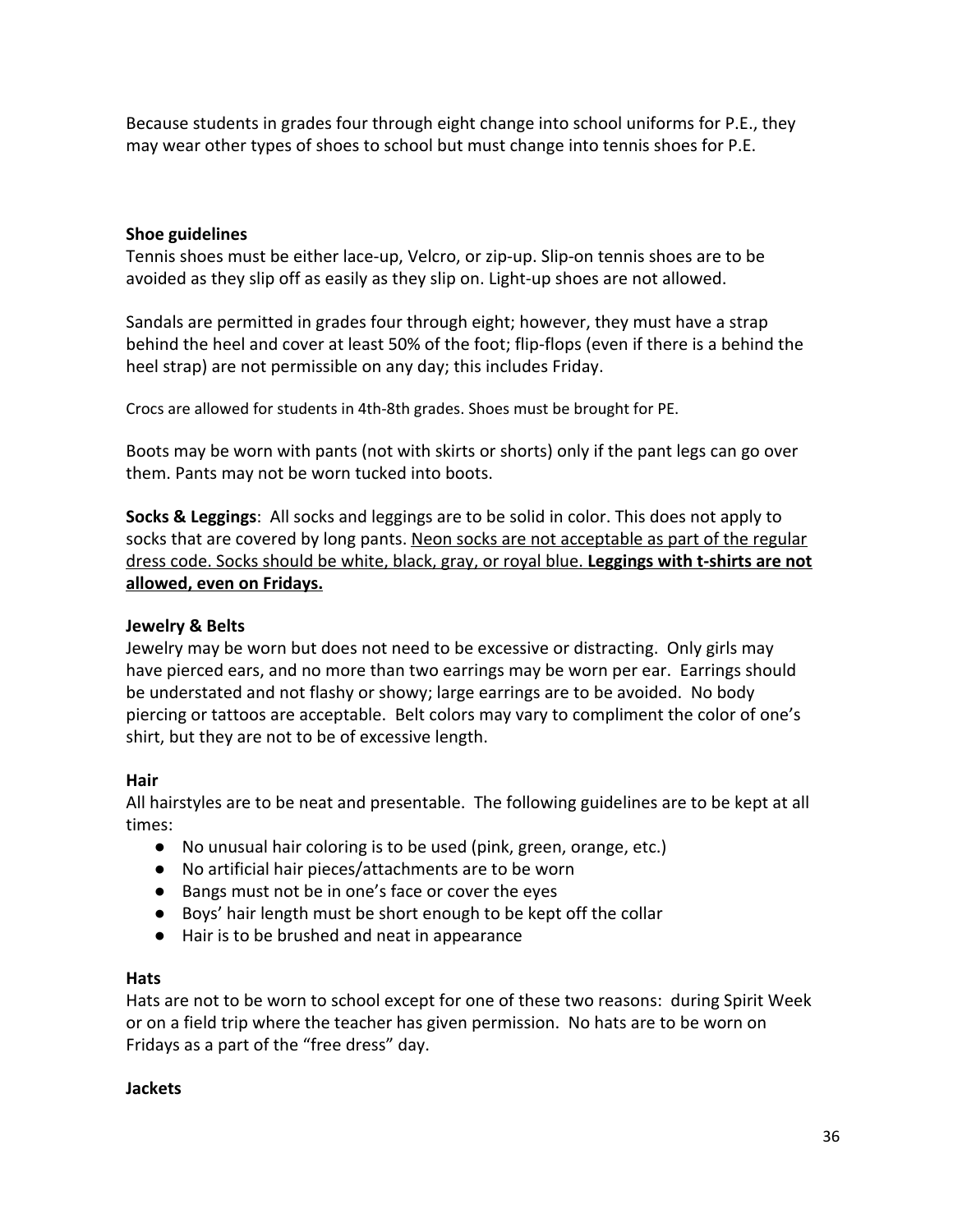Because students in grades four through eight change into school uniforms for P.E., they may wear other types of shoes to school but must change into tennis shoes for P.E.

**Shoe guidelines**

Tennis shoes must be either lace-up, Velcro, or zip-up. Slip-on tennis shoes are to be avoided as they slip off as easily as they slip on. Light-up shoes are not allowed.

Sandals are permitted in grades four through eight; however, they must have a strap behind the heel and cover at least 50% of the foot; flip-flops (even if there is a behind the heel strap) are not permissible on any day; this includes Friday.

Crocs are allowed for students in 4th-8th grades. Shoes must be brought for PE.

Boots may be worn with pants (not with skirts or shorts) only if the pant legs can go over them. Pants may not be worn tucked into boots.

**Socks & Leggings**: All socks and leggings are to be solid in color. This does not apply to socks that are covered by long pants. <u>Neon socks are not acceptable as part of the regular dress code. Socks should be white, black, gray, or royal blue.</u> <u>**Leggings with t-shirts are not allowed, even on Fridays.**</u>

**Jewelry & Belts**

Jewelry may be worn but does not need to be excessive or distracting. Only girls may have pierced ears, and no more than two earrings may be worn per ear. Earrings should be understated and not flashy or showy; large earrings are to be avoided. No body piercing or tattoos are acceptable. Belt colors may vary to compliment the color of one's shirt, but they are not to be of excessive length.

**Hair**

All hairstyles are to be neat and presentable. The following guidelines are to be kept at all times:

- No unusual hair coloring is to be used (pink, green, orange, etc.)
- No artificial hair pieces/attachments are to be worn
- Bangs must not be in one's face or cover the eyes
- Boys' hair length must be short enough to be kept off the collar
- Hair is to be brushed and neat in appearance

**Hats**

Hats are not to be worn to school except for one of these two reasons: during Spirit Week or on a field trip where the teacher has given permission. No hats are to be worn on Fridays as a part of the "free dress" day.

**Jackets**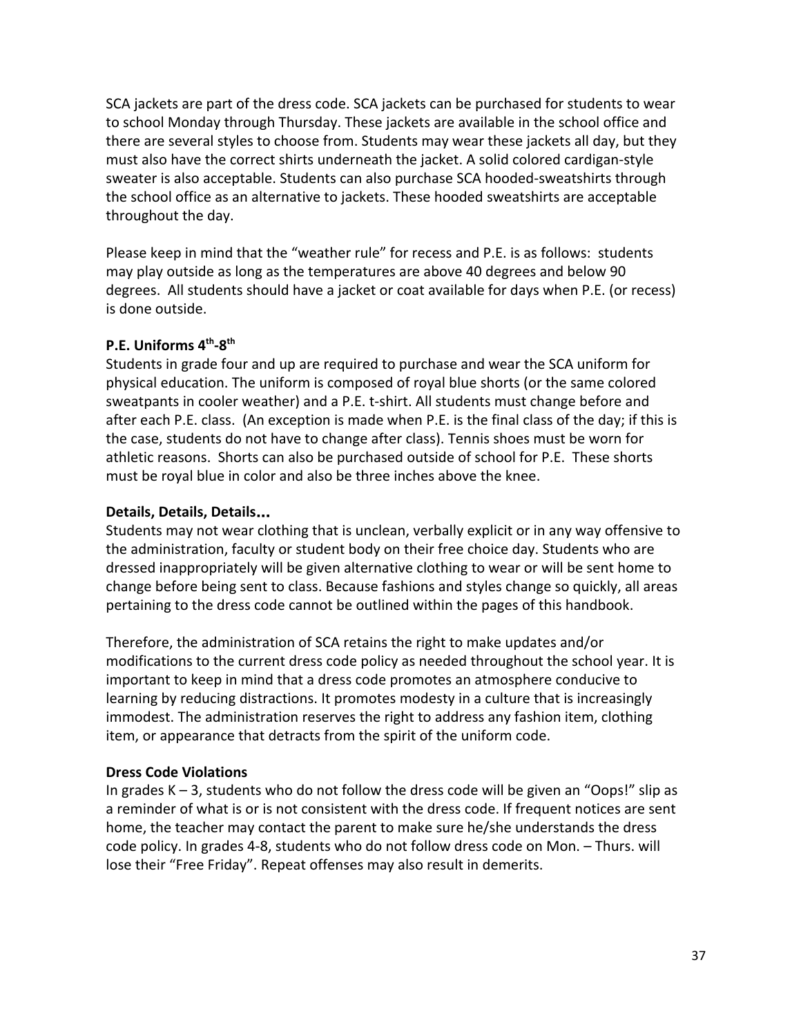SCA jackets are part of the dress code. SCA jackets can be purchased for students to wear to school Monday through Thursday. These jackets are available in the school office and there are several styles to choose from. Students may wear these jackets all day, but they must also have the correct shirts underneath the jacket. A solid colored cardigan-style sweater is also acceptable. Students can also purchase SCA hooded-sweatshirts through the school office as an alternative to jackets. These hooded sweatshirts are acceptable throughout the day.

Please keep in mind that the "weather rule" for recess and P.E. is as follows: students may play outside as long as the temperatures are above 40 degrees and below 90 degrees. All students should have a jacket or coat available for days when P.E. (or recess) is done outside.

**P.E. Uniforms 4th-8th**

Students in grade four and up are required to purchase and wear the SCA uniform for physical education. The uniform is composed of royal blue shorts (or the same colored sweatpants in cooler weather) and a P.E. t-shirt. All students must change before and after each P.E. class. (An exception is made when P.E. is the final class of the day; if this is the case, students do not have to change after class). Tennis shoes must be worn for athletic reasons. Shorts can also be purchased outside of school for P.E. These shorts must be royal blue in color and also be three inches above the knee.

**Details, Details, Details…**

Students may not wear clothing that is unclean, verbally explicit or in any way offensive to the administration, faculty or student body on their free choice day. Students who are dressed inappropriately will be given alternative clothing to wear or will be sent home to change before being sent to class. Because fashions and styles change so quickly, all areas pertaining to the dress code cannot be outlined within the pages of this handbook.

Therefore, the administration of SCA retains the right to make updates and/or modifications to the current dress code policy as needed throughout the school year. It is important to keep in mind that a dress code promotes an atmosphere conducive to learning by reducing distractions. It promotes modesty in a culture that is increasingly immodest. The administration reserves the right to address any fashion item, clothing item, or appearance that detracts from the spirit of the uniform code.

**Dress Code Violations**

In grades K – 3, students who do not follow the dress code will be given an "Oops!" slip as a reminder of what is or is not consistent with the dress code. If frequent notices are sent home, the teacher may contact the parent to make sure he/she understands the dress code policy. In grades 4-8, students who do not follow dress code on Mon. – Thurs. will lose their "Free Friday". Repeat offenses may also result in demerits.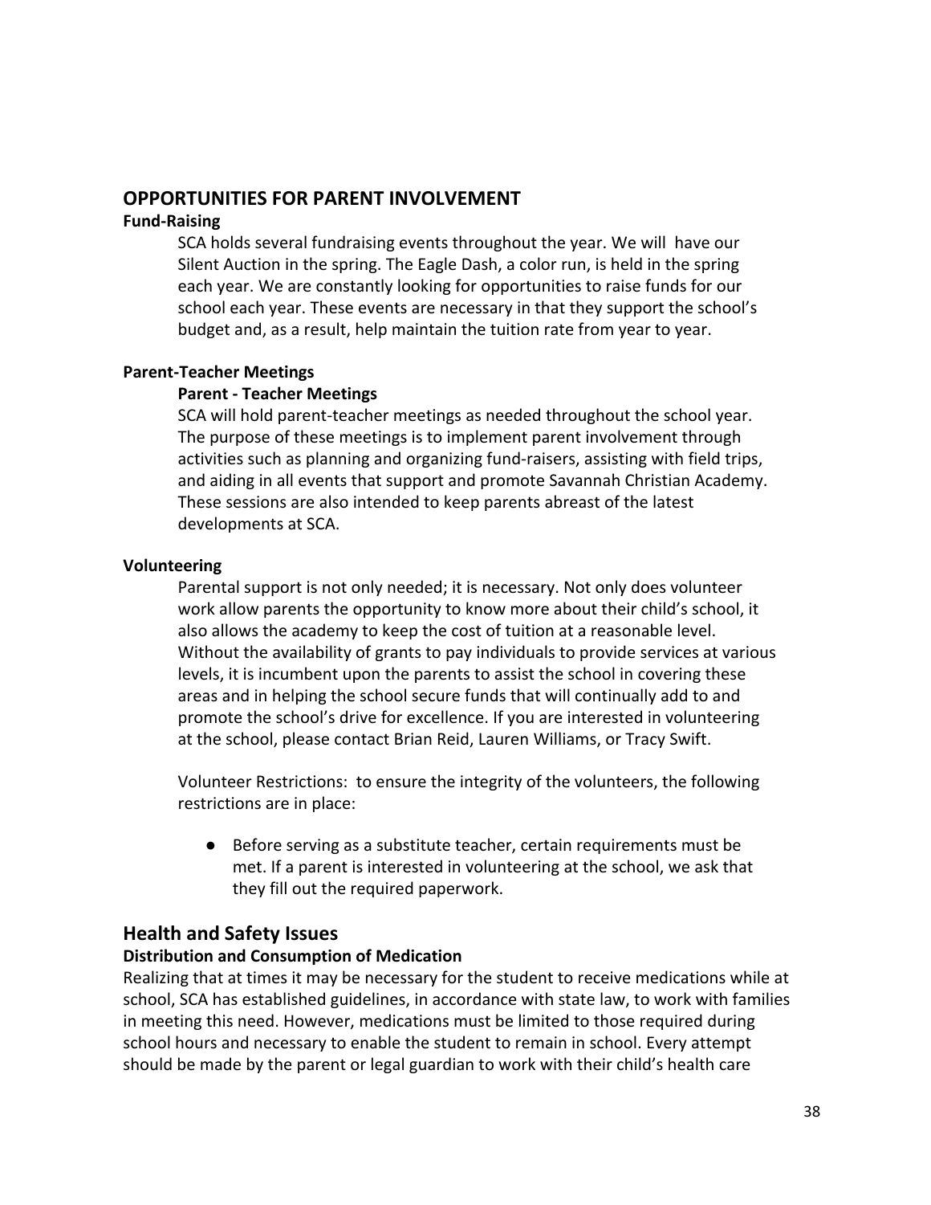## OPPORTUNITIES FOR PARENT INVOLVEMENT

### Fund-Raising

SCA holds several fundraising events throughout the year. We will have our Silent Auction in the spring. The Eagle Dash, a color run, is held in the spring each year. We are constantly looking for opportunities to raise funds for our school each year. These events are necessary in that they support the school's budget and, as a result, help maintain the tuition rate from year to year.

### Parent-Teacher Meetings

#### Parent - Teacher Meetings

SCA will hold parent-teacher meetings as needed throughout the school year. The purpose of these meetings is to implement parent involvement through activities such as planning and organizing fund-raisers, assisting with field trips, and aiding in all events that support and promote Savannah Christian Academy. These sessions are also intended to keep parents abreast of the latest developments at SCA.

### Volunteering

Parental support is not only needed; it is necessary. Not only does volunteer work allow parents the opportunity to know more about their child's school, it also allows the academy to keep the cost of tuition at a reasonable level. Without the availability of grants to pay individuals to provide services at various levels, it is incumbent upon the parents to assist the school in covering these areas and in helping the school secure funds that will continually add to and promote the school's drive for excellence. If you are interested in volunteering at the school, please contact Brian Reid, Lauren Williams, or Tracy Swift.

Volunteer Restrictions: to ensure the integrity of the volunteers, the following restrictions are in place:

- Before serving as a substitute teacher, certain requirements must be met. If a parent is interested in volunteering at the school, we ask that they fill out the required paperwork.

## Health and Safety Issues

### Distribution and Consumption of Medication

Realizing that at times it may be necessary for the student to receive medications while at school, SCA has established guidelines, in accordance with state law, to work with families in meeting this need. However, medications must be limited to those required during school hours and necessary to enable the student to remain in school. Every attempt should be made by the parent or legal guardian to work with their child's health care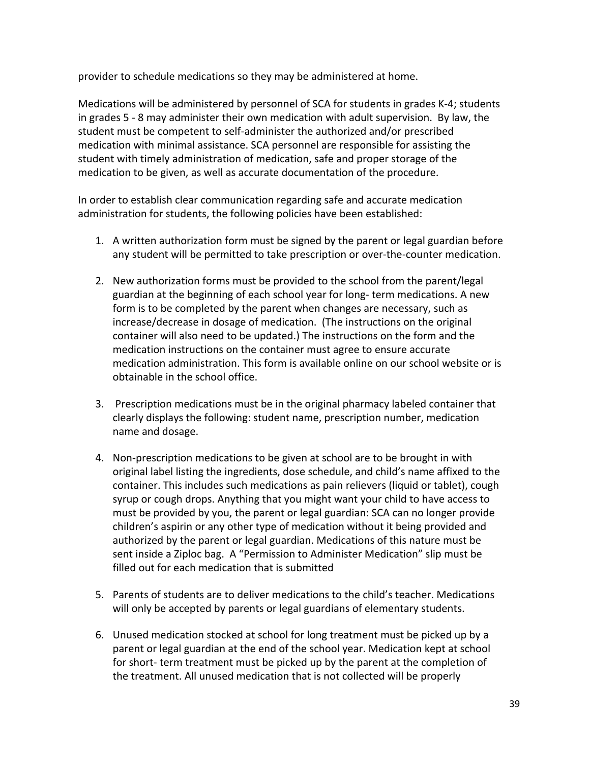provider to schedule medications so they may be administered at home.

Medications will be administered by personnel of SCA for students in grades K-4; students in grades 5 - 8 may administer their own medication with adult supervision. By law, the student must be competent to self-administer the authorized and/or prescribed medication with minimal assistance. SCA personnel are responsible for assisting the student with timely administration of medication, safe and proper storage of the medication to be given, as well as accurate documentation of the procedure.

In order to establish clear communication regarding safe and accurate medication administration for students, the following policies have been established:

1. A written authorization form must be signed by the parent or legal guardian before any student will be permitted to take prescription or over-the-counter medication.

2. New authorization forms must be provided to the school from the parent/legal guardian at the beginning of each school year for long- term medications. A new form is to be completed by the parent when changes are necessary, such as increase/decrease in dosage of medication. (The instructions on the original container will also need to be updated.) The instructions on the form and the medication instructions on the container must agree to ensure accurate medication administration. This form is available online on our school website or is obtainable in the school office.

3. Prescription medications must be in the original pharmacy labeled container that clearly displays the following: student name, prescription number, medication name and dosage.

4. Non-prescription medications to be given at school are to be brought in with original label listing the ingredients, dose schedule, and child's name affixed to the container. This includes such medications as pain relievers (liquid or tablet), cough syrup or cough drops. Anything that you might want your child to have access to must be provided by you, the parent or legal guardian: SCA can no longer provide children's aspirin or any other type of medication without it being provided and authorized by the parent or legal guardian. Medications of this nature must be sent inside a Ziploc bag. A "Permission to Administer Medication" slip must be filled out for each medication that is submitted

5. Parents of students are to deliver medications to the child's teacher. Medications will only be accepted by parents or legal guardians of elementary students.

6. Unused medication stocked at school for long treatment must be picked up by a parent or legal guardian at the end of the school year. Medication kept at school for short- term treatment must be picked up by the parent at the completion of the treatment. All unused medication that is not collected will be properly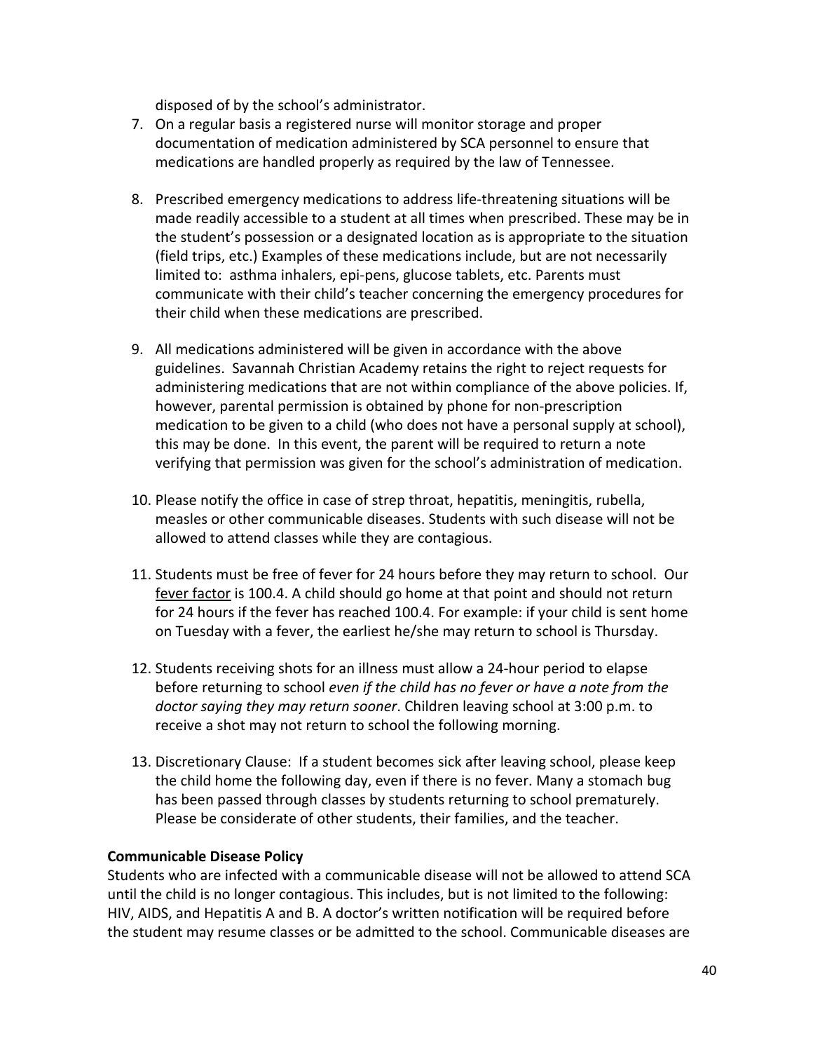disposed of by the school's administrator.

7. On a regular basis a registered nurse will monitor storage and proper documentation of medication administered by SCA personnel to ensure that medications are handled properly as required by the law of Tennessee.

8. Prescribed emergency medications to address life-threatening situations will be made readily accessible to a student at all times when prescribed. These may be in the student's possession or a designated location as is appropriate to the situation (field trips, etc.) Examples of these medications include, but are not necessarily limited to: asthma inhalers, epi-pens, glucose tablets, etc. Parents must communicate with their child's teacher concerning the emergency procedures for their child when these medications are prescribed.

9. All medications administered will be given in accordance with the above guidelines. Savannah Christian Academy retains the right to reject requests for administering medications that are not within compliance of the above policies. If, however, parental permission is obtained by phone for non-prescription medication to be given to a child (who does not have a personal supply at school), this may be done. In this event, the parent will be required to return a note verifying that permission was given for the school's administration of medication.

10. Please notify the office in case of strep throat, hepatitis, meningitis, rubella, measles or other communicable diseases. Students with such disease will not be allowed to attend classes while they are contagious.

11. Students must be free of fever for 24 hours before they may return to school. Our <u>fever factor</u> is 100.4. A child should go home at that point and should not return for 24 hours if the fever has reached 100.4. For example: if your child is sent home on Tuesday with a fever, the earliest he/she may return to school is Thursday.

12. Students receiving shots for an illness must allow a 24-hour period to elapse before returning to school *even if the child has no fever or have a note from the doctor saying they may return sooner*. Children leaving school at 3:00 p.m. to receive a shot may not return to school the following morning.

13. Discretionary Clause: If a student becomes sick after leaving school, please keep the child home the following day, even if there is no fever. Many a stomach bug has been passed through classes by students returning to school prematurely. Please be considerate of other students, their families, and the teacher.

**Communicable Disease Policy**

Students who are infected with a communicable disease will not be allowed to attend SCA until the child is no longer contagious. This includes, but is not limited to the following: HIV, AIDS, and Hepatitis A and B. A doctor's written notification will be required before the student may resume classes or be admitted to the school. Communicable diseases are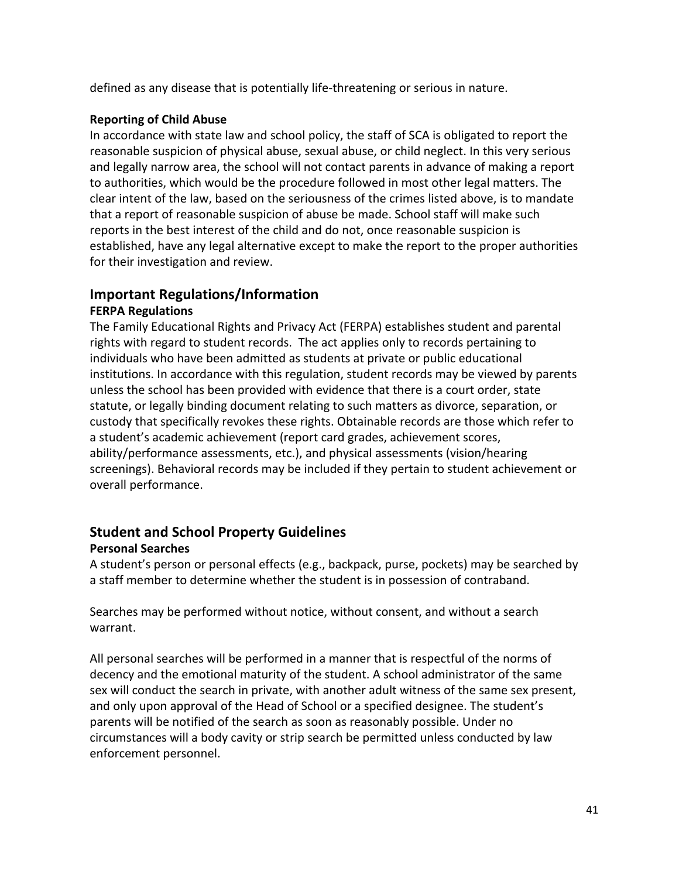defined as any disease that is potentially life-threatening or serious in nature.

**Reporting of Child Abuse**

In accordance with state law and school policy, the staff of SCA is obligated to report the reasonable suspicion of physical abuse, sexual abuse, or child neglect. In this very serious and legally narrow area, the school will not contact parents in advance of making a report to authorities, which would be the procedure followed in most other legal matters. The clear intent of the law, based on the seriousness of the crimes listed above, is to mandate that a report of reasonable suspicion of abuse be made. School staff will make such reports in the best interest of the child and do not, once reasonable suspicion is established, have any legal alternative except to make the report to the proper authorities for their investigation and review.

## Important Regulations/Information

**FERPA Regulations**

The Family Educational Rights and Privacy Act (FERPA) establishes student and parental rights with regard to student records. The act applies only to records pertaining to individuals who have been admitted as students at private or public educational institutions. In accordance with this regulation, student records may be viewed by parents unless the school has been provided with evidence that there is a court order, state statute, or legally binding document relating to such matters as divorce, separation, or custody that specifically revokes these rights. Obtainable records are those which refer to a student's academic achievement (report card grades, achievement scores, ability/performance assessments, etc.), and physical assessments (vision/hearing screenings). Behavioral records may be included if they pertain to student achievement or overall performance.

## Student and School Property Guidelines

**Personal Searches**

A student's person or personal effects (e.g., backpack, purse, pockets) may be searched by a staff member to determine whether the student is in possession of contraband.

Searches may be performed without notice, without consent, and without a search warrant.

All personal searches will be performed in a manner that is respectful of the norms of decency and the emotional maturity of the student. A school administrator of the same sex will conduct the search in private, with another adult witness of the same sex present, and only upon approval of the Head of School or a specified designee. The student's parents will be notified of the search as soon as reasonably possible. Under no circumstances will a body cavity or strip search be permitted unless conducted by law enforcement personnel.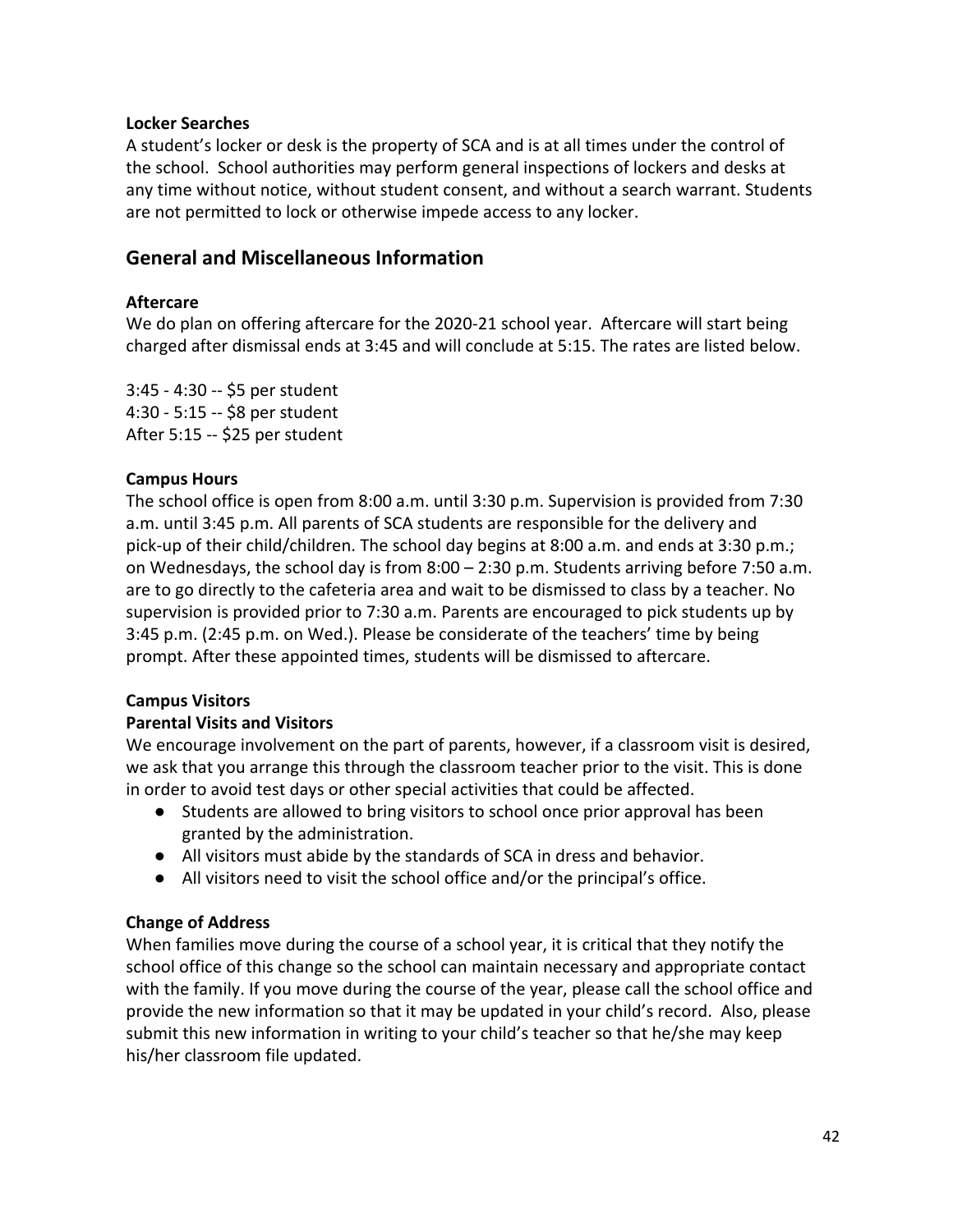**Locker Searches**

A student's locker or desk is the property of SCA and is at all times under the control of the school. School authorities may perform general inspections of lockers and desks at any time without notice, without student consent, and without a search warrant. Students are not permitted to lock or otherwise impede access to any locker.

## General and Miscellaneous Information

**Aftercare**

We do plan on offering aftercare for the 2020-21 school year. Aftercare will start being charged after dismissal ends at 3:45 and will conclude at 5:15. The rates are listed below.

3:45 - 4:30 -- $5 per student
4:30 - 5:15 -- $8 per student
After 5:15 -- $25 per student

**Campus Hours**

The school office is open from 8:00 a.m. until 3:30 p.m. Supervision is provided from 7:30 a.m. until 3:45 p.m. All parents of SCA students are responsible for the delivery and pick-up of their child/children. The school day begins at 8:00 a.m. and ends at 3:30 p.m.; on Wednesdays, the school day is from 8:00 – 2:30 p.m. Students arriving before 7:50 a.m. are to go directly to the cafeteria area and wait to be dismissed to class by a teacher. No supervision is provided prior to 7:30 a.m. Parents are encouraged to pick students up by 3:45 p.m. (2:45 p.m. on Wed.). Please be considerate of the teachers' time by being prompt. After these appointed times, students will be dismissed to aftercare.

**Campus Visitors**

**Parental Visits and Visitors**

We encourage involvement on the part of parents, however, if a classroom visit is desired, we ask that you arrange this through the classroom teacher prior to the visit. This is done in order to avoid test days or other special activities that could be affected.

- Students are allowed to bring visitors to school once prior approval has been granted by the administration.
- All visitors must abide by the standards of SCA in dress and behavior.
- All visitors need to visit the school office and/or the principal's office.

**Change of Address**

When families move during the course of a school year, it is critical that they notify the school office of this change so the school can maintain necessary and appropriate contact with the family. If you move during the course of the year, please call the school office and provide the new information so that it may be updated in your child's record. Also, please submit this new information in writing to your child's teacher so that he/she may keep his/her classroom file updated.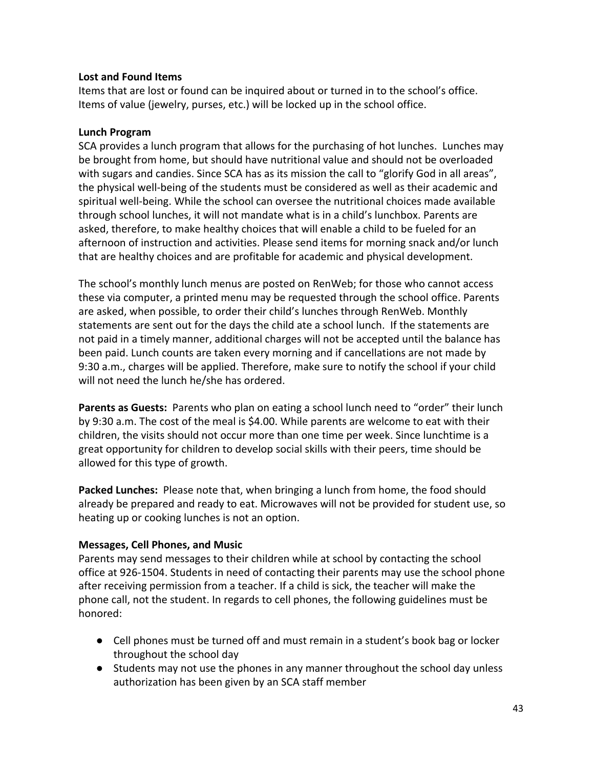**Lost and Found Items**

Items that are lost or found can be inquired about or turned in to the school's office. Items of value (jewelry, purses, etc.) will be locked up in the school office.

**Lunch Program**

SCA provides a lunch program that allows for the purchasing of hot lunches. Lunches may be brought from home, but should have nutritional value and should not be overloaded with sugars and candies. Since SCA has as its mission the call to "glorify God in all areas", the physical well-being of the students must be considered as well as their academic and spiritual well-being. While the school can oversee the nutritional choices made available through school lunches, it will not mandate what is in a child's lunchbox. Parents are asked, therefore, to make healthy choices that will enable a child to be fueled for an afternoon of instruction and activities. Please send items for morning snack and/or lunch that are healthy choices and are profitable for academic and physical development.

The school's monthly lunch menus are posted on RenWeb; for those who cannot access these via computer, a printed menu may be requested through the school office. Parents are asked, when possible, to order their child's lunches through RenWeb. Monthly statements are sent out for the days the child ate a school lunch. If the statements are not paid in a timely manner, additional charges will not be accepted until the balance has been paid. Lunch counts are taken every morning and if cancellations are not made by 9:30 a.m., charges will be applied. Therefore, make sure to notify the school if your child will not need the lunch he/she has ordered.

**Parents as Guests:** Parents who plan on eating a school lunch need to "order" their lunch by 9:30 a.m. The cost of the meal is $4.00. While parents are welcome to eat with their children, the visits should not occur more than one time per week. Since lunchtime is a great opportunity for children to develop social skills with their peers, time should be allowed for this type of growth.

**Packed Lunches:** Please note that, when bringing a lunch from home, the food should already be prepared and ready to eat. Microwaves will not be provided for student use, so heating up or cooking lunches is not an option.

**Messages, Cell Phones, and Music**

Parents may send messages to their children while at school by contacting the school office at 926-1504. Students in need of contacting their parents may use the school phone after receiving permission from a teacher. If a child is sick, the teacher will make the phone call, not the student. In regards to cell phones, the following guidelines must be honored:

- Cell phones must be turned off and must remain in a student's book bag or locker throughout the school day
- Students may not use the phones in any manner throughout the school day unless authorization has been given by an SCA staff member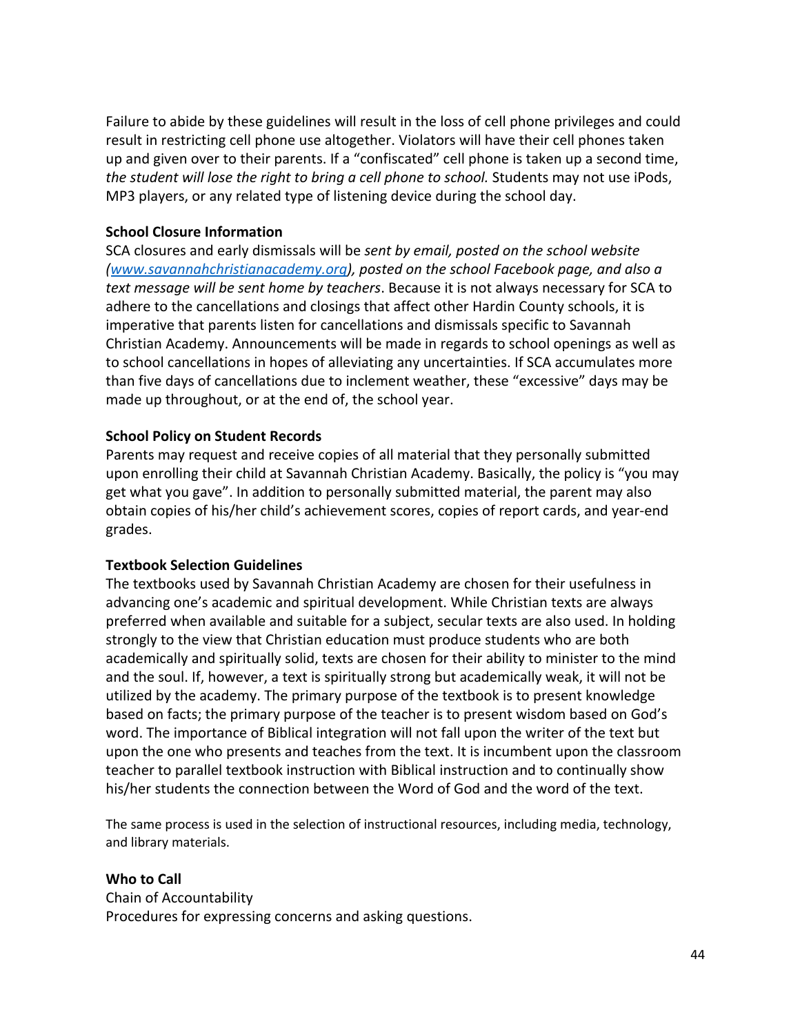Failure to abide by these guidelines will result in the loss of cell phone privileges and could result in restricting cell phone use altogether. Violators will have their cell phones taken up and given over to their parents. If a "confiscated" cell phone is taken up a second time, *the student will lose the right to bring a cell phone to school.* Students may not use iPods, MP3 players, or any related type of listening device during the school day.

**School Closure Information**

SCA closures and early dismissals will be *sent by email, posted on the school website ([www.savannahchristianacademy.org](http://www.savannahchristianacademy.org)), posted on the school Facebook page, and also a text message will be sent home by teachers*. Because it is not always necessary for SCA to adhere to the cancellations and closings that affect other Hardin County schools, it is imperative that parents listen for cancellations and dismissals specific to Savannah Christian Academy. Announcements will be made in regards to school openings as well as to school cancellations in hopes of alleviating any uncertainties. If SCA accumulates more than five days of cancellations due to inclement weather, these "excessive" days may be made up throughout, or at the end of, the school year.

**School Policy on Student Records**

Parents may request and receive copies of all material that they personally submitted upon enrolling their child at Savannah Christian Academy. Basically, the policy is "you may get what you gave". In addition to personally submitted material, the parent may also obtain copies of his/her child's achievement scores, copies of report cards, and year-end grades.

**Textbook Selection Guidelines**

The textbooks used by Savannah Christian Academy are chosen for their usefulness in advancing one's academic and spiritual development. While Christian texts are always preferred when available and suitable for a subject, secular texts are also used. In holding strongly to the view that Christian education must produce students who are both academically and spiritually solid, texts are chosen for their ability to minister to the mind and the soul. If, however, a text is spiritually strong but academically weak, it will not be utilized by the academy. The primary purpose of the textbook is to present knowledge based on facts; the primary purpose of the teacher is to present wisdom based on God's word. The importance of Biblical integration will not fall upon the writer of the text but upon the one who presents and teaches from the text. It is incumbent upon the classroom teacher to parallel textbook instruction with Biblical instruction and to continually show his/her students the connection between the Word of God and the word of the text.

The same process is used in the selection of instructional resources, including media, technology, and library materials.

**Who to Call**

Chain of Accountability

Procedures for expressing concerns and asking questions.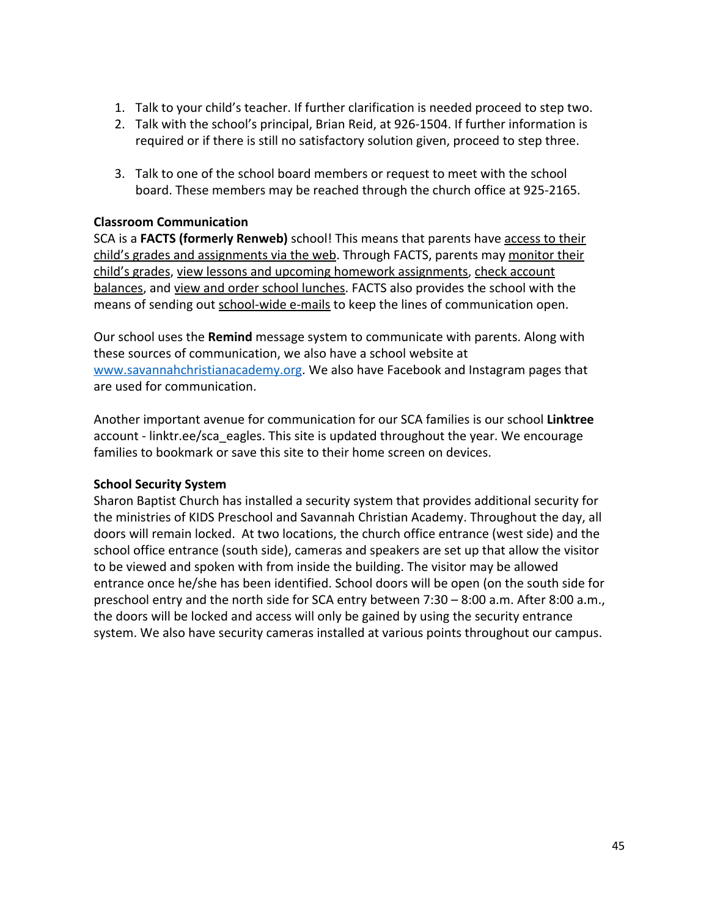1. Talk to your child's teacher. If further clarification is needed proceed to step two.
2. Talk with the school's principal, Brian Reid, at 926-1504. If further information is required or if there is still no satisfactory solution given, proceed to step three.
3. Talk to one of the school board members or request to meet with the school board. These members may be reached through the church office at 925-2165.

**Classroom Communication**

SCA is a **FACTS (formerly Renweb)** school! This means that parents have access to their child's grades and assignments via the web. Through FACTS, parents may monitor their child's grades, view lessons and upcoming homework assignments, check account balances, and view and order school lunches. FACTS also provides the school with the means of sending out school-wide e-mails to keep the lines of communication open.

Our school uses the **Remind** message system to communicate with parents. Along with these sources of communication, we also have a school website at www.savannahchristianacademy.org. We also have Facebook and Instagram pages that are used for communication.

Another important avenue for communication for our SCA families is our school **Linktree** account - linktr.ee/sca_eagles. This site is updated throughout the year. We encourage families to bookmark or save this site to their home screen on devices.

**School Security System**

Sharon Baptist Church has installed a security system that provides additional security for the ministries of KIDS Preschool and Savannah Christian Academy. Throughout the day, all doors will remain locked. At two locations, the church office entrance (west side) and the school office entrance (south side), cameras and speakers are set up that allow the visitor to be viewed and spoken with from inside the building. The visitor may be allowed entrance once he/she has been identified. School doors will be open (on the south side for preschool entry and the north side for SCA entry between 7:30 – 8:00 a.m. After 8:00 a.m., the doors will be locked and access will only be gained by using the security entrance system. We also have security cameras installed at various points throughout our campus.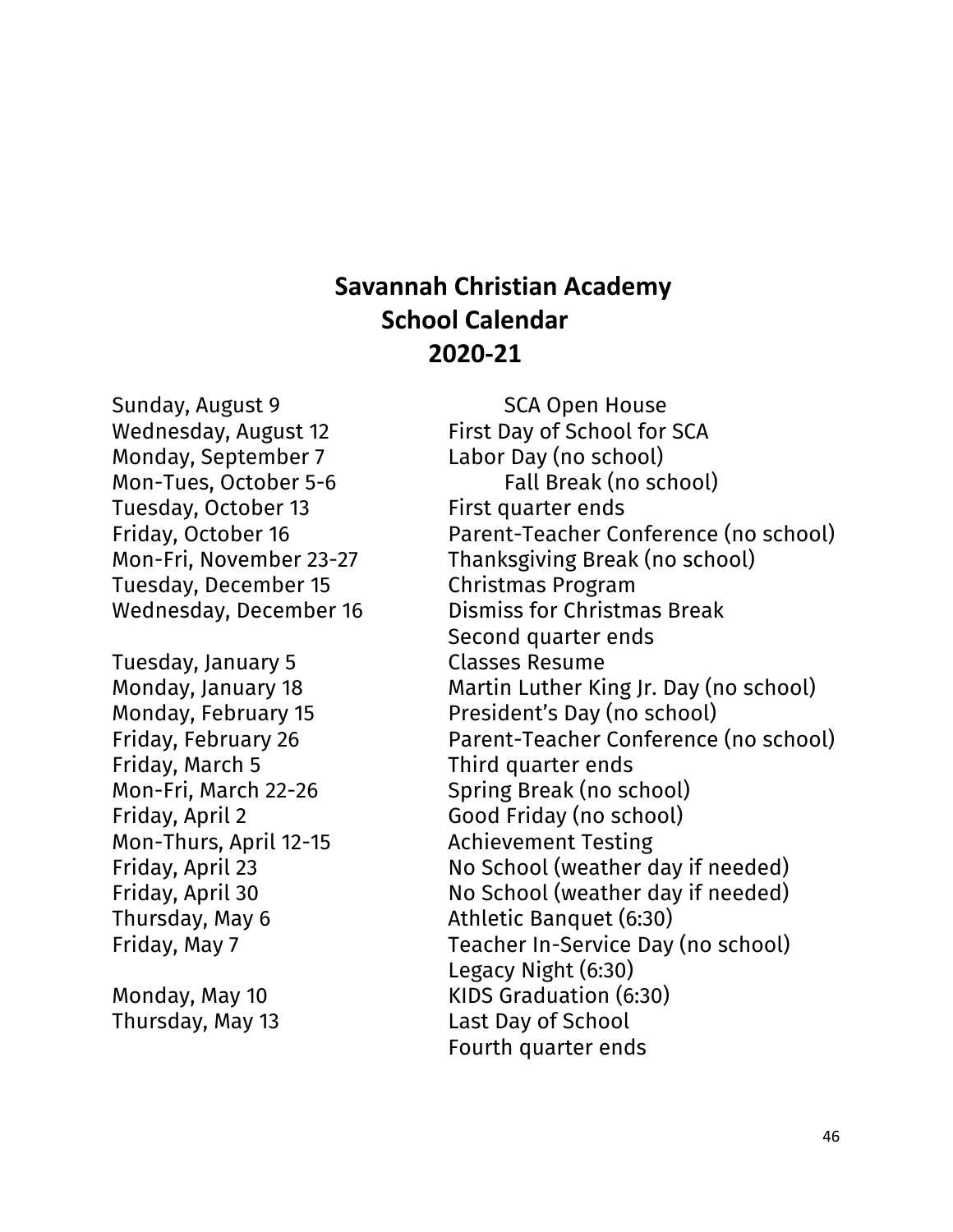# Savannah Christian Academy
## School Calendar
## 2020-21

| | |
|---|---|
| Sunday, August 9 | SCA Open House |
| Wednesday, August 12 | First Day of School for SCA |
| Monday, September 7 | Labor Day (no school) |
| Mon-Tues, October 5-6 | Fall Break (no school) |
| Tuesday, October 13 | First quarter ends |
| Friday, October 16 | Parent-Teacher Conference (no school) |
| Mon-Fri, November 23-27 | Thanksgiving Break (no school) |
| Tuesday, December 15 | Christmas Program |
| Wednesday, December 16 | Dismiss for Christmas Break<br>Second quarter ends |
| Tuesday, January 5 | Classes Resume |
| Monday, January 18 | Martin Luther King Jr. Day (no school) |
| Monday, February 15 | President's Day (no school) |
| Friday, February 26 | Parent-Teacher Conference (no school) |
| Friday, March 5 | Third quarter ends |
| Mon-Fri, March 22-26 | Spring Break (no school) |
| Friday, April 2 | Good Friday (no school) |
| Mon-Thurs, April 12-15 | Achievement Testing |
| Friday, April 23 | No School (weather day if needed) |
| Friday, April 30 | No School (weather day if needed) |
| Thursday, May 6 | Athletic Banquet (6:30) |
| Friday, May 7 | Teacher In-Service Day (no school)<br>Legacy Night (6:30) |
| Monday, May 10 | KIDS Graduation (6:30) |
| Thursday, May 13 | Last Day of School<br>Fourth quarter ends |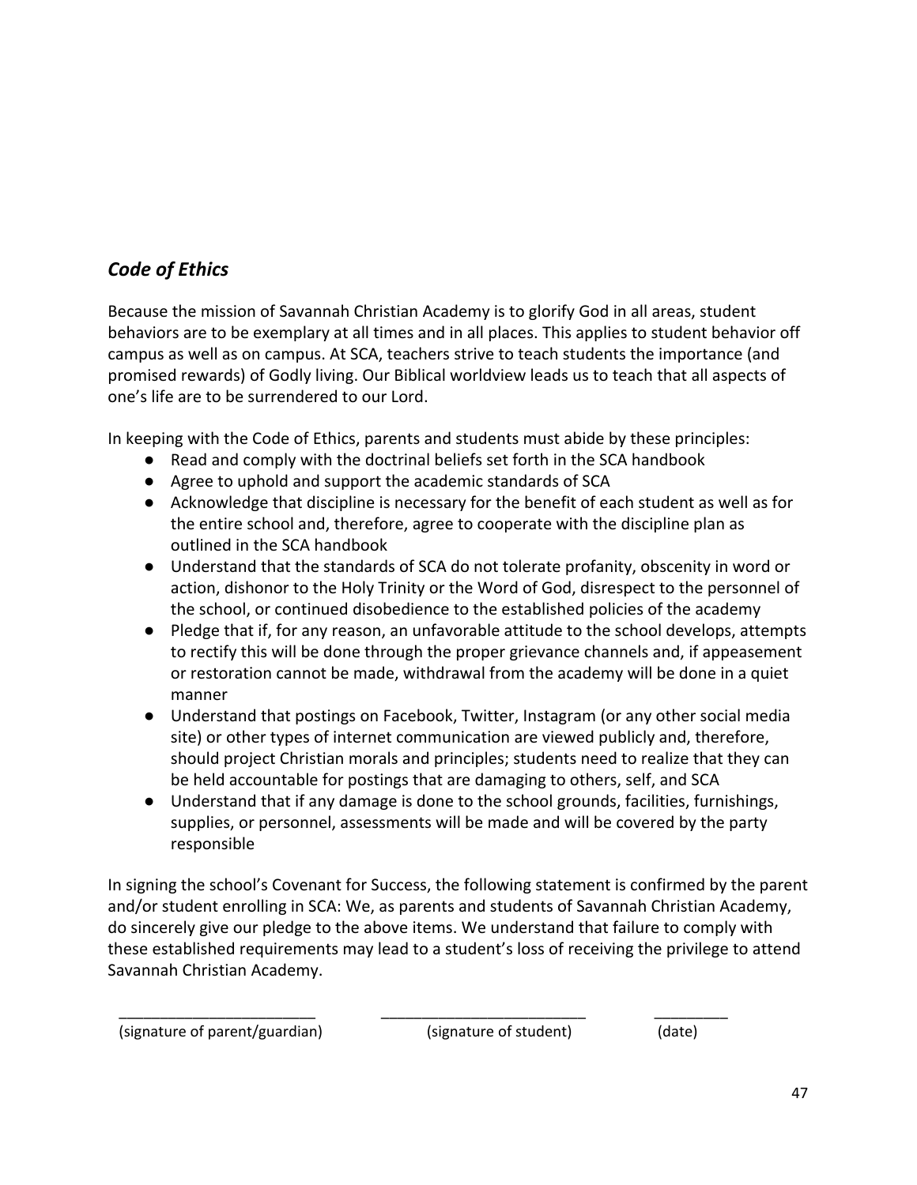## *Code of Ethics*

Because the mission of Savannah Christian Academy is to glorify God in all areas, student behaviors are to be exemplary at all times and in all places. This applies to student behavior off campus as well as on campus. At SCA, teachers strive to teach students the importance (and promised rewards) of Godly living. Our Biblical worldview leads us to teach that all aspects of one's life are to be surrendered to our Lord.

In keeping with the Code of Ethics, parents and students must abide by these principles:

- Read and comply with the doctrinal beliefs set forth in the SCA handbook
- Agree to uphold and support the academic standards of SCA
- Acknowledge that discipline is necessary for the benefit of each student as well as for the entire school and, therefore, agree to cooperate with the discipline plan as outlined in the SCA handbook
- Understand that the standards of SCA do not tolerate profanity, obscenity in word or action, dishonor to the Holy Trinity or the Word of God, disrespect to the personnel of the school, or continued disobedience to the established policies of the academy
- Pledge that if, for any reason, an unfavorable attitude to the school develops, attempts to rectify this will be done through the proper grievance channels and, if appeasement or restoration cannot be made, withdrawal from the academy will be done in a quiet manner
- Understand that postings on Facebook, Twitter, Instagram (or any other social media site) or other types of internet communication are viewed publicly and, therefore, should project Christian morals and principles; students need to realize that they can be held accountable for postings that are damaging to others, self, and SCA
- Understand that if any damage is done to the school grounds, facilities, furnishings, supplies, or personnel, assessments will be made and will be covered by the party responsible

In signing the school's Covenant for Success, the following statement is confirmed by the parent and/or student enrolling in SCA: We, as parents and students of Savannah Christian Academy, do sincerely give our pledge to the above items. We understand that failure to comply with these established requirements may lead to a student's loss of receiving the privilege to attend Savannah Christian Academy.

________________________ ________________________ _________
(signature of parent/guardian) (signature of student) (date)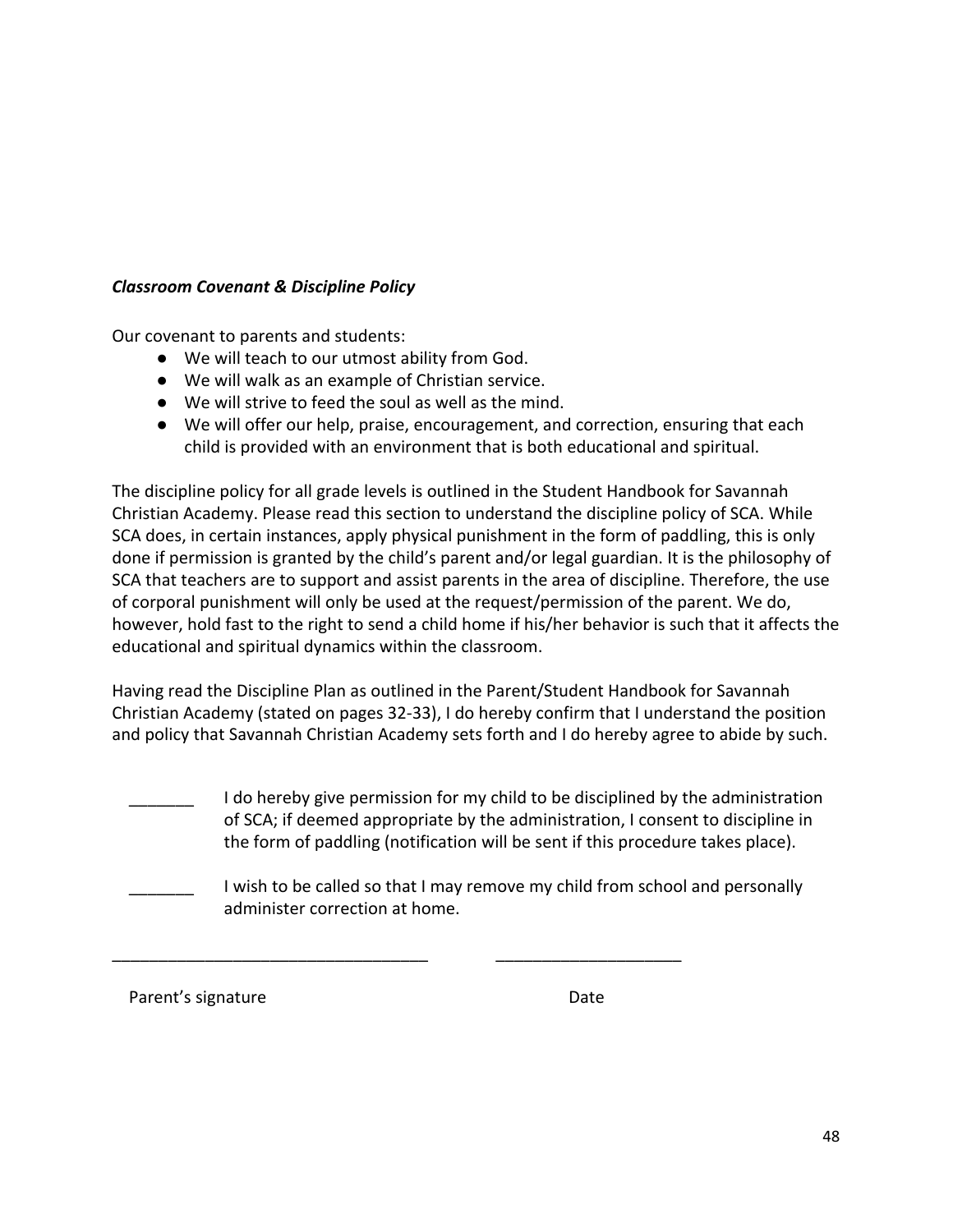***Classroom Covenant & Discipline Policy***

Our covenant to parents and students:

- We will teach to our utmost ability from God.
- We will walk as an example of Christian service.
- We will strive to feed the soul as well as the mind.
- We will offer our help, praise, encouragement, and correction, ensuring that each child is provided with an environment that is both educational and spiritual.

The discipline policy for all grade levels is outlined in the Student Handbook for Savannah Christian Academy. Please read this section to understand the discipline policy of SCA. While SCA does, in certain instances, apply physical punishment in the form of paddling, this is only done if permission is granted by the child's parent and/or legal guardian. It is the philosophy of SCA that teachers are to support and assist parents in the area of discipline. Therefore, the use of corporal punishment will only be used at the request/permission of the parent. We do, however, hold fast to the right to send a child home if his/her behavior is such that it affects the educational and spiritual dynamics within the classroom.

Having read the Discipline Plan as outlined in the Parent/Student Handbook for Savannah Christian Academy (stated on pages 32-33), I do hereby confirm that I understand the position and policy that Savannah Christian Academy sets forth and I do hereby agree to abide by such.

_______ I do hereby give permission for my child to be disciplined by the administration of SCA; if deemed appropriate by the administration, I consent to discipline in the form of paddling (notification will be sent if this procedure takes place).

_______ I wish to be called so that I may remove my child from school and personally administer correction at home.

__________________________________ ____________________

Parent's signature Date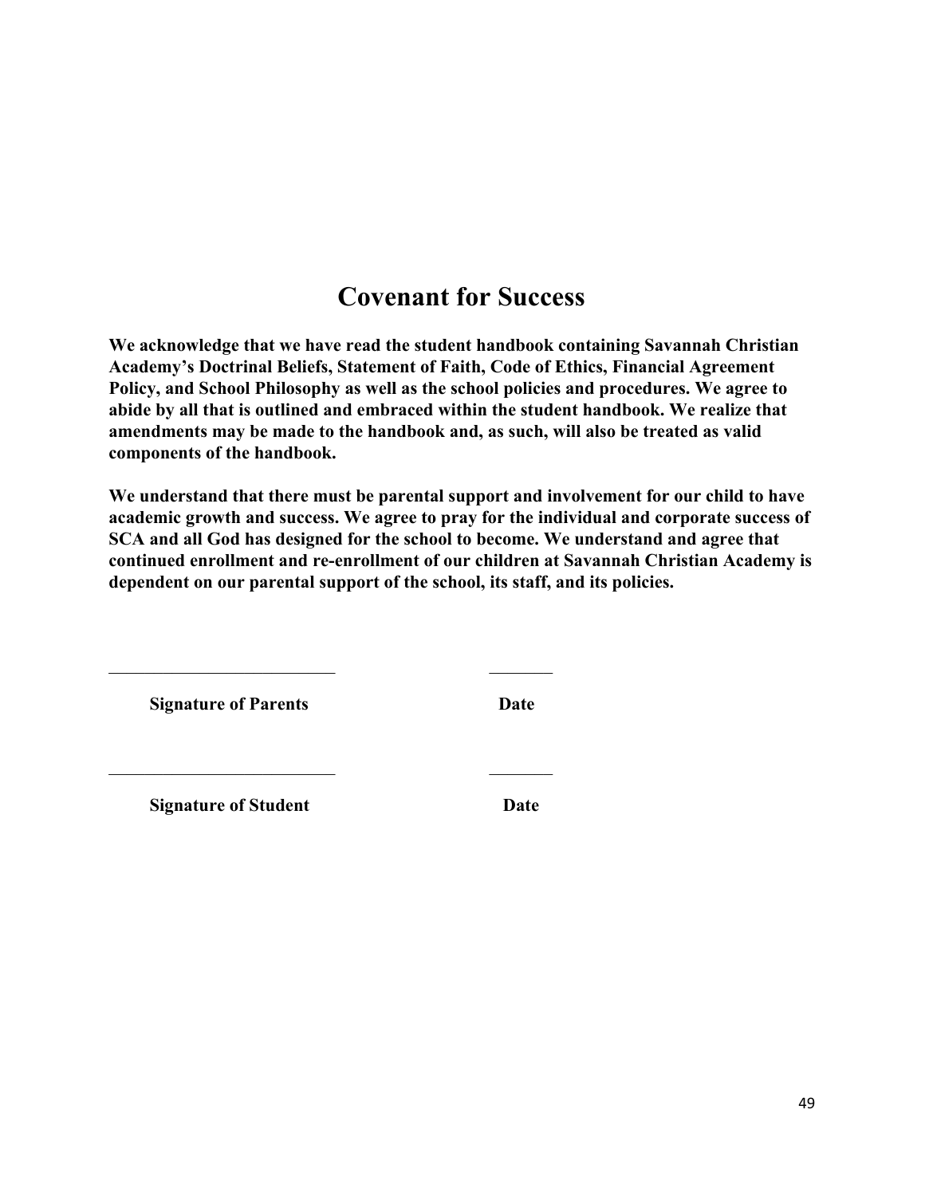# Covenant for Success

**We acknowledge that we have read the student handbook containing Savannah Christian Academy's Doctrinal Beliefs, Statement of Faith, Code of Ethics, Financial Agreement Policy, and School Philosophy as well as the school policies and procedures. We agree to abide by all that is outlined and embraced within the student handbook. We realize that amendments may be made to the handbook and, as such, will also be treated as valid components of the handbook.**

**We understand that there must be parental support and involvement for our child to have academic growth and success. We agree to pray for the individual and corporate success of SCA and all God has designed for the school to become. We understand and agree that continued enrollment and re-enrollment of our children at Savannah Christian Academy is dependent on our parental support of the school, its staff, and its policies.**

\_\_\_\_\_\_\_\_\_\_\_\_\_\_\_\_\_\_\_\_\_\_\_\_\_\_ \_\_\_\_\_\_\_\_

**Signature of Parents** **Date**

\_\_\_\_\_\_\_\_\_\_\_\_\_\_\_\_\_\_\_\_\_\_\_\_\_\_ \_\_\_\_\_\_\_\_

**Signature of Student** **Date**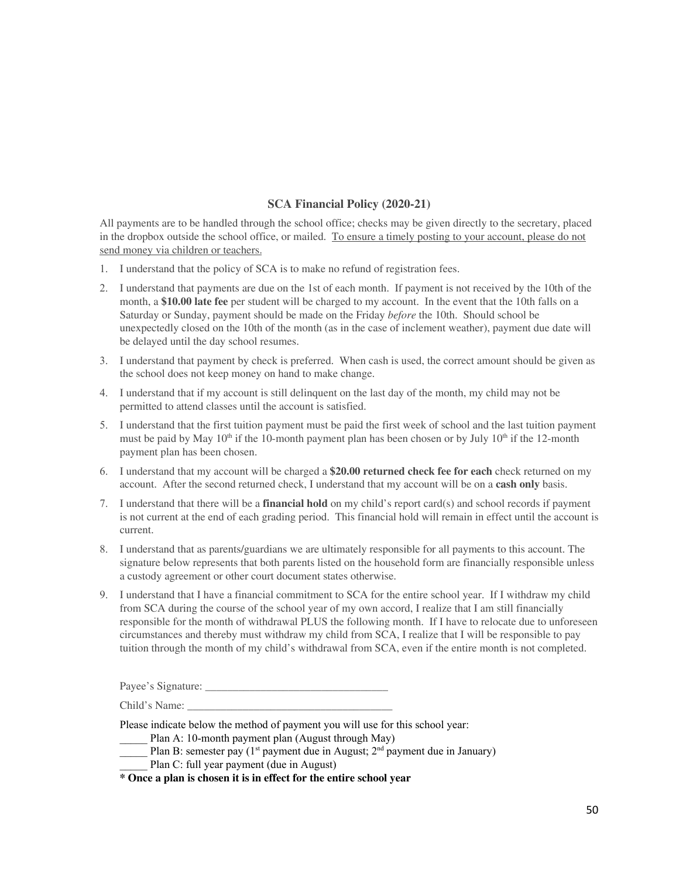## SCA Financial Policy (2020-21)

All payments are to be handled through the school office; checks may be given directly to the secretary, placed in the dropbox outside the school office, or mailed. <u>To ensure a timely posting to your account, please do not send money via children or teachers.</u>

1. I understand that the policy of SCA is to make no refund of registration fees.
2. I understand that payments are due on the 1st of each month. If payment is not received by the 10th of the month, a **$10.00 late fee** per student will be charged to my account. In the event that the 10th falls on a Saturday or Sunday, payment should be made on the Friday *before* the 10th. Should school be unexpectedly closed on the 10th of the month (as in the case of inclement weather), payment due date will be delayed until the day school resumes.
3. I understand that payment by check is preferred. When cash is used, the correct amount should be given as the school does not keep money on hand to make change.
4. I understand that if my account is still delinquent on the last day of the month, my child may not be permitted to attend classes until the account is satisfied.
5. I understand that the first tuition payment must be paid the first week of school and the last tuition payment must be paid by May 10th if the 10-month payment plan has been chosen or by July 10th if the 12-month payment plan has been chosen.
6. I understand that my account will be charged a **$20.00 returned check fee for each** check returned on my account. After the second returned check, I understand that my account will be on a **cash only** basis.
7. I understand that there will be a **financial hold** on my child's report card(s) and school records if payment is not current at the end of each grading period. This financial hold will remain in effect until the account is current.
8. I understand that as parents/guardians we are ultimately responsible for all payments to this account. The signature below represents that both parents listed on the household form are financially responsible unless a custody agreement or other court document states otherwise.
9. I understand that I have a financial commitment to SCA for the entire school year. If I withdraw my child from SCA during the course of the school year of my own accord, I realize that I am still financially responsible for the month of withdrawal PLUS the following month. If I have to relocate due to unforeseen circumstances and thereby must withdraw my child from SCA, I realize that I will be responsible to pay tuition through the month of my child's withdrawal from SCA, even if the entire month is not completed.

Payee's Signature: ________________________________

Child's Name: ____________________________________

Please indicate below the method of payment you will use for this school year:

_____ Plan A: 10-month payment plan (August through May)

_____ Plan B: semester pay (1st payment due in August; 2nd payment due in January)

_____ Plan C: full year payment (due in August)

**\* Once a plan is chosen it is in effect for the entire school year**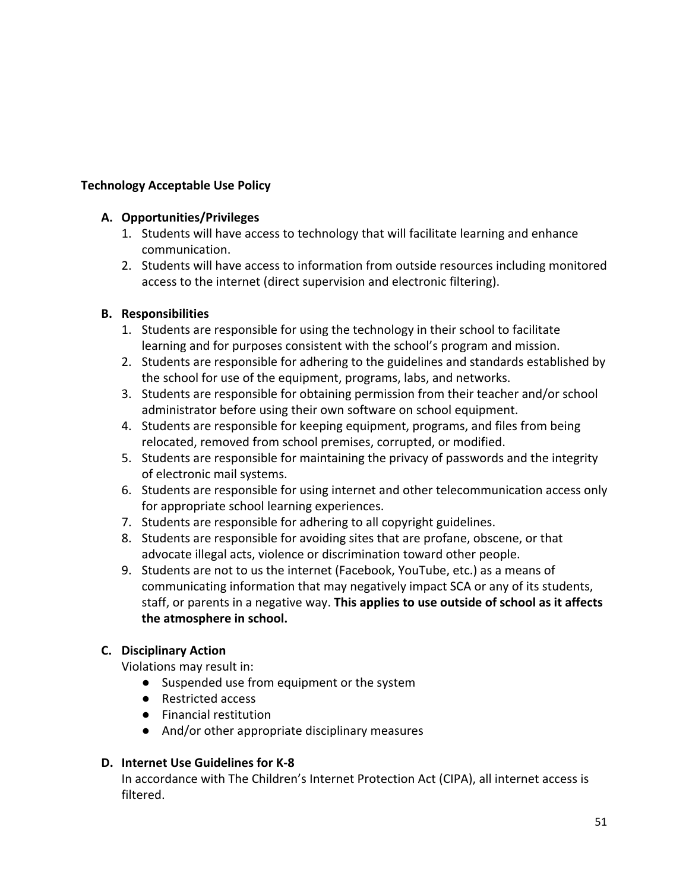**Technology Acceptable Use Policy**

**A. Opportunities/Privileges**

1. Students will have access to technology that will facilitate learning and enhance communication.
2. Students will have access to information from outside resources including monitored access to the internet (direct supervision and electronic filtering).

**B. Responsibilities**

1. Students are responsible for using the technology in their school to facilitate learning and for purposes consistent with the school's program and mission.
2. Students are responsible for adhering to the guidelines and standards established by the school for use of the equipment, programs, labs, and networks.
3. Students are responsible for obtaining permission from their teacher and/or school administrator before using their own software on school equipment.
4. Students are responsible for keeping equipment, programs, and files from being relocated, removed from school premises, corrupted, or modified.
5. Students are responsible for maintaining the privacy of passwords and the integrity of electronic mail systems.
6. Students are responsible for using internet and other telecommunication access only for appropriate school learning experiences.
7. Students are responsible for adhering to all copyright guidelines.
8. Students are responsible for avoiding sites that are profane, obscene, or that advocate illegal acts, violence or discrimination toward other people.
9. Students are not to us the internet (Facebook, YouTube, etc.) as a means of communicating information that may negatively impact SCA or any of its students, staff, or parents in a negative way. **This applies to use outside of school as it affects the atmosphere in school.**

**C. Disciplinary Action**

Violations may result in:

- Suspended use from equipment or the system
- Restricted access
- Financial restitution
- And/or other appropriate disciplinary measures

**D. Internet Use Guidelines for K-8**

In accordance with The Children's Internet Protection Act (CIPA), all internet access is filtered.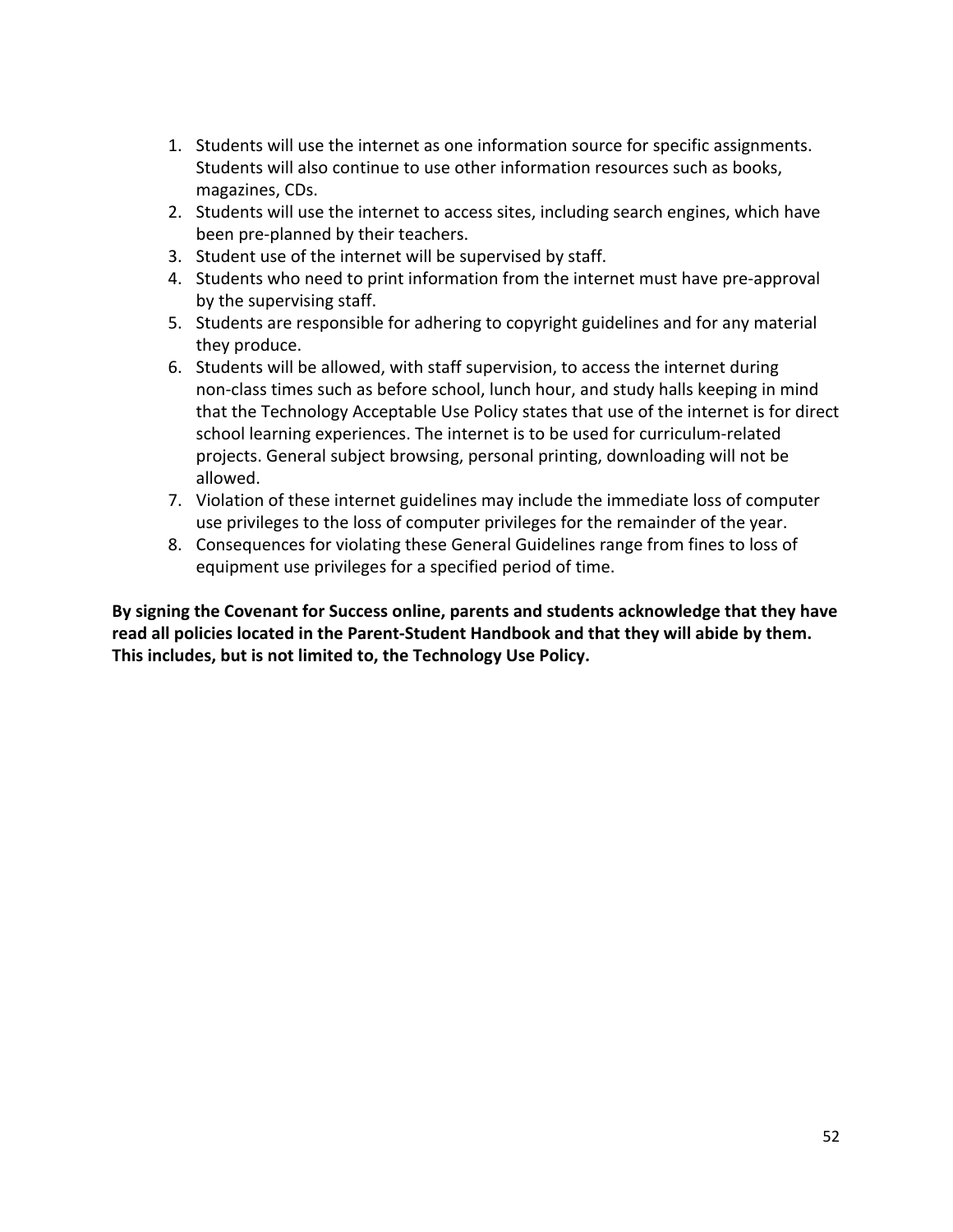1. Students will use the internet as one information source for specific assignments. Students will also continue to use other information resources such as books, magazines, CDs.
2. Students will use the internet to access sites, including search engines, which have been pre-planned by their teachers.
3. Student use of the internet will be supervised by staff.
4. Students who need to print information from the internet must have pre-approval by the supervising staff.
5. Students are responsible for adhering to copyright guidelines and for any material they produce.
6. Students will be allowed, with staff supervision, to access the internet during non-class times such as before school, lunch hour, and study halls keeping in mind that the Technology Acceptable Use Policy states that use of the internet is for direct school learning experiences. The internet is to be used for curriculum-related projects. General subject browsing, personal printing, downloading will not be allowed.
7. Violation of these internet guidelines may include the immediate loss of computer use privileges to the loss of computer privileges for the remainder of the year.
8. Consequences for violating these General Guidelines range from fines to loss of equipment use privileges for a specified period of time.

**By signing the Covenant for Success online, parents and students acknowledge that they have read all policies located in the Parent-Student Handbook and that they will abide by them. This includes, but is not limited to, the Technology Use Policy.**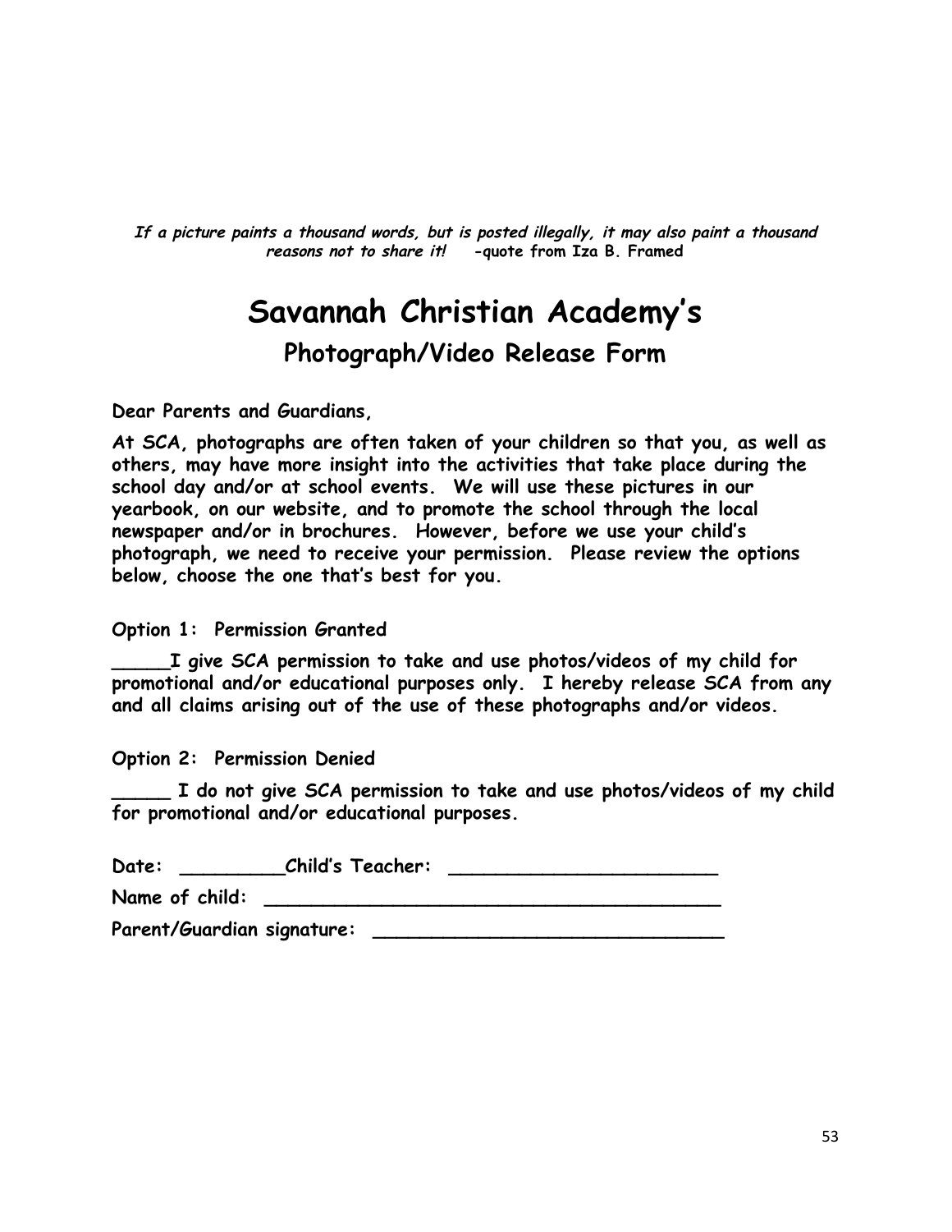*If a picture paints a thousand words, but is posted illegally, it may also paint a thousand reasons not to share it!* **-quote from Iza B. Framed**

# Savannah Christian Academy's

## Photograph/Video Release Form

**Dear Parents and Guardians,**

**At SCA, photographs are often taken of your children so that you, as well as others, may have more insight into the activities that take place during the school day and/or at school events. We will use these pictures in our yearbook, on our website, and to promote the school through the local newspaper and/or in brochures. However, before we use your child's photograph, we need to receive your permission. Please review the options below, choose the one that's best for you.**

**Option 1: Permission Granted**

**_____I give SCA permission to take and use photos/videos of my child for promotional and/or educational purposes only. I hereby release SCA from any and all claims arising out of the use of these photographs and/or videos.**

**Option 2: Permission Denied**

**_____ I do not give SCA permission to take and use photos/videos of my child for promotional and/or educational purposes.**

**Date: _________Child's Teacher: ________________________**

**Name of child: ________________________________________**

**Parent/Guardian signature: ______________________________**